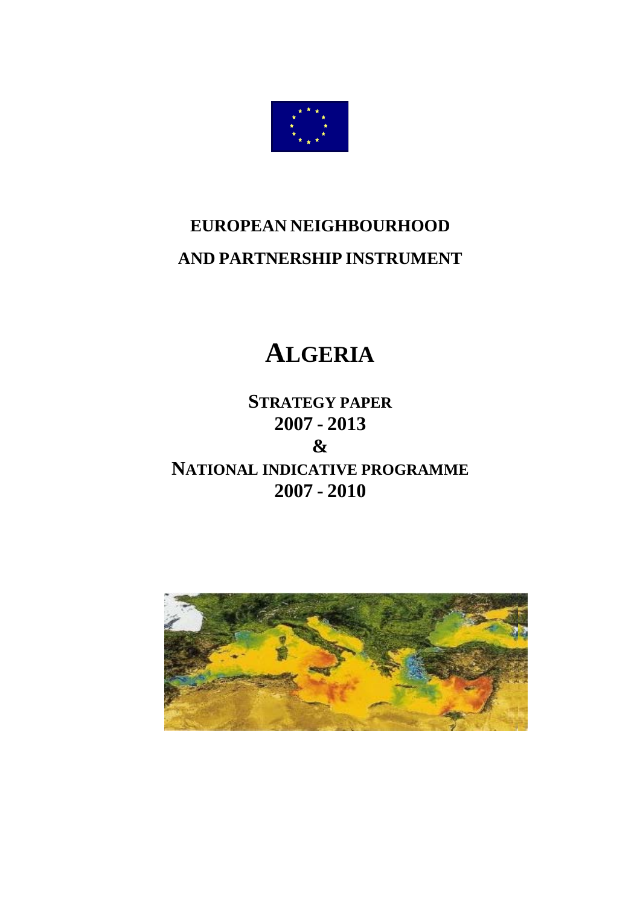# EUROPEAN NEIGHBOURHOOD

# AND PARTNERSHIP INSTRUMENT

# ALGERIA

## STRATEGY PAPER
## 2007 - 2013
## &
## NATIONAL INDICATIVE PROGRAMME
## 2007 - 2010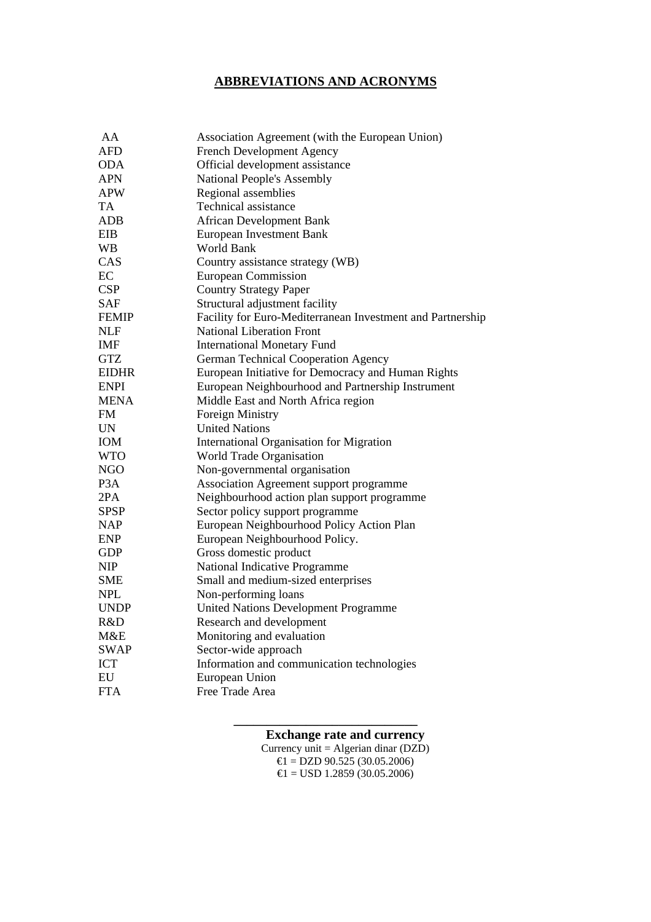# ABBREVIATIONS AND ACRONYMS

| | |
|---|---|
| AA | Association Agreement (with the European Union) |
| AFD | French Development Agency |
| ODA | Official development assistance |
| APN | National People's Assembly |
| APW | Regional assemblies |
| TA | Technical assistance |
| ADB | African Development Bank |
| EIB | European Investment Bank |
| WB | World Bank |
| CAS | Country assistance strategy (WB) |
| EC | European Commission |
| CSP | Country Strategy Paper |
| SAF | Structural adjustment facility |
| FEMIP | Facility for Euro-Mediterranean Investment and Partnership |
| NLF | National Liberation Front |
| IMF | International Monetary Fund |
| GTZ | German Technical Cooperation Agency |
| EIDHR | European Initiative for Democracy and Human Rights |
| ENPI | European Neighbourhood and Partnership Instrument |
| MENA | Middle East and North Africa region |
| FM | Foreign Ministry |
| UN | United Nations |
| IOM | International Organisation for Migration |
| WTO | World Trade Organisation |
| NGO | Non-governmental organisation |
| P3A | Association Agreement support programme |
| 2PA | Neighbourhood action plan support programme |
| SPSP | Sector policy support programme |
| NAP | European Neighbourhood Policy Action Plan |
| ENP | European Neighbourhood Policy. |
| GDP | Gross domestic product |
| NIP | National Indicative Programme |
| SME | Small and medium-sized enterprises |
| NPL | Non-performing loans |
| UNDP | United Nations Development Programme |
| R&D | Research and development |
| M&E | Monitoring and evaluation |
| SWAP | Sector-wide approach |
| ICT | Information and communication technologies |
| EU | European Union |
| FTA | Free Trade Area |

---

**Exchange rate and currency**

Currency unit = Algerian dinar (DZD)

€1 = DZD 90.525 (30.05.2006)

€1 = USD 1.2859 (30.05.2006)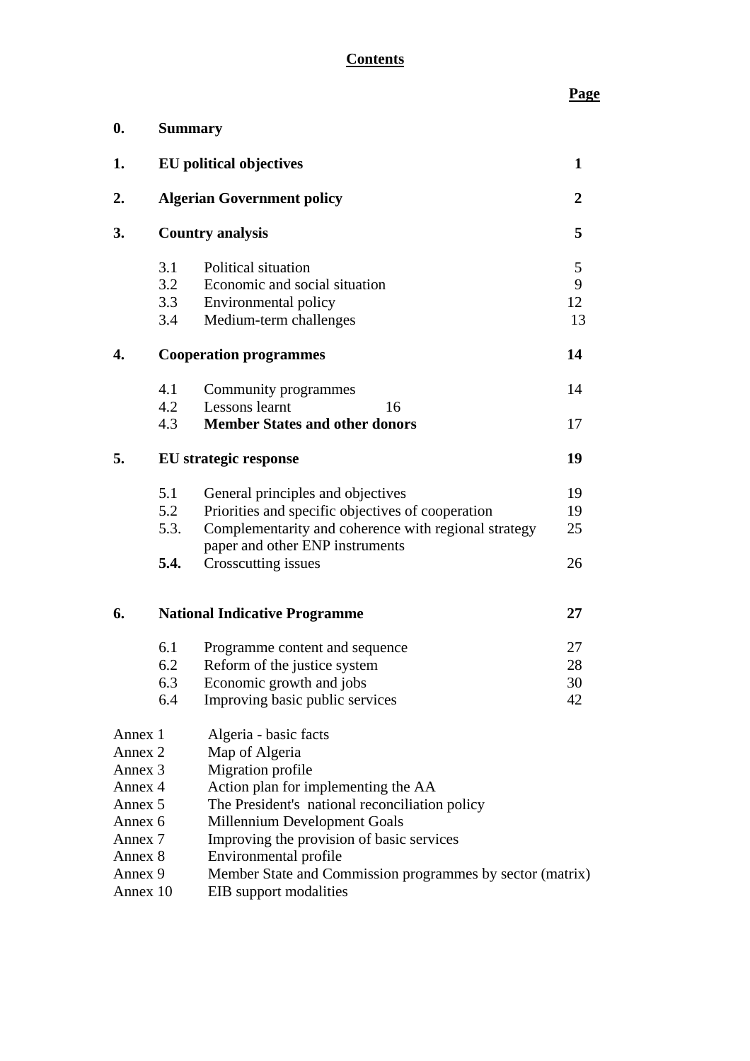# **Contents**

| | | | **Page** |
|---|---|---|---|
| **0.** | **Summary** | | |
| **1.** | **EU political objectives** | | **1** |
| **2.** | **Algerian Government policy** | | **2** |
| **3.** | **Country analysis** | | **5** |
| | 3.1 | Political situation | 5 |
| | 3.2 | Economic and social situation | 9 |
| | 3.3 | Environmental policy | 12 |
| | 3.4 | Medium-term challenges | 13 |
| **4.** | **Cooperation programmes** | | **14** |
| | 4.1 | Community programmes | 14 |
| | 4.2 | Lessons learnt | 16 |
| | 4.3 | **Member States and other donors** | 17 |
| **5.** | **EU strategic response** | | **19** |
| | 5.1 | General principles and objectives | 19 |
| | 5.2 | Priorities and specific objectives of cooperation | 19 |
| | 5.3. | Complementarity and coherence with regional strategy paper and other ENP instruments | 25 |
| | **5.4.** | Crosscutting issues | 26 |
| **6.** | **National Indicative Programme** | | **27** |
| | 6.1 | Programme content and sequence | 27 |
| | 6.2 | Reform of the justice system | 28 |
| | 6.3 | Economic growth and jobs | 30 |
| | 6.4 | Improving basic public services | 42 |

| | |
|---|---|
| Annex 1 | Algeria - basic facts |
| Annex 2 | Map of Algeria |
| Annex 3 | Migration profile |
| Annex 4 | Action plan for implementing the AA |
| Annex 5 | The President's national reconciliation policy |
| Annex 6 | Millennium Development Goals |
| Annex 7 | Improving the provision of basic services |
| Annex 8 | Environmental profile |
| Annex 9 | Member State and Commission programmes by sector (matrix) |
| Annex 10 | EIB support modalities |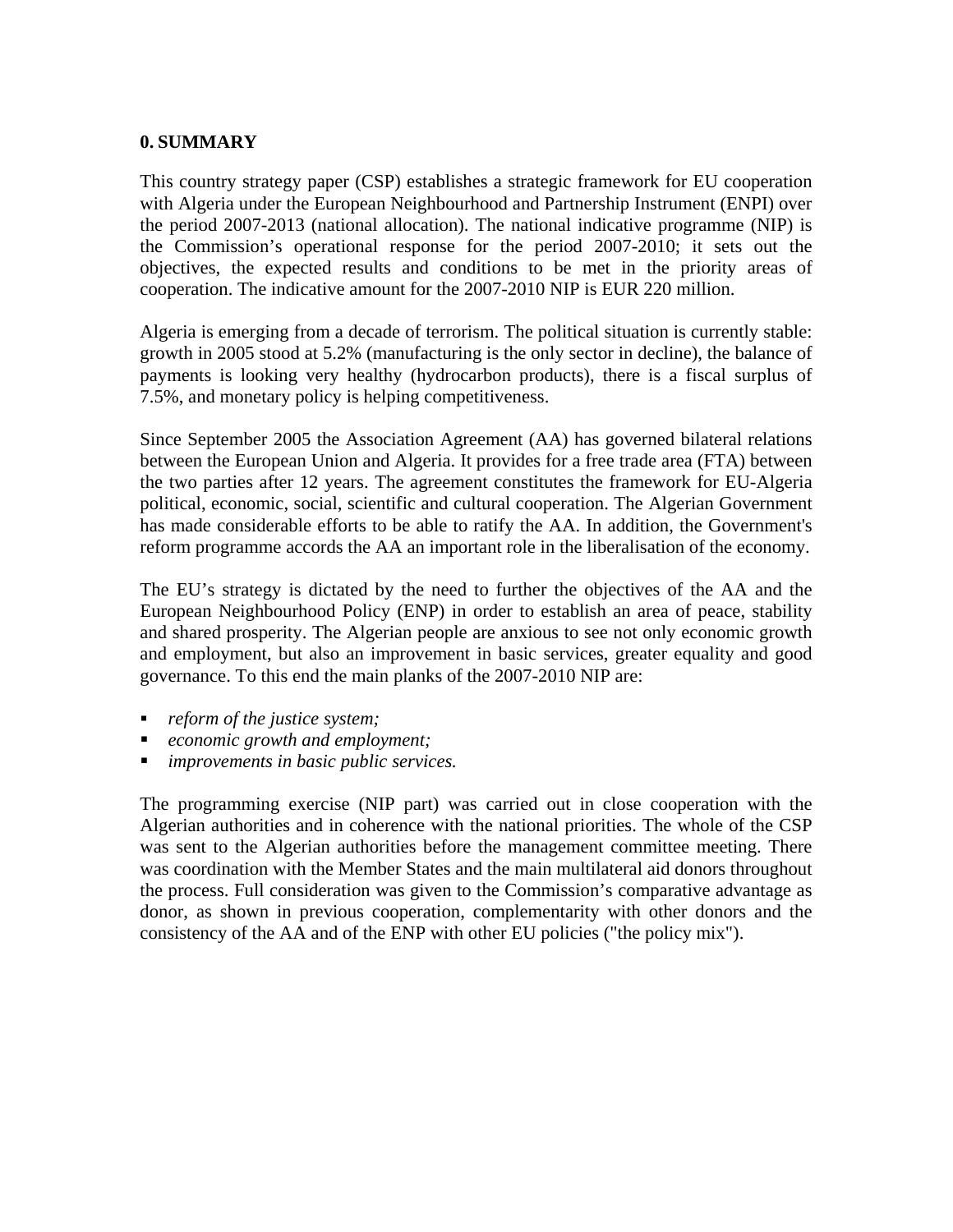## 0. SUMMARY

This country strategy paper (CSP) establishes a strategic framework for EU cooperation with Algeria under the European Neighbourhood and Partnership Instrument (ENPI) over the period 2007-2013 (national allocation). The national indicative programme (NIP) is the Commission's operational response for the period 2007-2010; it sets out the objectives, the expected results and conditions to be met in the priority areas of cooperation. The indicative amount for the 2007-2010 NIP is EUR 220 million.

Algeria is emerging from a decade of terrorism. The political situation is currently stable: growth in 2005 stood at 5.2% (manufacturing is the only sector in decline), the balance of payments is looking very healthy (hydrocarbon products), there is a fiscal surplus of 7.5%, and monetary policy is helping competitiveness.

Since September 2005 the Association Agreement (AA) has governed bilateral relations between the European Union and Algeria. It provides for a free trade area (FTA) between the two parties after 12 years. The agreement constitutes the framework for EU-Algeria political, economic, social, scientific and cultural cooperation. The Algerian Government has made considerable efforts to be able to ratify the AA. In addition, the Government's reform programme accords the AA an important role in the liberalisation of the economy.

The EU's strategy is dictated by the need to further the objectives of the AA and the European Neighbourhood Policy (ENP) in order to establish an area of peace, stability and shared prosperity. The Algerian people are anxious to see not only economic growth and employment, but also an improvement in basic services, greater equality and good governance. To this end the main planks of the 2007-2010 NIP are:

- *reform of the justice system;*
- *economic growth and employment;*
- *improvements in basic public services.*

The programming exercise (NIP part) was carried out in close cooperation with the Algerian authorities and in coherence with the national priorities. The whole of the CSP was sent to the Algerian authorities before the management committee meeting. There was coordination with the Member States and the main multilateral aid donors throughout the process. Full consideration was given to the Commission's comparative advantage as donor, as shown in previous cooperation, complementarity with other donors and the consistency of the AA and of the ENP with other EU policies ("the policy mix").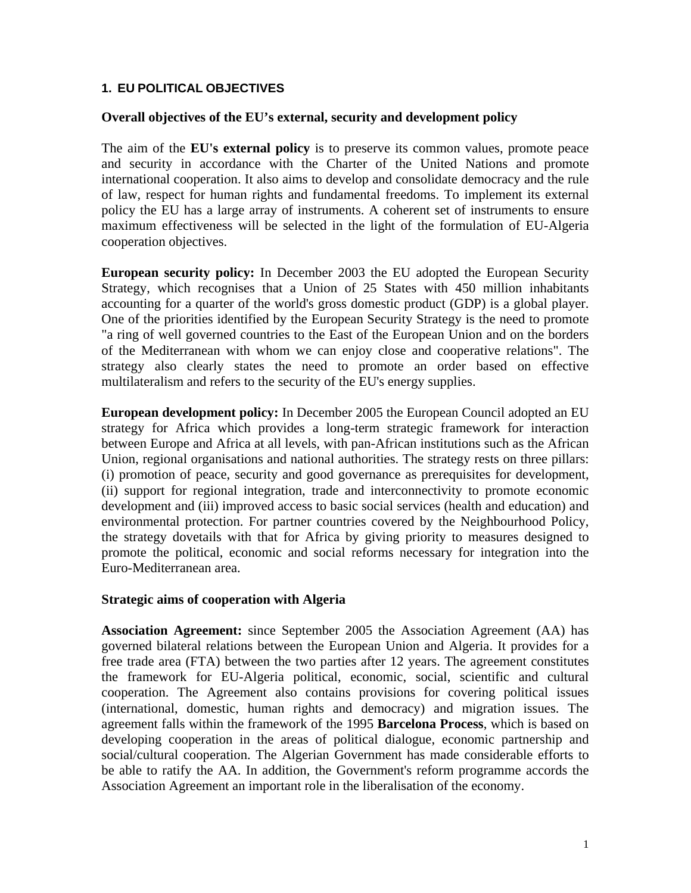## 1. EU POLITICAL OBJECTIVES

### Overall objectives of the EU's external, security and development policy

The aim of the **EU's external policy** is to preserve its common values, promote peace and security in accordance with the Charter of the United Nations and promote international cooperation. It also aims to develop and consolidate democracy and the rule of law, respect for human rights and fundamental freedoms. To implement its external policy the EU has a large array of instruments. A coherent set of instruments to ensure maximum effectiveness will be selected in the light of the formulation of EU-Algeria cooperation objectives.

**European security policy:** In December 2003 the EU adopted the European Security Strategy, which recognises that a Union of 25 States with 450 million inhabitants accounting for a quarter of the world's gross domestic product (GDP) is a global player. One of the priorities identified by the European Security Strategy is the need to promote "a ring of well governed countries to the East of the European Union and on the borders of the Mediterranean with whom we can enjoy close and cooperative relations". The strategy also clearly states the need to promote an order based on effective multilateralism and refers to the security of the EU's energy supplies.

**European development policy:** In December 2005 the European Council adopted an EU strategy for Africa which provides a long-term strategic framework for interaction between Europe and Africa at all levels, with pan-African institutions such as the African Union, regional organisations and national authorities. The strategy rests on three pillars: (i) promotion of peace, security and good governance as prerequisites for development, (ii) support for regional integration, trade and interconnectivity to promote economic development and (iii) improved access to basic social services (health and education) and environmental protection. For partner countries covered by the Neighbourhood Policy, the strategy dovetails with that for Africa by giving priority to measures designed to promote the political, economic and social reforms necessary for integration into the Euro-Mediterranean area.

### Strategic aims of cooperation with Algeria

**Association Agreement:** since September 2005 the Association Agreement (AA) has governed bilateral relations between the European Union and Algeria. It provides for a free trade area (FTA) between the two parties after 12 years. The agreement constitutes the framework for EU-Algeria political, economic, social, scientific and cultural cooperation. The Agreement also contains provisions for covering political issues (international, domestic, human rights and democracy) and migration issues. The agreement falls within the framework of the 1995 **Barcelona Process**, which is based on developing cooperation in the areas of political dialogue, economic partnership and social/cultural cooperation. The Algerian Government has made considerable efforts to be able to ratify the AA. In addition, the Government's reform programme accords the Association Agreement an important role in the liberalisation of the economy.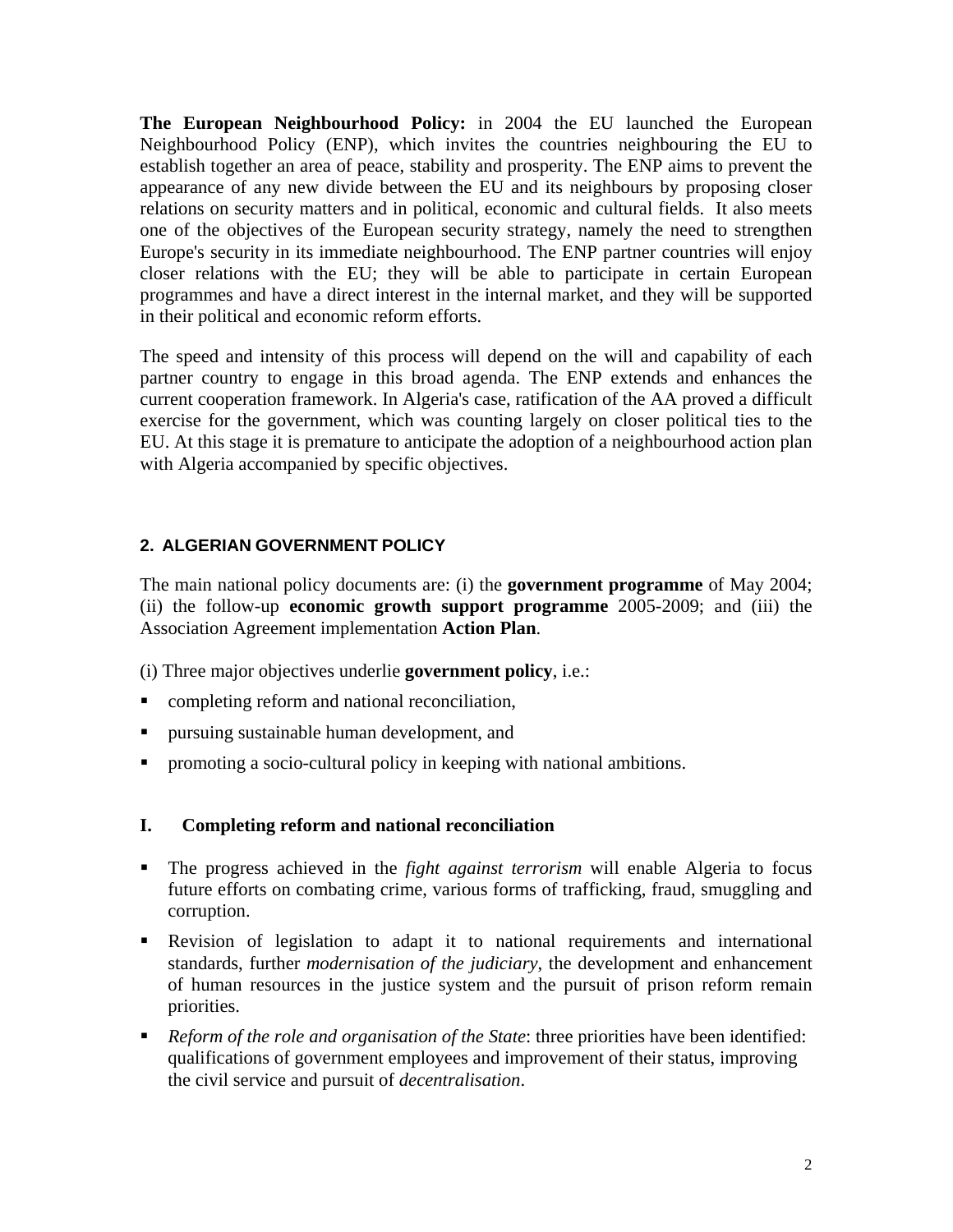**The European Neighbourhood Policy:** in 2004 the EU launched the European Neighbourhood Policy (ENP), which invites the countries neighbouring the EU to establish together an area of peace, stability and prosperity. The ENP aims to prevent the appearance of any new divide between the EU and its neighbours by proposing closer relations on security matters and in political, economic and cultural fields. It also meets one of the objectives of the European security strategy, namely the need to strengthen Europe's security in its immediate neighbourhood. The ENP partner countries will enjoy closer relations with the EU; they will be able to participate in certain European programmes and have a direct interest in the internal market, and they will be supported in their political and economic reform efforts.

The speed and intensity of this process will depend on the will and capability of each partner country to engage in this broad agenda. The ENP extends and enhances the current cooperation framework. In Algeria's case, ratification of the AA proved a difficult exercise for the government, which was counting largely on closer political ties to the EU. At this stage it is premature to anticipate the adoption of a neighbourhood action plan with Algeria accompanied by specific objectives.

## 2. ALGERIAN GOVERNMENT POLICY

The main national policy documents are: (i) the **government programme** of May 2004; (ii) the follow-up **economic growth support programme** 2005-2009; and (iii) the Association Agreement implementation **Action Plan**.

(i) Three major objectives underlie **government policy**, i.e.:

- completing reform and national reconciliation,
- pursuing sustainable human development, and
- promoting a socio-cultural policy in keeping with national ambitions.

### I. Completing reform and national reconciliation

- The progress achieved in the *fight against terrorism* will enable Algeria to focus future efforts on combating crime, various forms of trafficking, fraud, smuggling and corruption.
- Revision of legislation to adapt it to national requirements and international standards, further *modernisation of the judiciary*, the development and enhancement of human resources in the justice system and the pursuit of prison reform remain priorities.
- *Reform of the role and organisation of the State*: three priorities have been identified: qualifications of government employees and improvement of their status, improving the civil service and pursuit of *decentralisation*.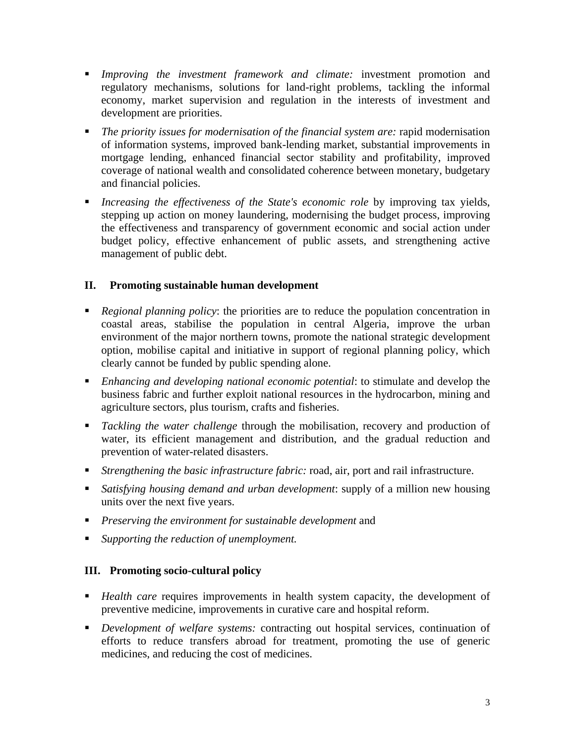- *Improving the investment framework and climate:* investment promotion and regulatory mechanisms, solutions for land-right problems, tackling the informal economy, market supervision and regulation in the interests of investment and development are priorities.
- *The priority issues for modernisation of the financial system are:* rapid modernisation of information systems, improved bank-lending market, substantial improvements in mortgage lending, enhanced financial sector stability and profitability, improved coverage of national wealth and consolidated coherence between monetary, budgetary and financial policies.
- *Increasing the effectiveness of the State's economic role* by improving tax yields, stepping up action on money laundering, modernising the budget process, improving the effectiveness and transparency of government economic and social action under budget policy, effective enhancement of public assets, and strengthening active management of public debt.

## II. Promoting sustainable human development

- *Regional planning policy*: the priorities are to reduce the population concentration in coastal areas, stabilise the population in central Algeria, improve the urban environment of the major northern towns, promote the national strategic development option, mobilise capital and initiative in support of regional planning policy, which clearly cannot be funded by public spending alone.
- *Enhancing and developing national economic potential*: to stimulate and develop the business fabric and further exploit national resources in the hydrocarbon, mining and agriculture sectors, plus tourism, crafts and fisheries.
- *Tackling the water challenge* through the mobilisation, recovery and production of water, its efficient management and distribution, and the gradual reduction and prevention of water-related disasters.
- *Strengthening the basic infrastructure fabric:* road, air, port and rail infrastructure.
- *Satisfying housing demand and urban development*: supply of a million new housing units over the next five years.
- *Preserving the environment for sustainable development* and
- *Supporting the reduction of unemployment.*

## III. Promoting socio-cultural policy

- *Health care* requires improvements in health system capacity, the development of preventive medicine, improvements in curative care and hospital reform.
- *Development of welfare systems:* contracting out hospital services, continuation of efforts to reduce transfers abroad for treatment, promoting the use of generic medicines, and reducing the cost of medicines.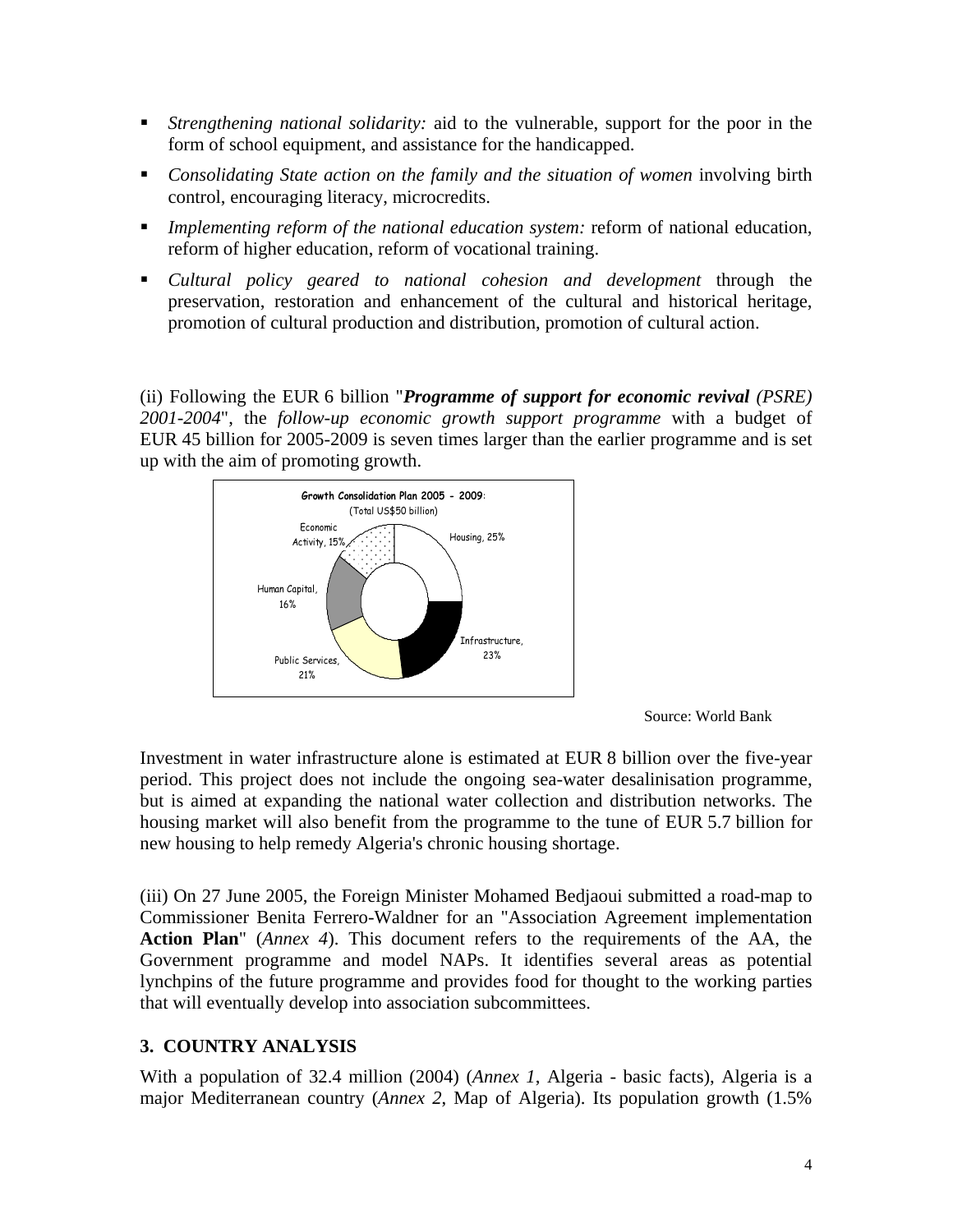- *Strengthening national solidarity:* aid to the vulnerable, support for the poor in the form of school equipment, and assistance for the handicapped.
- *Consolidating State action on the family and the situation of women* involving birth control, encouraging literacy, microcredits.
- *Implementing reform of the national education system:* reform of national education, reform of higher education, reform of vocational training.
- *Cultural policy geared to national cohesion and development* through the preservation, restoration and enhancement of the cultural and historical heritage, promotion of cultural production and distribution, promotion of cultural action.

(ii) Following the EUR 6 billion "***Programme of support for economic revival** (PSRE) 2001-2004*", the *follow-up economic growth support programme* with a budget of EUR 45 billion for 2005-2009 is seven times larger than the earlier programme and is set up with the aim of promoting growth.

**Growth Consolidation Plan 2005 - 2009**:
(Total US$50 billion)

| Category | Share |
|---|---|
| Housing | 25% |
| Infrastructure | 23% |
| Public Services | 21% |
| Human Capital | 16% |
| Economic Activity | 15% |

Source: World Bank

Investment in water infrastructure alone is estimated at EUR 8 billion over the five-year period. This project does not include the ongoing sea-water desalinisation programme, but is aimed at expanding the national water collection and distribution networks. The housing market will also benefit from the programme to the tune of EUR 5.7 billion for new housing to help remedy Algeria's chronic housing shortage.

(iii) On 27 June 2005, the Foreign Minister Mohamed Bedjaoui submitted a road-map to Commissioner Benita Ferrero-Waldner for an "Association Agreement implementation **Action Plan**" (*Annex 4*). This document refers to the requirements of the AA, the Government programme and model NAPs. It identifies several areas as potential lynchpins of the future programme and provides food for thought to the working parties that will eventually develop into association subcommittees.

## 3. COUNTRY ANALYSIS

With a population of 32.4 million (2004) (*Annex 1*, Algeria - basic facts), Algeria is a major Mediterranean country (*Annex 2,* Map of Algeria). Its population growth (1.5%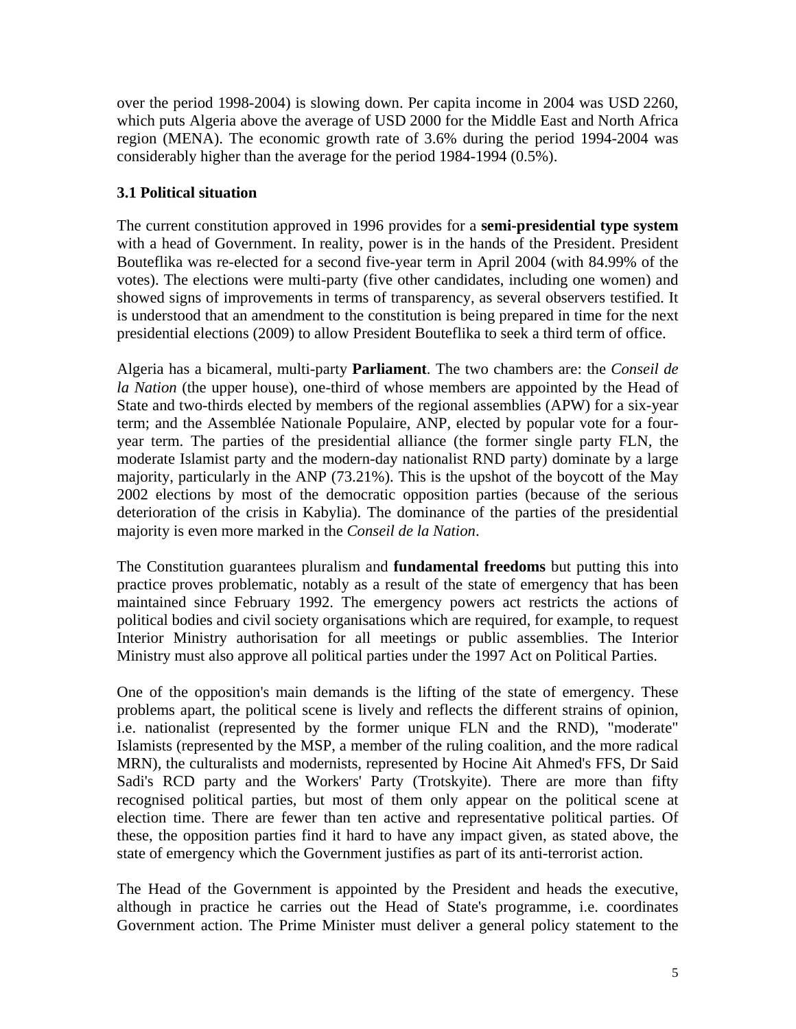over the period 1998-2004) is slowing down. Per capita income in 2004 was USD 2260, which puts Algeria above the average of USD 2000 for the Middle East and North Africa region (MENA). The economic growth rate of 3.6% during the period 1994-2004 was considerably higher than the average for the period 1984-1994 (0.5%).

### 3.1 Political situation

The current constitution approved in 1996 provides for a **semi-presidential type system** with a head of Government. In reality, power is in the hands of the President. President Bouteflika was re-elected for a second five-year term in April 2004 (with 84.99% of the votes). The elections were multi-party (five other candidates, including one women) and showed signs of improvements in terms of transparency, as several observers testified. It is understood that an amendment to the constitution is being prepared in time for the next presidential elections (2009) to allow President Bouteflika to seek a third term of office.

Algeria has a bicameral, multi-party **Parliament**. The two chambers are: the *Conseil de la Nation* (the upper house), one-third of whose members are appointed by the Head of State and two-thirds elected by members of the regional assemblies (APW) for a six-year term; and the Assemblée Nationale Populaire, ANP, elected by popular vote for a four-year term. The parties of the presidential alliance (the former single party FLN, the moderate Islamist party and the modern-day nationalist RND party) dominate by a large majority, particularly in the ANP (73.21%). This is the upshot of the boycott of the May 2002 elections by most of the democratic opposition parties (because of the serious deterioration of the crisis in Kabylia). The dominance of the parties of the presidential majority is even more marked in the *Conseil de la Nation*.

The Constitution guarantees pluralism and **fundamental freedoms** but putting this into practice proves problematic, notably as a result of the state of emergency that has been maintained since February 1992. The emergency powers act restricts the actions of political bodies and civil society organisations which are required, for example, to request Interior Ministry authorisation for all meetings or public assemblies. The Interior Ministry must also approve all political parties under the 1997 Act on Political Parties.

One of the opposition's main demands is the lifting of the state of emergency. These problems apart, the political scene is lively and reflects the different strains of opinion, i.e. nationalist (represented by the former unique FLN and the RND), "moderate" Islamists (represented by the MSP, a member of the ruling coalition, and the more radical MRN), the culturalists and modernists, represented by Hocine Ait Ahmed's FFS, Dr Said Sadi's RCD party and the Workers' Party (Trotskyite). There are more than fifty recognised political parties, but most of them only appear on the political scene at election time. There are fewer than ten active and representative political parties. Of these, the opposition parties find it hard to have any impact given, as stated above, the state of emergency which the Government justifies as part of its anti-terrorist action.

The Head of the Government is appointed by the President and heads the executive, although in practice he carries out the Head of State's programme, i.e. coordinates Government action. The Prime Minister must deliver a general policy statement to the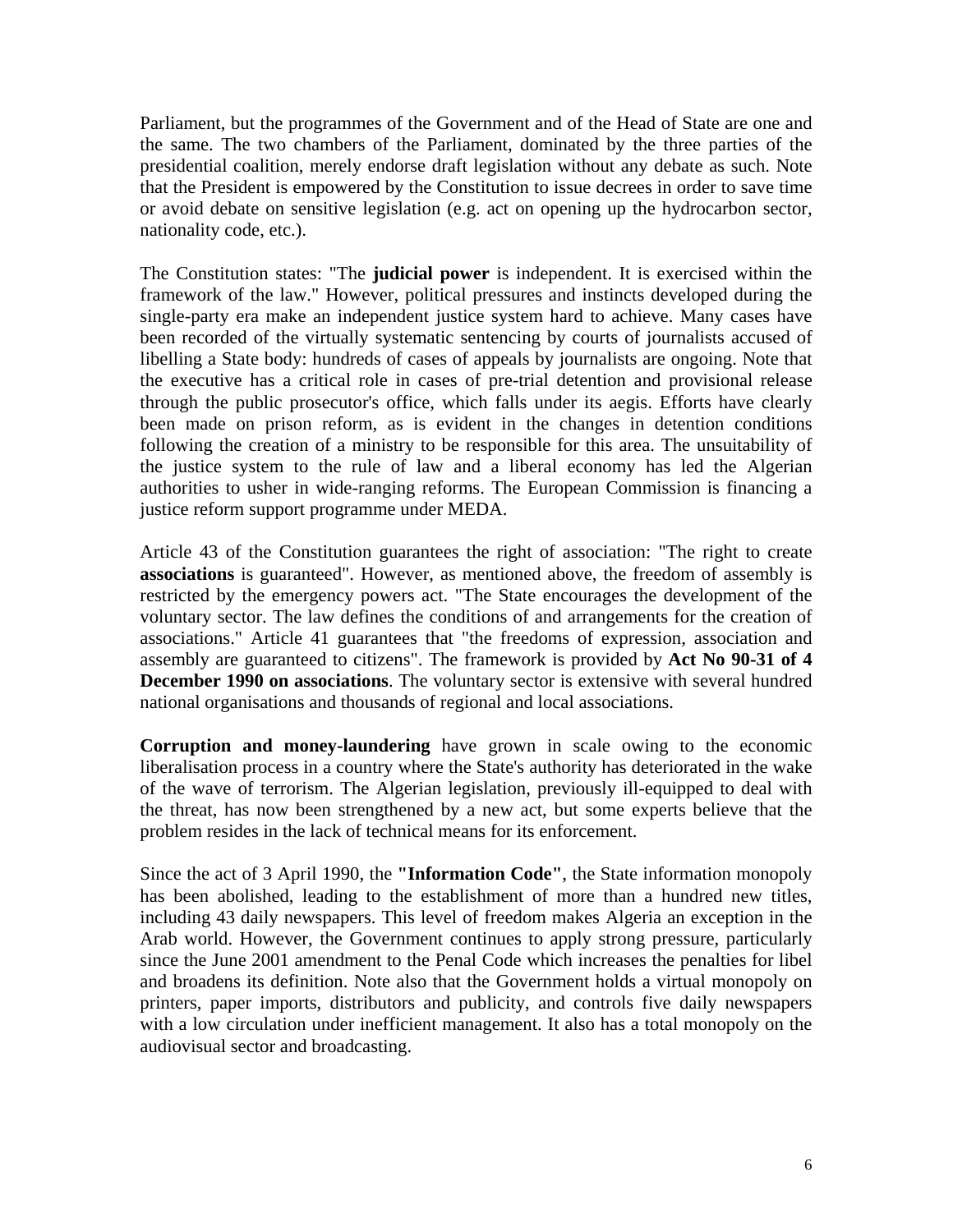Parliament, but the programmes of the Government and of the Head of State are one and the same. The two chambers of the Parliament, dominated by the three parties of the presidential coalition, merely endorse draft legislation without any debate as such. Note that the President is empowered by the Constitution to issue decrees in order to save time or avoid debate on sensitive legislation (e.g. act on opening up the hydrocarbon sector, nationality code, etc.).

The Constitution states: "The **judicial power** is independent. It is exercised within the framework of the law." However, political pressures and instincts developed during the single-party era make an independent justice system hard to achieve. Many cases have been recorded of the virtually systematic sentencing by courts of journalists accused of libelling a State body: hundreds of cases of appeals by journalists are ongoing. Note that the executive has a critical role in cases of pre-trial detention and provisional release through the public prosecutor's office, which falls under its aegis. Efforts have clearly been made on prison reform, as is evident in the changes in detention conditions following the creation of a ministry to be responsible for this area. The unsuitability of the justice system to the rule of law and a liberal economy has led the Algerian authorities to usher in wide-ranging reforms. The European Commission is financing a justice reform support programme under MEDA.

Article 43 of the Constitution guarantees the right of association: "The right to create **associations** is guaranteed". However, as mentioned above, the freedom of assembly is restricted by the emergency powers act. "The State encourages the development of the voluntary sector. The law defines the conditions of and arrangements for the creation of associations." Article 41 guarantees that "the freedoms of expression, association and assembly are guaranteed to citizens". The framework is provided by **Act No 90-31 of 4 December 1990 on associations**. The voluntary sector is extensive with several hundred national organisations and thousands of regional and local associations.

**Corruption and money-laundering** have grown in scale owing to the economic liberalisation process in a country where the State's authority has deteriorated in the wake of the wave of terrorism. The Algerian legislation, previously ill-equipped to deal with the threat, has now been strengthened by a new act, but some experts believe that the problem resides in the lack of technical means for its enforcement.

Since the act of 3 April 1990, the **"Information Code"**, the State information monopoly has been abolished, leading to the establishment of more than a hundred new titles, including 43 daily newspapers. This level of freedom makes Algeria an exception in the Arab world. However, the Government continues to apply strong pressure, particularly since the June 2001 amendment to the Penal Code which increases the penalties for libel and broadens its definition. Note also that the Government holds a virtual monopoly on printers, paper imports, distributors and publicity, and controls five daily newspapers with a low circulation under inefficient management. It also has a total monopoly on the audiovisual sector and broadcasting.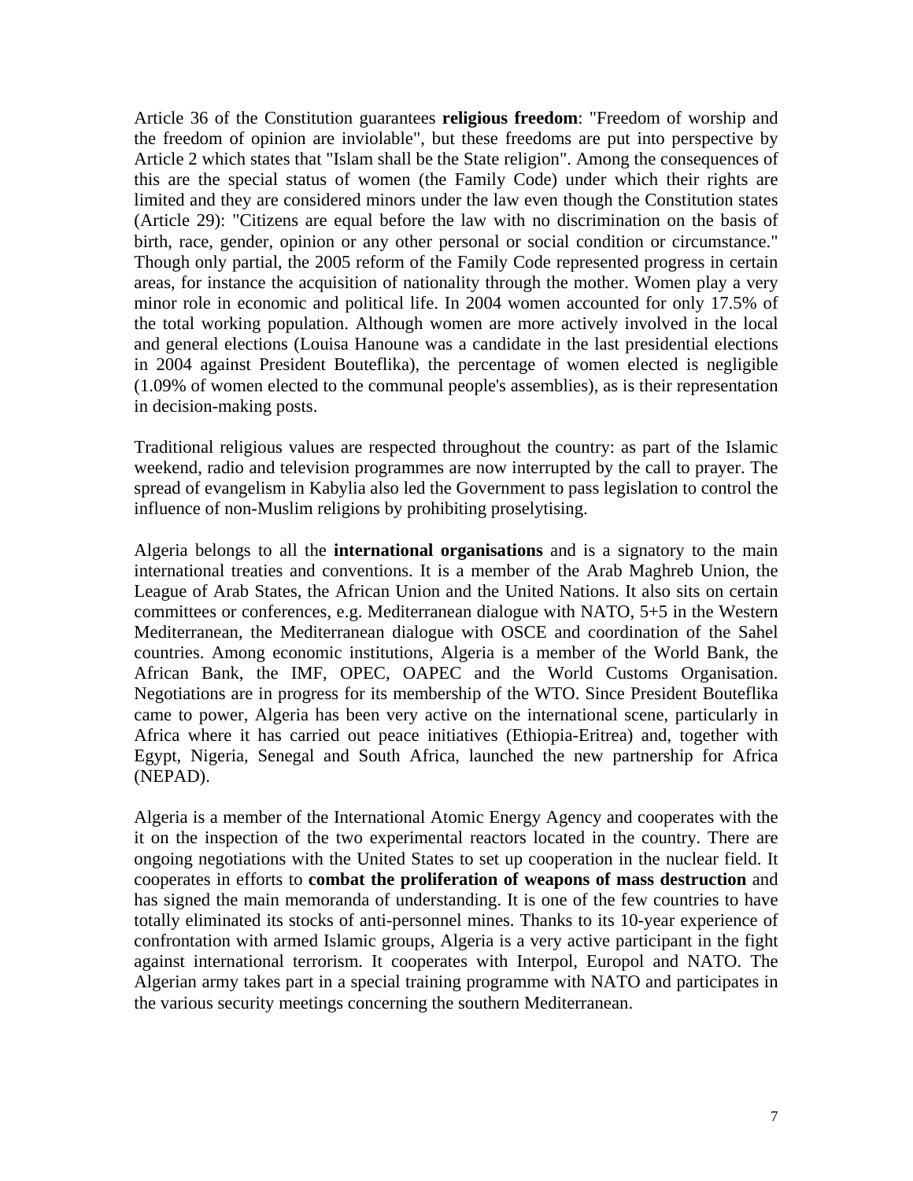Article 36 of the Constitution guarantees **religious freedom**: "Freedom of worship and the freedom of opinion are inviolable", but these freedoms are put into perspective by Article 2 which states that "Islam shall be the State religion". Among the consequences of this are the special status of women (the Family Code) under which their rights are limited and they are considered minors under the law even though the Constitution states (Article 29): "Citizens are equal before the law with no discrimination on the basis of birth, race, gender, opinion or any other personal or social condition or circumstance." Though only partial, the 2005 reform of the Family Code represented progress in certain areas, for instance the acquisition of nationality through the mother. Women play a very minor role in economic and political life. In 2004 women accounted for only 17.5% of the total working population. Although women are more actively involved in the local and general elections (Louisa Hanoune was a candidate in the last presidential elections in 2004 against President Bouteflika), the percentage of women elected is negligible (1.09% of women elected to the communal people's assemblies), as is their representation in decision-making posts.

Traditional religious values are respected throughout the country: as part of the Islamic weekend, radio and television programmes are now interrupted by the call to prayer. The spread of evangelism in Kabylia also led the Government to pass legislation to control the influence of non-Muslim religions by prohibiting proselytising.

Algeria belongs to all the **international organisations** and is a signatory to the main international treaties and conventions. It is a member of the Arab Maghreb Union, the League of Arab States, the African Union and the United Nations. It also sits on certain committees or conferences, e.g. Mediterranean dialogue with NATO, 5+5 in the Western Mediterranean, the Mediterranean dialogue with OSCE and coordination of the Sahel countries. Among economic institutions, Algeria is a member of the World Bank, the African Bank, the IMF, OPEC, OAPEC and the World Customs Organisation. Negotiations are in progress for its membership of the WTO. Since President Bouteflika came to power, Algeria has been very active on the international scene, particularly in Africa where it has carried out peace initiatives (Ethiopia-Eritrea) and, together with Egypt, Nigeria, Senegal and South Africa, launched the new partnership for Africa (NEPAD).

Algeria is a member of the International Atomic Energy Agency and cooperates with the it on the inspection of the two experimental reactors located in the country. There are ongoing negotiations with the United States to set up cooperation in the nuclear field. It cooperates in efforts to **combat the proliferation of weapons of mass destruction** and has signed the main memoranda of understanding. It is one of the few countries to have totally eliminated its stocks of anti-personnel mines. Thanks to its 10-year experience of confrontation with armed Islamic groups, Algeria is a very active participant in the fight against international terrorism. It cooperates with Interpol, Europol and NATO. The Algerian army takes part in a special training programme with NATO and participates in the various security meetings concerning the southern Mediterranean.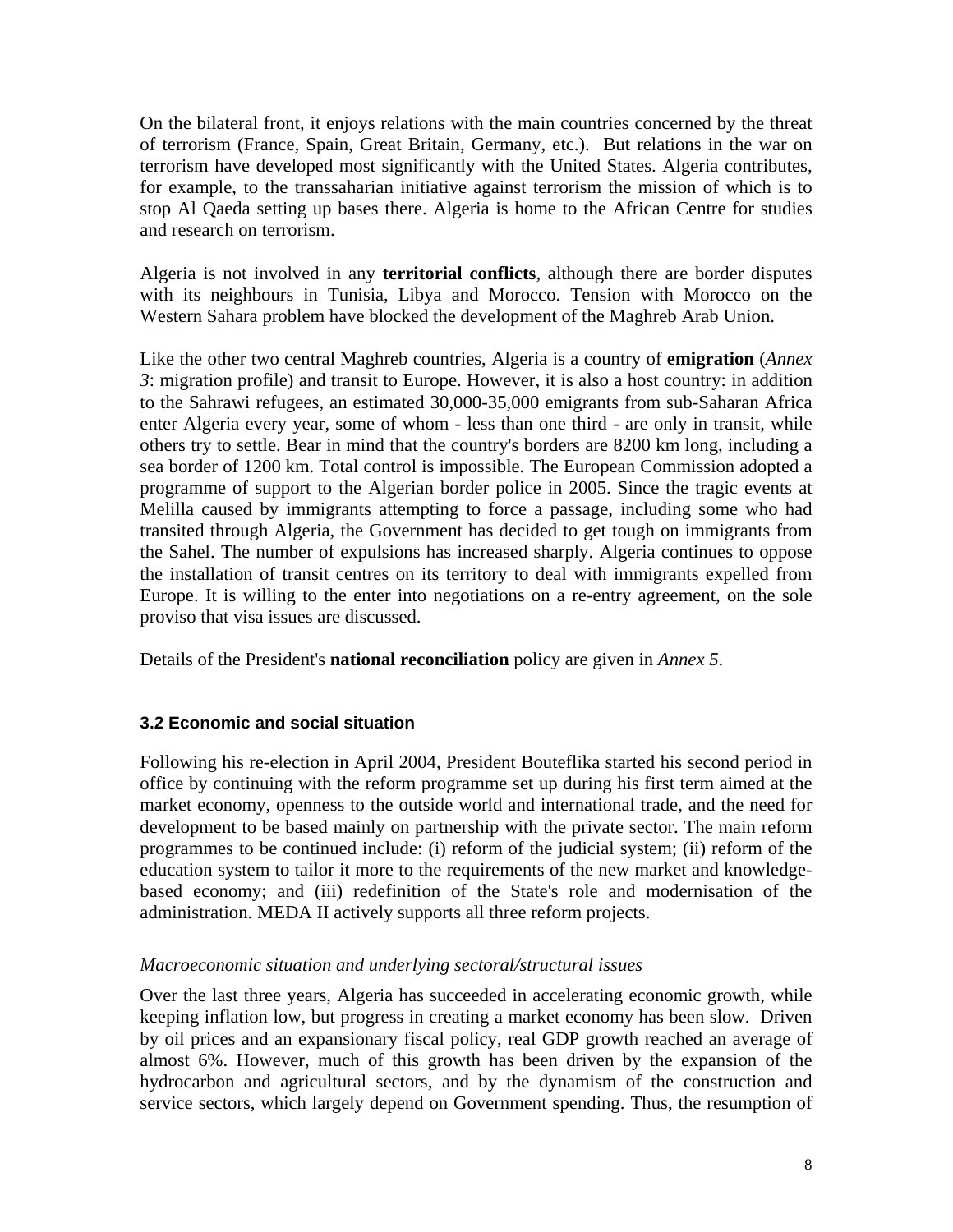On the bilateral front, it enjoys relations with the main countries concerned by the threat of terrorism (France, Spain, Great Britain, Germany, etc.). But relations in the war on terrorism have developed most significantly with the United States. Algeria contributes, for example, to the transsaharian initiative against terrorism the mission of which is to stop Al Qaeda setting up bases there. Algeria is home to the African Centre for studies and research on terrorism.

Algeria is not involved in any **territorial conflicts**, although there are border disputes with its neighbours in Tunisia, Libya and Morocco. Tension with Morocco on the Western Sahara problem have blocked the development of the Maghreb Arab Union.

Like the other two central Maghreb countries, Algeria is a country of **emigration** (*Annex 3*: migration profile) and transit to Europe. However, it is also a host country: in addition to the Sahrawi refugees, an estimated 30,000-35,000 emigrants from sub-Saharan Africa enter Algeria every year, some of whom - less than one third - are only in transit, while others try to settle. Bear in mind that the country's borders are 8200 km long, including a sea border of 1200 km. Total control is impossible. The European Commission adopted a programme of support to the Algerian border police in 2005. Since the tragic events at Melilla caused by immigrants attempting to force a passage, including some who had transited through Algeria, the Government has decided to get tough on immigrants from the Sahel. The number of expulsions has increased sharply. Algeria continues to oppose the installation of transit centres on its territory to deal with immigrants expelled from Europe. It is willing to the enter into negotiations on a re-entry agreement, on the sole proviso that visa issues are discussed.

Details of the President's **national reconciliation** policy are given in *Annex 5*.

### 3.2 Economic and social situation

Following his re-election in April 2004, President Bouteflika started his second period in office by continuing with the reform programme set up during his first term aimed at the market economy, openness to the outside world and international trade, and the need for development to be based mainly on partnership with the private sector. The main reform programmes to be continued include: (i) reform of the judicial system; (ii) reform of the education system to tailor it more to the requirements of the new market and knowledge-based economy; and (iii) redefinition of the State's role and modernisation of the administration. MEDA II actively supports all three reform projects.

*Macroeconomic situation and underlying sectoral/structural issues*

Over the last three years, Algeria has succeeded in accelerating economic growth, while keeping inflation low, but progress in creating a market economy has been slow. Driven by oil prices and an expansionary fiscal policy, real GDP growth reached an average of almost 6%. However, much of this growth has been driven by the expansion of the hydrocarbon and agricultural sectors, and by the dynamism of the construction and service sectors, which largely depend on Government spending. Thus, the resumption of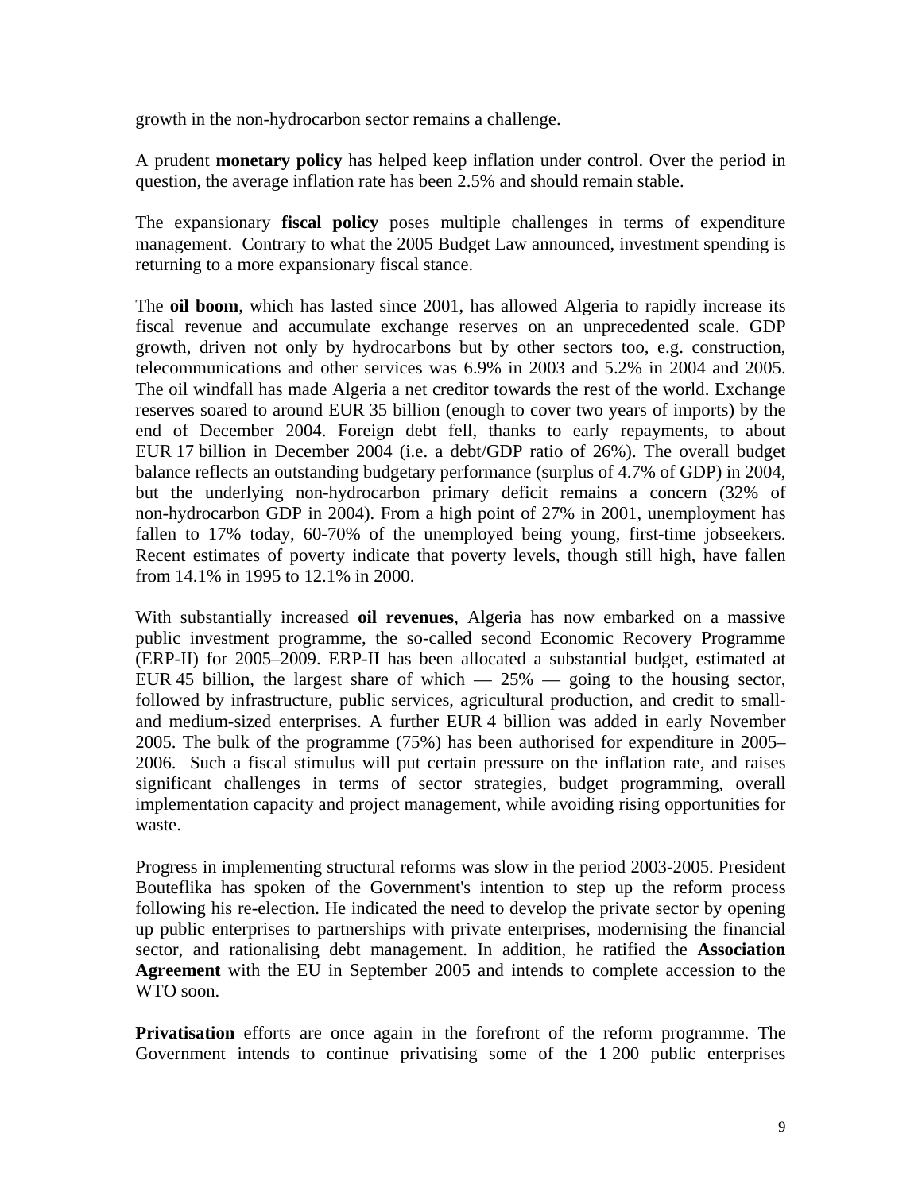growth in the non-hydrocarbon sector remains a challenge.

A prudent **monetary policy** has helped keep inflation under control. Over the period in question, the average inflation rate has been 2.5% and should remain stable.

The expansionary **fiscal policy** poses multiple challenges in terms of expenditure management. Contrary to what the 2005 Budget Law announced, investment spending is returning to a more expansionary fiscal stance.

The **oil boom**, which has lasted since 2001, has allowed Algeria to rapidly increase its fiscal revenue and accumulate exchange reserves on an unprecedented scale. GDP growth, driven not only by hydrocarbons but by other sectors too, e.g. construction, telecommunications and other services was 6.9% in 2003 and 5.2% in 2004 and 2005. The oil windfall has made Algeria a net creditor towards the rest of the world. Exchange reserves soared to around EUR 35 billion (enough to cover two years of imports) by the end of December 2004. Foreign debt fell, thanks to early repayments, to about EUR 17 billion in December 2004 (i.e. a debt/GDP ratio of 26%). The overall budget balance reflects an outstanding budgetary performance (surplus of 4.7% of GDP) in 2004, but the underlying non-hydrocarbon primary deficit remains a concern (32% of non-hydrocarbon GDP in 2004). From a high point of 27% in 2001, unemployment has fallen to 17% today, 60-70% of the unemployed being young, first-time jobseekers. Recent estimates of poverty indicate that poverty levels, though still high, have fallen from 14.1% in 1995 to 12.1% in 2000.

With substantially increased **oil revenues**, Algeria has now embarked on a massive public investment programme, the so-called second Economic Recovery Programme (ERP-II) for 2005–2009. ERP-II has been allocated a substantial budget, estimated at EUR 45 billion, the largest share of which — 25% — going to the housing sector, followed by infrastructure, public services, agricultural production, and credit to small- and medium-sized enterprises. A further EUR 4 billion was added in early November 2005. The bulk of the programme (75%) has been authorised for expenditure in 2005–2006. Such a fiscal stimulus will put certain pressure on the inflation rate, and raises significant challenges in terms of sector strategies, budget programming, overall implementation capacity and project management, while avoiding rising opportunities for waste.

Progress in implementing structural reforms was slow in the period 2003-2005. President Bouteflika has spoken of the Government's intention to step up the reform process following his re-election. He indicated the need to develop the private sector by opening up public enterprises to partnerships with private enterprises, modernising the financial sector, and rationalising debt management. In addition, he ratified the **Association Agreement** with the EU in September 2005 and intends to complete accession to the WTO soon.

**Privatisation** efforts are once again in the forefront of the reform programme. The Government intends to continue privatising some of the 1 200 public enterprises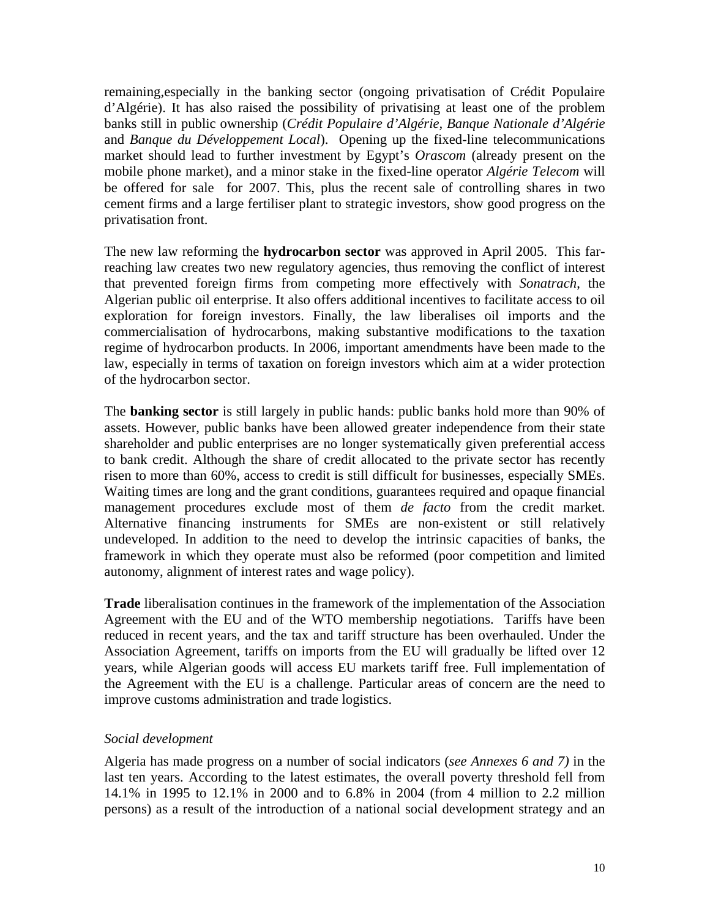remaining,especially in the banking sector (ongoing privatisation of Crédit Populaire d'Algérie). It has also raised the possibility of privatising at least one of the problem banks still in public ownership (*Crédit Populaire d'Algérie, Banque Nationale d'Algérie* and *Banque du Développement Local*). Opening up the fixed-line telecommunications market should lead to further investment by Egypt's *Orascom* (already present on the mobile phone market), and a minor stake in the fixed-line operator *Algérie Telecom* will be offered for sale for 2007. This, plus the recent sale of controlling shares in two cement firms and a large fertiliser plant to strategic investors, show good progress on the privatisation front.

The new law reforming the **hydrocarbon sector** was approved in April 2005. This far-reaching law creates two new regulatory agencies, thus removing the conflict of interest that prevented foreign firms from competing more effectively with *Sonatrach*, the Algerian public oil enterprise. It also offers additional incentives to facilitate access to oil exploration for foreign investors. Finally, the law liberalises oil imports and the commercialisation of hydrocarbons, making substantive modifications to the taxation regime of hydrocarbon products. In 2006, important amendments have been made to the law, especially in terms of taxation on foreign investors which aim at a wider protection of the hydrocarbon sector.

The **banking sector** is still largely in public hands: public banks hold more than 90% of assets. However, public banks have been allowed greater independence from their state shareholder and public enterprises are no longer systematically given preferential access to bank credit. Although the share of credit allocated to the private sector has recently risen to more than 60%, access to credit is still difficult for businesses, especially SMEs. Waiting times are long and the grant conditions, guarantees required and opaque financial management procedures exclude most of them *de facto* from the credit market. Alternative financing instruments for SMEs are non-existent or still relatively undeveloped. In addition to the need to develop the intrinsic capacities of banks, the framework in which they operate must also be reformed (poor competition and limited autonomy, alignment of interest rates and wage policy).

**Trade** liberalisation continues in the framework of the implementation of the Association Agreement with the EU and of the WTO membership negotiations. Tariffs have been reduced in recent years, and the tax and tariff structure has been overhauled. Under the Association Agreement, tariffs on imports from the EU will gradually be lifted over 12 years, while Algerian goods will access EU markets tariff free. Full implementation of the Agreement with the EU is a challenge. Particular areas of concern are the need to improve customs administration and trade logistics.

*Social development*

Algeria has made progress on a number of social indicators (*see Annexes 6 and 7)* in the last ten years. According to the latest estimates, the overall poverty threshold fell from 14.1% in 1995 to 12.1% in 2000 and to 6.8% in 2004 (from 4 million to 2.2 million persons) as a result of the introduction of a national social development strategy and an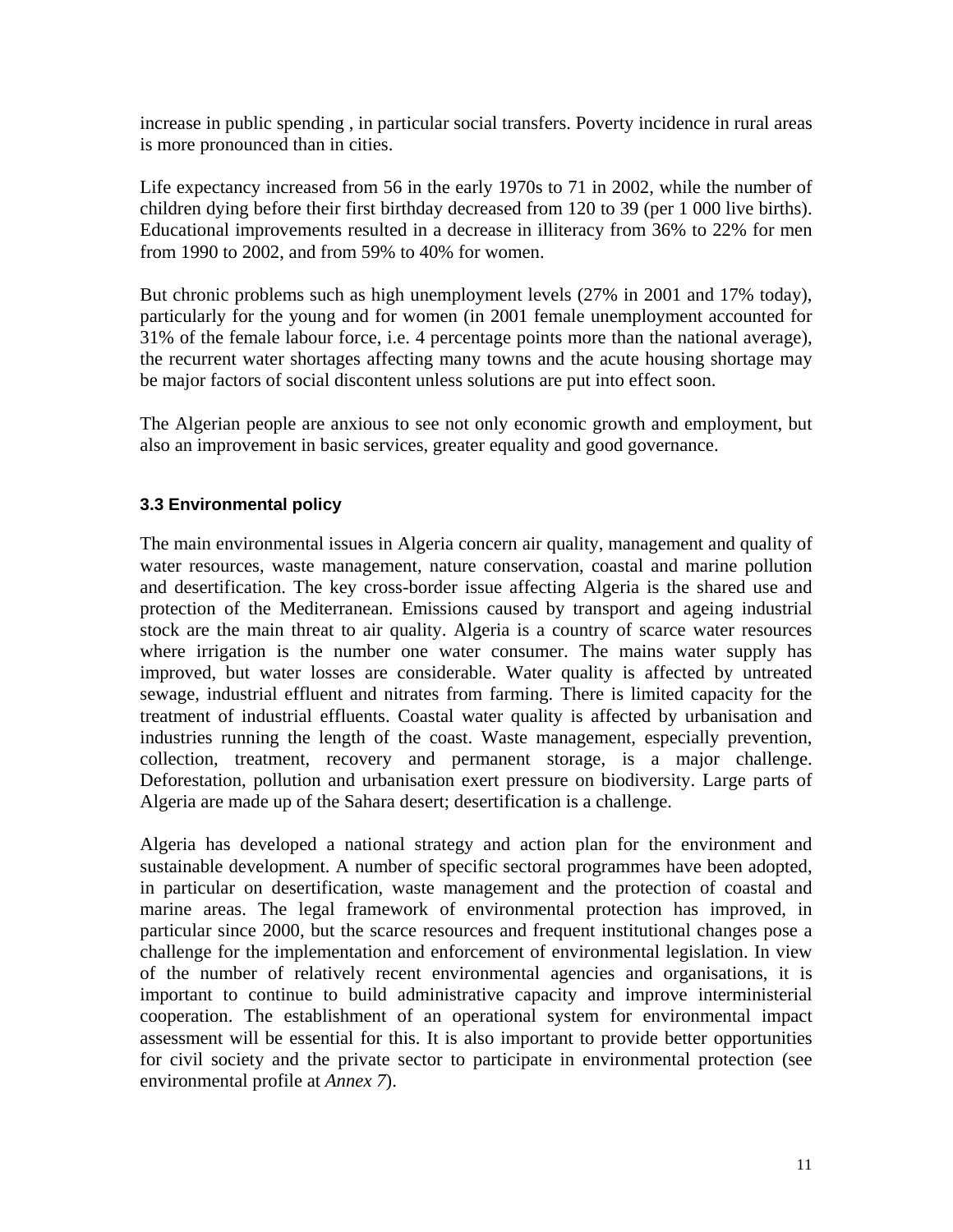increase in public spending , in particular social transfers. Poverty incidence in rural areas is more pronounced than in cities.

Life expectancy increased from 56 in the early 1970s to 71 in 2002, while the number of children dying before their first birthday decreased from 120 to 39 (per 1 000 live births). Educational improvements resulted in a decrease in illiteracy from 36% to 22% for men from 1990 to 2002, and from 59% to 40% for women.

But chronic problems such as high unemployment levels (27% in 2001 and 17% today), particularly for the young and for women (in 2001 female unemployment accounted for 31% of the female labour force, i.e. 4 percentage points more than the national average), the recurrent water shortages affecting many towns and the acute housing shortage may be major factors of social discontent unless solutions are put into effect soon.

The Algerian people are anxious to see not only economic growth and employment, but also an improvement in basic services, greater equality and good governance.

### 3.3 Environmental policy

The main environmental issues in Algeria concern air quality, management and quality of water resources, waste management, nature conservation, coastal and marine pollution and desertification. The key cross-border issue affecting Algeria is the shared use and protection of the Mediterranean. Emissions caused by transport and ageing industrial stock are the main threat to air quality. Algeria is a country of scarce water resources where irrigation is the number one water consumer. The mains water supply has improved, but water losses are considerable. Water quality is affected by untreated sewage, industrial effluent and nitrates from farming. There is limited capacity for the treatment of industrial effluents. Coastal water quality is affected by urbanisation and industries running the length of the coast. Waste management, especially prevention, collection, treatment, recovery and permanent storage, is a major challenge. Deforestation, pollution and urbanisation exert pressure on biodiversity. Large parts of Algeria are made up of the Sahara desert; desertification is a challenge.

Algeria has developed a national strategy and action plan for the environment and sustainable development. A number of specific sectoral programmes have been adopted, in particular on desertification, waste management and the protection of coastal and marine areas. The legal framework of environmental protection has improved, in particular since 2000, but the scarce resources and frequent institutional changes pose a challenge for the implementation and enforcement of environmental legislation. In view of the number of relatively recent environmental agencies and organisations, it is important to continue to build administrative capacity and improve interministerial cooperation. The establishment of an operational system for environmental impact assessment will be essential for this. It is also important to provide better opportunities for civil society and the private sector to participate in environmental protection (see environmental profile at *Annex 7*).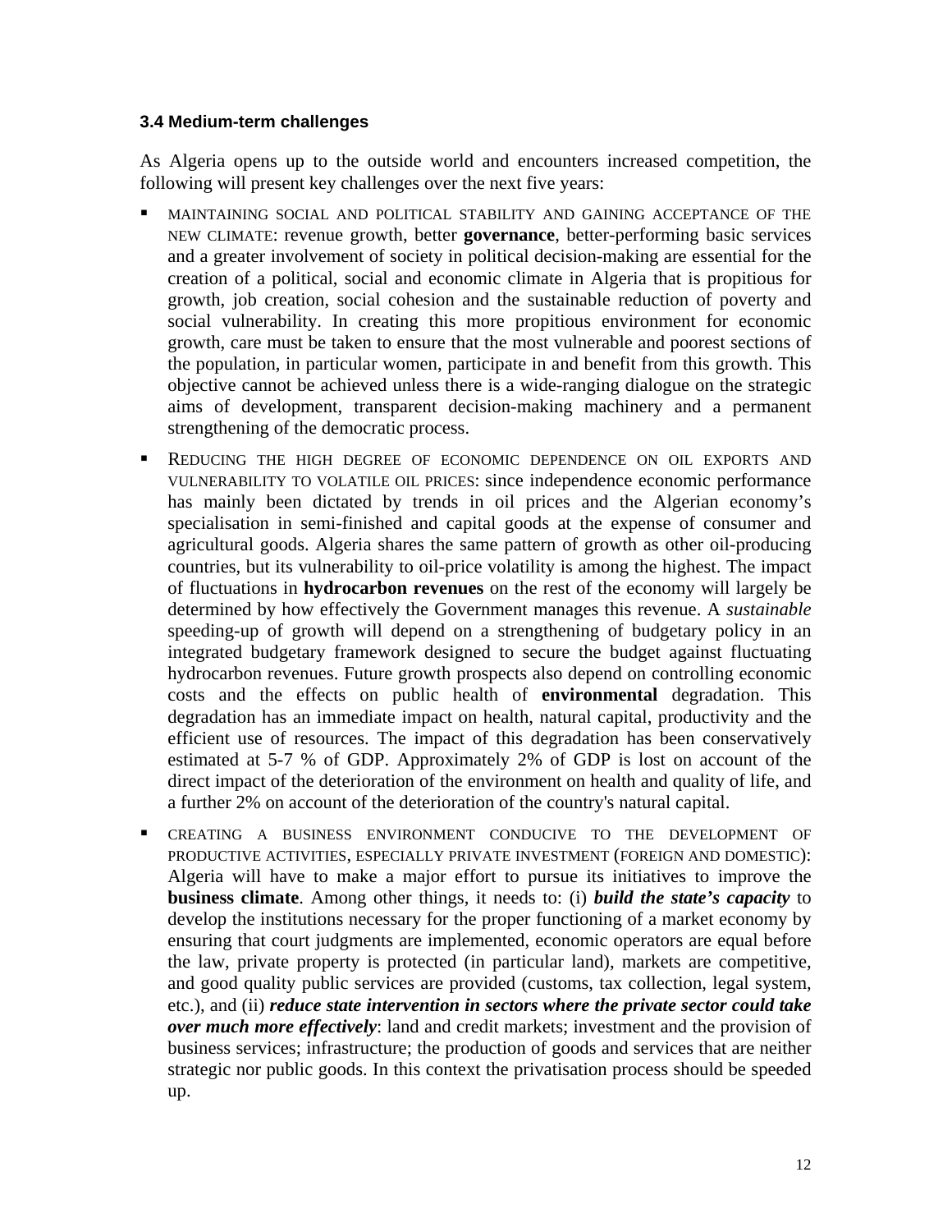### 3.4 Medium-term challenges

As Algeria opens up to the outside world and encounters increased competition, the following will present key challenges over the next five years:

- MAINTAINING SOCIAL AND POLITICAL STABILITY AND GAINING ACCEPTANCE OF THE NEW CLIMATE: revenue growth, better **governance**, better-performing basic services and a greater involvement of society in political decision-making are essential for the creation of a political, social and economic climate in Algeria that is propitious for growth, job creation, social cohesion and the sustainable reduction of poverty and social vulnerability. In creating this more propitious environment for economic growth, care must be taken to ensure that the most vulnerable and poorest sections of the population, in particular women, participate in and benefit from this growth. This objective cannot be achieved unless there is a wide-ranging dialogue on the strategic aims of development, transparent decision-making machinery and a permanent strengthening of the democratic process.

- REDUCING THE HIGH DEGREE OF ECONOMIC DEPENDENCE ON OIL EXPORTS AND VULNERABILITY TO VOLATILE OIL PRICES: since independence economic performance has mainly been dictated by trends in oil prices and the Algerian economy's specialisation in semi-finished and capital goods at the expense of consumer and agricultural goods. Algeria shares the same pattern of growth as other oil-producing countries, but its vulnerability to oil-price volatility is among the highest. The impact of fluctuations in **hydrocarbon revenues** on the rest of the economy will largely be determined by how effectively the Government manages this revenue. A *sustainable* speeding-up of growth will depend on a strengthening of budgetary policy in an integrated budgetary framework designed to secure the budget against fluctuating hydrocarbon revenues. Future growth prospects also depend on controlling economic costs and the effects on public health of **environmental** degradation. This degradation has an immediate impact on health, natural capital, productivity and the efficient use of resources. The impact of this degradation has been conservatively estimated at 5-7 % of GDP. Approximately 2% of GDP is lost on account of the direct impact of the deterioration of the environment on health and quality of life, and a further 2% on account of the deterioration of the country's natural capital.

- CREATING A BUSINESS ENVIRONMENT CONDUCIVE TO THE DEVELOPMENT OF PRODUCTIVE ACTIVITIES, ESPECIALLY PRIVATE INVESTMENT (FOREIGN AND DOMESTIC): Algeria will have to make a major effort to pursue its initiatives to improve the **business climate**. Among other things, it needs to: (i) ***build the state's capacity*** to develop the institutions necessary for the proper functioning of a market economy by ensuring that court judgments are implemented, economic operators are equal before the law, private property is protected (in particular land), markets are competitive, and good quality public services are provided (customs, tax collection, legal system, etc.), and (ii) ***reduce state intervention in sectors where the private sector could take over much more effectively***: land and credit markets; investment and the provision of business services; infrastructure; the production of goods and services that are neither strategic nor public goods. In this context the privatisation process should be speeded up.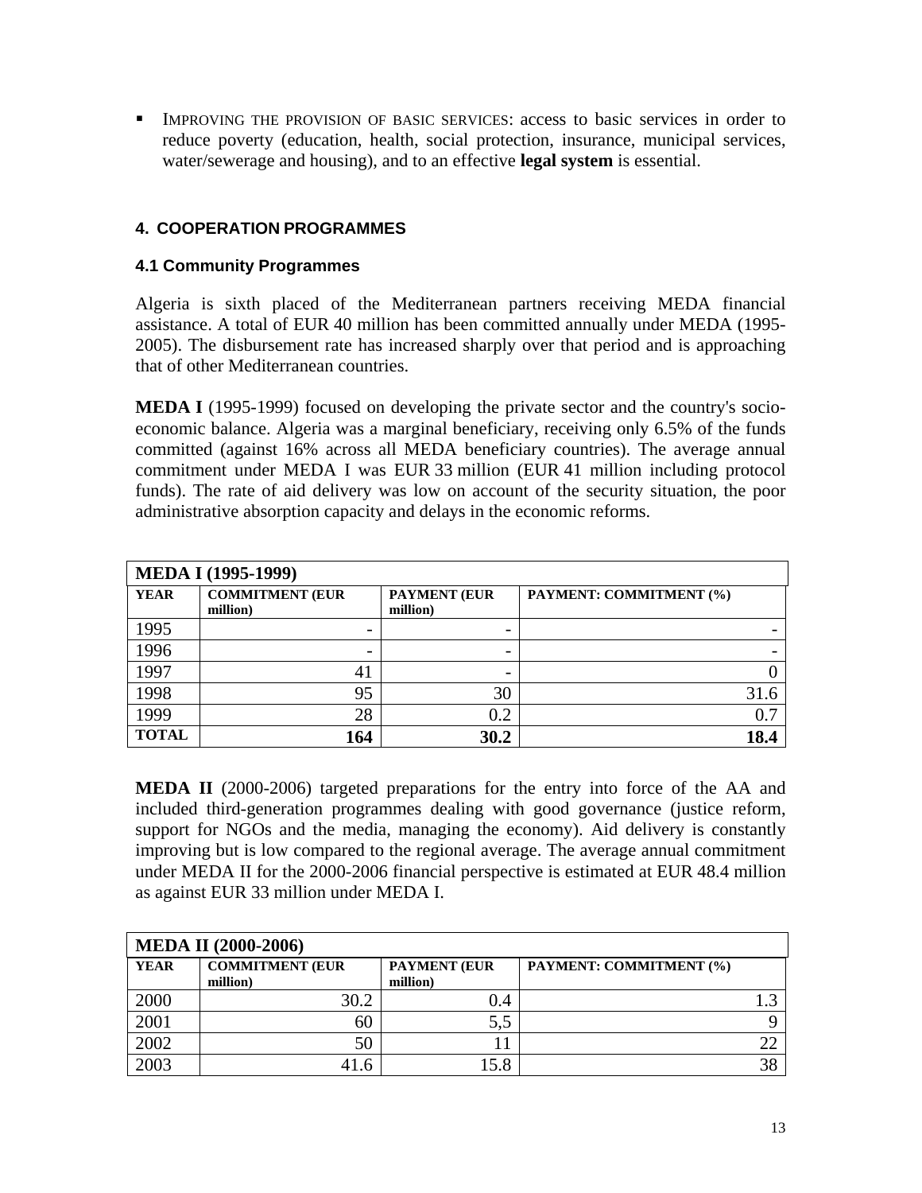- Improving the provision of basic services: access to basic services in order to reduce poverty (education, health, social protection, insurance, municipal services, water/sewerage and housing), and to an effective **legal system** is essential.

## 4. COOPERATION PROGRAMMES

### 4.1 Community Programmes

Algeria is sixth placed of the Mediterranean partners receiving MEDA financial assistance. A total of EUR 40 million has been committed annually under MEDA (1995-2005). The disbursement rate has increased sharply over that period and is approaching that of other Mediterranean countries.

**MEDA I** (1995-1999) focused on developing the private sector and the country's socio-economic balance. Algeria was a marginal beneficiary, receiving only 6.5% of the funds committed (against 16% across all MEDA beneficiary countries). The average annual commitment under MEDA I was EUR 33 million (EUR 41 million including protocol funds). The rate of aid delivery was low on account of the security situation, the poor administrative absorption capacity and delays in the economic reforms.

| **MEDA I (1995-1999)** | | | |
|---|---|---|---|
| **YEAR** | **COMMITMENT (EUR million)** | **PAYMENT (EUR million)** | **PAYMENT: COMMITMENT (%)** |
| 1995 | - | - | - |
| 1996 | - | - | - |
| 1997 | 41 | - | 0 |
| 1998 | 95 | 30 | 31.6 |
| 1999 | 28 | 0.2 | 0.7 |
| **TOTAL** | **164** | **30.2** | **18.4** |

**MEDA II** (2000-2006) targeted preparations for the entry into force of the AA and included third-generation programmes dealing with good governance (justice reform, support for NGOs and the media, managing the economy). Aid delivery is constantly improving but is low compared to the regional average. The average annual commitment under MEDA II for the 2000-2006 financial perspective is estimated at EUR 48.4 million as against EUR 33 million under MEDA I.

| **MEDA II (2000-2006)** | | | |
|---|---|---|---|
| **YEAR** | **COMMITMENT (EUR million)** | **PAYMENT (EUR million)** | **PAYMENT: COMMITMENT (%)** |
| 2000 | 30.2 | 0.4 | 1.3 |
| 2001 | 60 | 5,5 | 9 |
| 2002 | 50 | 11 | 22 |
| 2003 | 41.6 | 15.8 | 38 |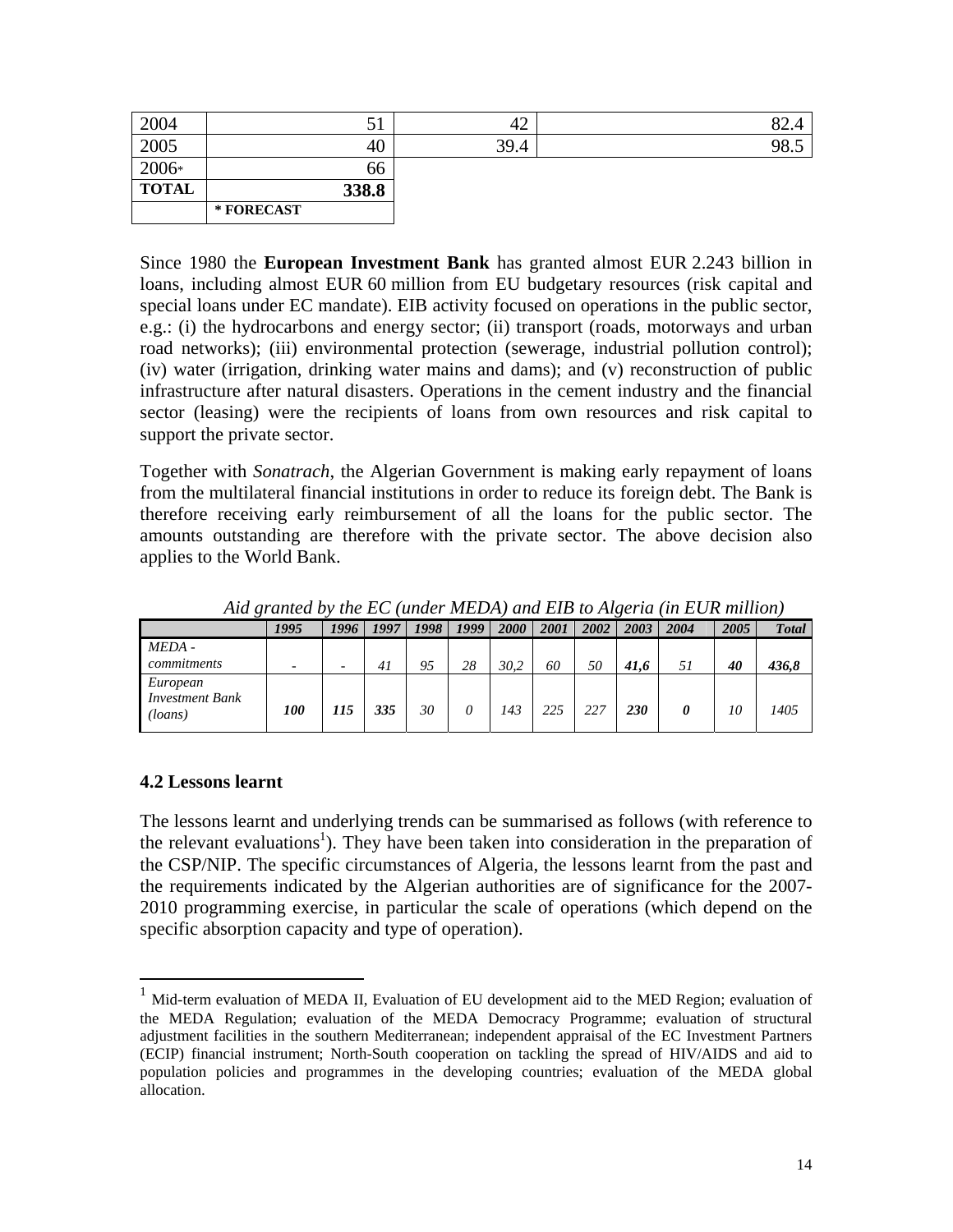| | | | |
|---|---|---|---|
| 2004 | 51 | 42 | 82.4 |
| 2005 | 40 | 39.4 | 98.5 |
| 2006* | 66 | | |
| **TOTAL** | **338.8** | | |
| | *** FORECAST** | | |

Since 1980 the **European Investment Bank** has granted almost EUR 2.243 billion in loans, including almost EUR 60 million from EU budgetary resources (risk capital and special loans under EC mandate). EIB activity focused on operations in the public sector, e.g.: (i) the hydrocarbons and energy sector; (ii) transport (roads, motorways and urban road networks); (iii) environmental protection (sewerage, industrial pollution control); (iv) water (irrigation, drinking water mains and dams); and (v) reconstruction of public infrastructure after natural disasters. Operations in the cement industry and the financial sector (leasing) were the recipients of loans from own resources and risk capital to support the private sector.

Together with *Sonatrach*, the Algerian Government is making early repayment of loans from the multilateral financial institutions in order to reduce its foreign debt. The Bank is therefore receiving early reimbursement of all the loans for the public sector. The amounts outstanding are therefore with the private sector. The above decision also applies to the World Bank.

*Aid granted by the EC (under MEDA) and EIB to Algeria (in EUR million)*

| | *1995* | *1996* | *1997* | *1998* | *1999* | *2000* | *2001* | *2002* | *2003* | *2004* | *2005* | *Total* |
|---|---|---|---|---|---|---|---|---|---|---|---|---|
| *MEDA - commitments* | - | - | *41* | *95* | *28* | *30,2* | *60* | *50* | ***41,6*** | *51* | ***40*** | ***436,8*** |
| *European Investment Bank (loans)* | ***100*** | ***115*** | ***335*** | *30* | *0* | *143* | *225* | *227* | ***230*** | ***0*** | *10* | *1405* |

### 4.2 Lessons learnt

The lessons learnt and underlying trends can be summarised as follows (with reference to the relevant evaluations[1]). They have been taken into consideration in the preparation of the CSP/NIP. The specific circumstances of Algeria, the lessons learnt from the past and the requirements indicated by the Algerian authorities are of significance for the 2007-2010 programming exercise, in particular the scale of operations (which depend on the specific absorption capacity and type of operation).

[1] Mid-term evaluation of MEDA II, Evaluation of EU development aid to the MED Region; evaluation of the MEDA Regulation; evaluation of the MEDA Democracy Programme; evaluation of structural adjustment facilities in the southern Mediterranean; independent appraisal of the EC Investment Partners (ECIP) financial instrument; North-South cooperation on tackling the spread of HIV/AIDS and aid to population policies and programmes in the developing countries; evaluation of the MEDA global allocation.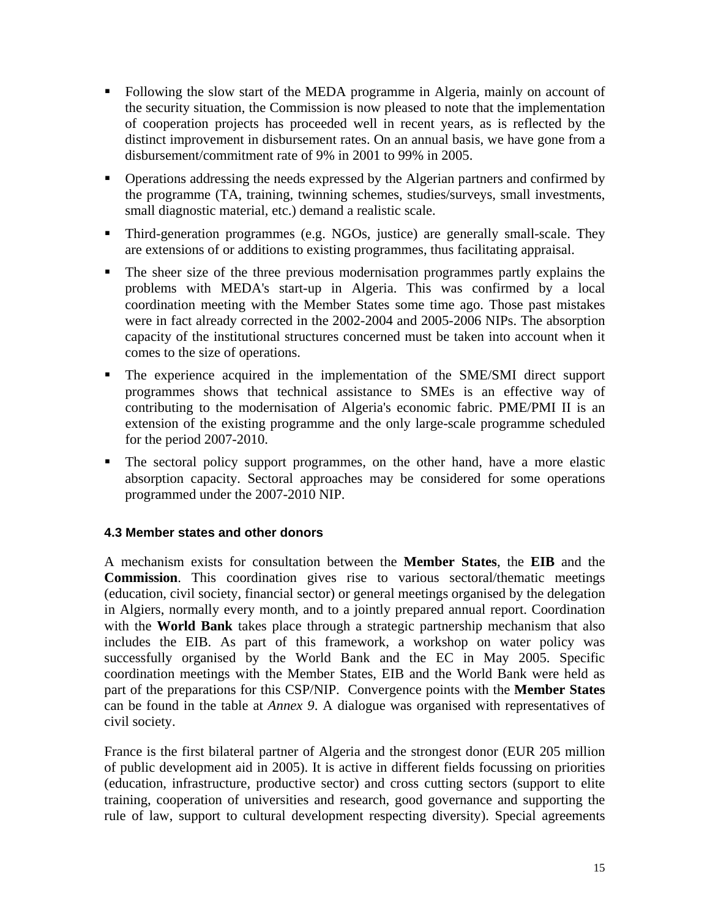- Following the slow start of the MEDA programme in Algeria, mainly on account of the security situation, the Commission is now pleased to note that the implementation of cooperation projects has proceeded well in recent years, as is reflected by the distinct improvement in disbursement rates. On an annual basis, we have gone from a disbursement/commitment rate of 9% in 2001 to 99% in 2005.
- Operations addressing the needs expressed by the Algerian partners and confirmed by the programme (TA, training, twinning schemes, studies/surveys, small investments, small diagnostic material, etc.) demand a realistic scale.
- Third-generation programmes (e.g. NGOs, justice) are generally small-scale. They are extensions of or additions to existing programmes, thus facilitating appraisal.
- The sheer size of the three previous modernisation programmes partly explains the problems with MEDA's start-up in Algeria. This was confirmed by a local coordination meeting with the Member States some time ago. Those past mistakes were in fact already corrected in the 2002-2004 and 2005-2006 NIPs. The absorption capacity of the institutional structures concerned must be taken into account when it comes to the size of operations.
- The experience acquired in the implementation of the SME/SMI direct support programmes shows that technical assistance to SMEs is an effective way of contributing to the modernisation of Algeria's economic fabric. PME/PMI II is an extension of the existing programme and the only large-scale programme scheduled for the period 2007-2010.
- The sectoral policy support programmes, on the other hand, have a more elastic absorption capacity. Sectoral approaches may be considered for some operations programmed under the 2007-2010 NIP.

#### 4.3 Member states and other donors

A mechanism exists for consultation between the **Member States**, the **EIB** and the **Commission**. This coordination gives rise to various sectoral/thematic meetings (education, civil society, financial sector) or general meetings organised by the delegation in Algiers, normally every month, and to a jointly prepared annual report. Coordination with the **World Bank** takes place through a strategic partnership mechanism that also includes the EIB. As part of this framework, a workshop on water policy was successfully organised by the World Bank and the EC in May 2005. Specific coordination meetings with the Member States, EIB and the World Bank were held as part of the preparations for this CSP/NIP. Convergence points with the **Member States** can be found in the table at *Annex 9*. A dialogue was organised with representatives of civil society.

France is the first bilateral partner of Algeria and the strongest donor (EUR 205 million of public development aid in 2005). It is active in different fields focussing on priorities (education, infrastructure, productive sector) and cross cutting sectors (support to elite training, cooperation of universities and research, good governance and supporting the rule of law, support to cultural development respecting diversity). Special agreements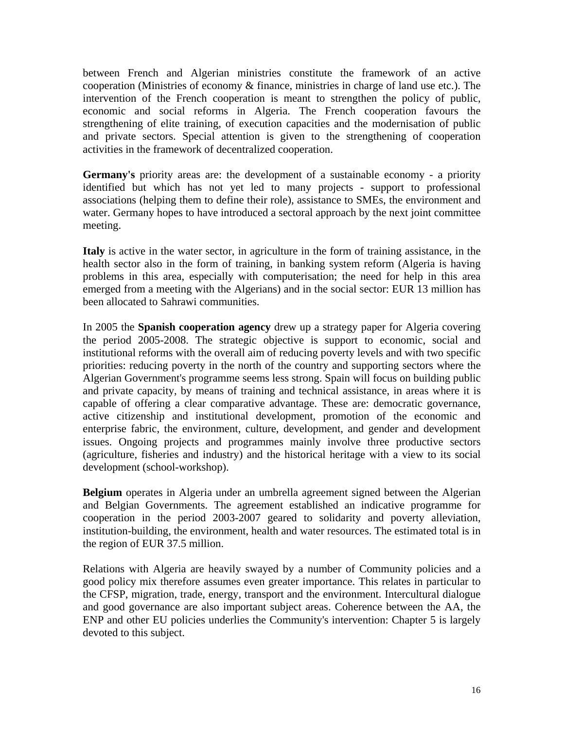between French and Algerian ministries constitute the framework of an active cooperation (Ministries of economy & finance, ministries in charge of land use etc.). The intervention of the French cooperation is meant to strengthen the policy of public, economic and social reforms in Algeria. The French cooperation favours the strengthening of elite training, of execution capacities and the modernisation of public and private sectors. Special attention is given to the strengthening of cooperation activities in the framework of decentralized cooperation.

**Germany's** priority areas are: the development of a sustainable economy - a priority identified but which has not yet led to many projects - support to professional associations (helping them to define their role), assistance to SMEs, the environment and water. Germany hopes to have introduced a sectoral approach by the next joint committee meeting.

**Italy** is active in the water sector, in agriculture in the form of training assistance, in the health sector also in the form of training, in banking system reform (Algeria is having problems in this area, especially with computerisation; the need for help in this area emerged from a meeting with the Algerians) and in the social sector: EUR 13 million has been allocated to Sahrawi communities.

In 2005 the **Spanish cooperation agency** drew up a strategy paper for Algeria covering the period 2005-2008. The strategic objective is support to economic, social and institutional reforms with the overall aim of reducing poverty levels and with two specific priorities: reducing poverty in the north of the country and supporting sectors where the Algerian Government's programme seems less strong. Spain will focus on building public and private capacity, by means of training and technical assistance, in areas where it is capable of offering a clear comparative advantage. These are: democratic governance, active citizenship and institutional development, promotion of the economic and enterprise fabric, the environment, culture, development, and gender and development issues. Ongoing projects and programmes mainly involve three productive sectors (agriculture, fisheries and industry) and the historical heritage with a view to its social development (school-workshop).

**Belgium** operates in Algeria under an umbrella agreement signed between the Algerian and Belgian Governments. The agreement established an indicative programme for cooperation in the period 2003-2007 geared to solidarity and poverty alleviation, institution-building, the environment, health and water resources. The estimated total is in the region of EUR 37.5 million.

Relations with Algeria are heavily swayed by a number of Community policies and a good policy mix therefore assumes even greater importance. This relates in particular to the CFSP, migration, trade, energy, transport and the environment. Intercultural dialogue and good governance are also important subject areas. Coherence between the AA, the ENP and other EU policies underlies the Community's intervention: Chapter 5 is largely devoted to this subject.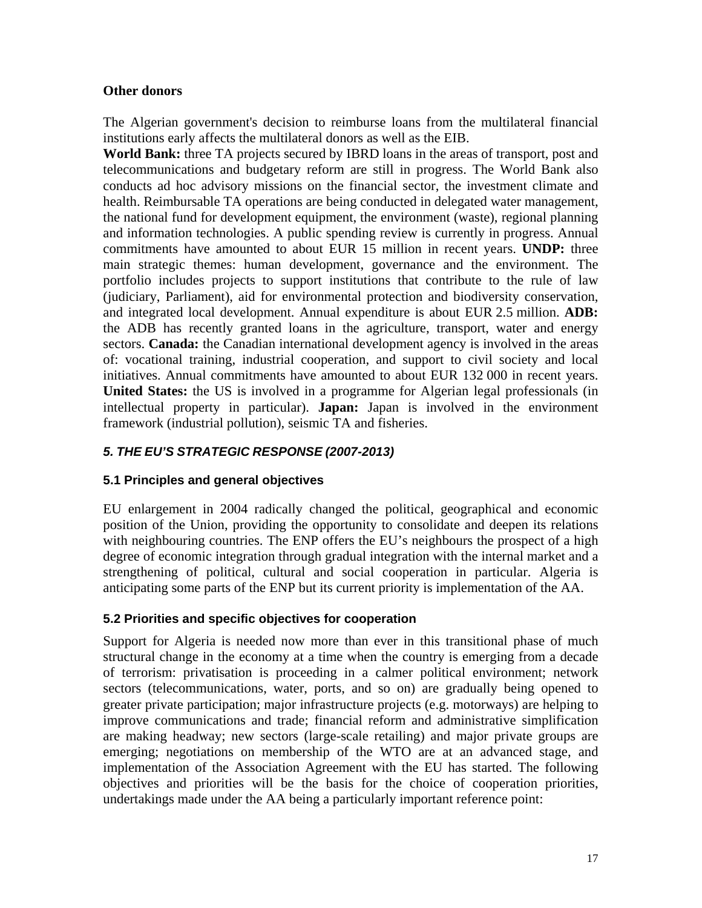**Other donors**

The Algerian government's decision to reimburse loans from the multilateral financial institutions early affects the multilateral donors as well as the EIB.

**World Bank:** three TA projects secured by IBRD loans in the areas of transport, post and telecommunications and budgetary reform are still in progress. The World Bank also conducts ad hoc advisory missions on the financial sector, the investment climate and health. Reimbursable TA operations are being conducted in delegated water management, the national fund for development equipment, the environment (waste), regional planning and information technologies. A public spending review is currently in progress. Annual commitments have amounted to about EUR 15 million in recent years. **UNDP:** three main strategic themes: human development, governance and the environment. The portfolio includes projects to support institutions that contribute to the rule of law (judiciary, Parliament), aid for environmental protection and biodiversity conservation, and integrated local development. Annual expenditure is about EUR 2.5 million. **ADB:** the ADB has recently granted loans in the agriculture, transport, water and energy sectors. **Canada:** the Canadian international development agency is involved in the areas of: vocational training, industrial cooperation, and support to civil society and local initiatives. Annual commitments have amounted to about EUR 132 000 in recent years. **United States:** the US is involved in a programme for Algerian legal professionals (in intellectual property in particular). **Japan:** Japan is involved in the environment framework (industrial pollution), seismic TA and fisheries.

## *5. THE EU'S STRATEGIC RESPONSE (2007-2013)*

### 5.1 Principles and general objectives

EU enlargement in 2004 radically changed the political, geographical and economic position of the Union, providing the opportunity to consolidate and deepen its relations with neighbouring countries. The ENP offers the EU's neighbours the prospect of a high degree of economic integration through gradual integration with the internal market and a strengthening of political, cultural and social cooperation in particular. Algeria is anticipating some parts of the ENP but its current priority is implementation of the AA.

### 5.2 Priorities and specific objectives for cooperation

Support for Algeria is needed now more than ever in this transitional phase of much structural change in the economy at a time when the country is emerging from a decade of terrorism: privatisation is proceeding in a calmer political environment; network sectors (telecommunications, water, ports, and so on) are gradually being opened to greater private participation; major infrastructure projects (e.g. motorways) are helping to improve communications and trade; financial reform and administrative simplification are making headway; new sectors (large-scale retailing) and major private groups are emerging; negotiations on membership of the WTO are at an advanced stage, and implementation of the Association Agreement with the EU has started. The following objectives and priorities will be the basis for the choice of cooperation priorities, undertakings made under the AA being a particularly important reference point: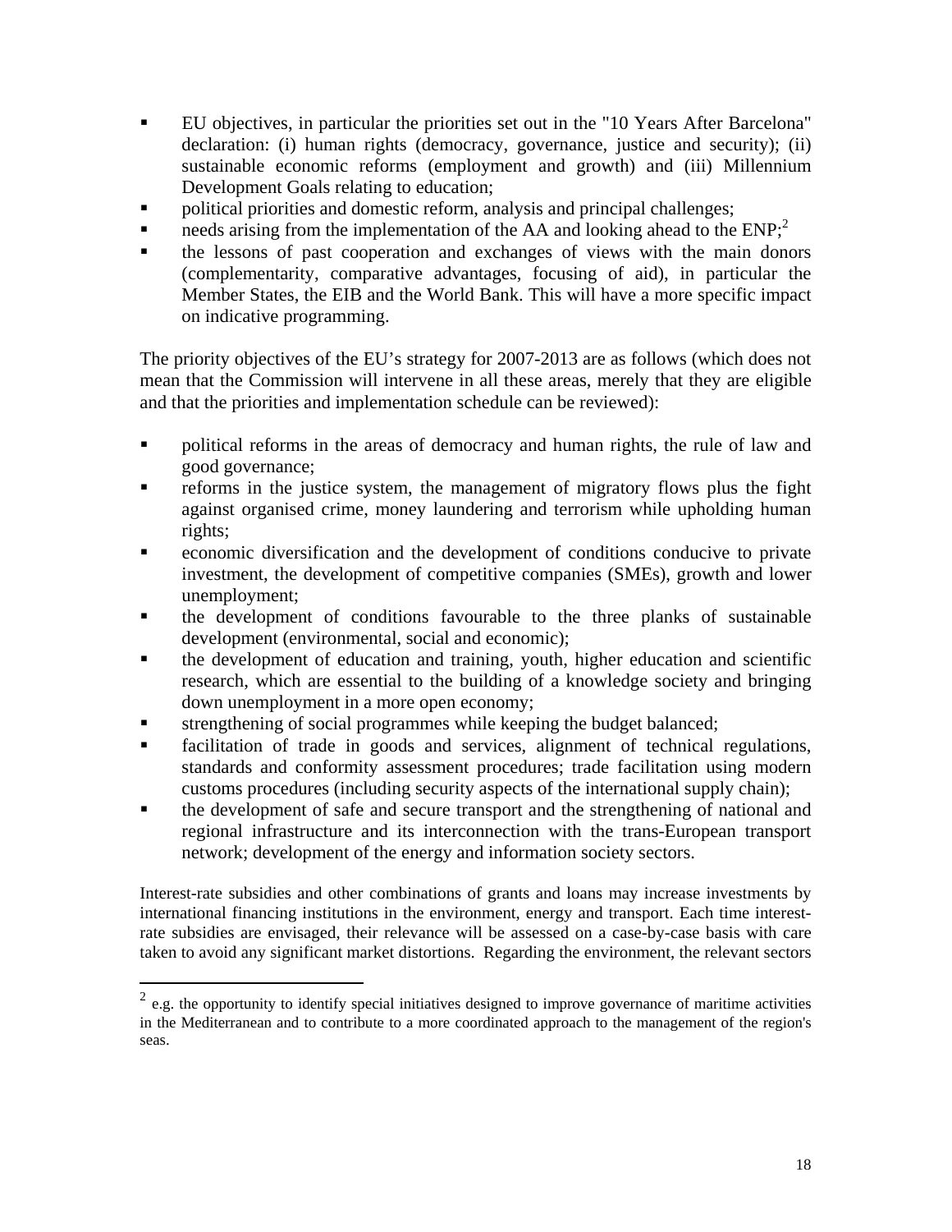- EU objectives, in particular the priorities set out in the "10 Years After Barcelona" declaration: (i) human rights (democracy, governance, justice and security); (ii) sustainable economic reforms (employment and growth) and (iii) Millennium Development Goals relating to education;
- political priorities and domestic reform, analysis and principal challenges;
- needs arising from the implementation of the AA and looking ahead to the ENP;[2]
- the lessons of past cooperation and exchanges of views with the main donors (complementarity, comparative advantages, focusing of aid), in particular the Member States, the EIB and the World Bank. This will have a more specific impact on indicative programming.

The priority objectives of the EU's strategy for 2007-2013 are as follows (which does not mean that the Commission will intervene in all these areas, merely that they are eligible and that the priorities and implementation schedule can be reviewed):

- political reforms in the areas of democracy and human rights, the rule of law and good governance;
- reforms in the justice system, the management of migratory flows plus the fight against organised crime, money laundering and terrorism while upholding human rights;
- economic diversification and the development of conditions conducive to private investment, the development of competitive companies (SMEs), growth and lower unemployment;
- the development of conditions favourable to the three planks of sustainable development (environmental, social and economic);
- the development of education and training, youth, higher education and scientific research, which are essential to the building of a knowledge society and bringing down unemployment in a more open economy;
- strengthening of social programmes while keeping the budget balanced;
- facilitation of trade in goods and services, alignment of technical regulations, standards and conformity assessment procedures; trade facilitation using modern customs procedures (including security aspects of the international supply chain);
- the development of safe and secure transport and the strengthening of national and regional infrastructure and its interconnection with the trans-European transport network; development of the energy and information society sectors.

Interest-rate subsidies and other combinations of grants and loans may increase investments by international financing institutions in the environment, energy and transport. Each time interest-rate subsidies are envisaged, their relevance will be assessed on a case-by-case basis with care taken to avoid any significant market distortions. Regarding the environment, the relevant sectors

[2] e.g. the opportunity to identify special initiatives designed to improve governance of maritime activities in the Mediterranean and to contribute to a more coordinated approach to the management of the region's seas.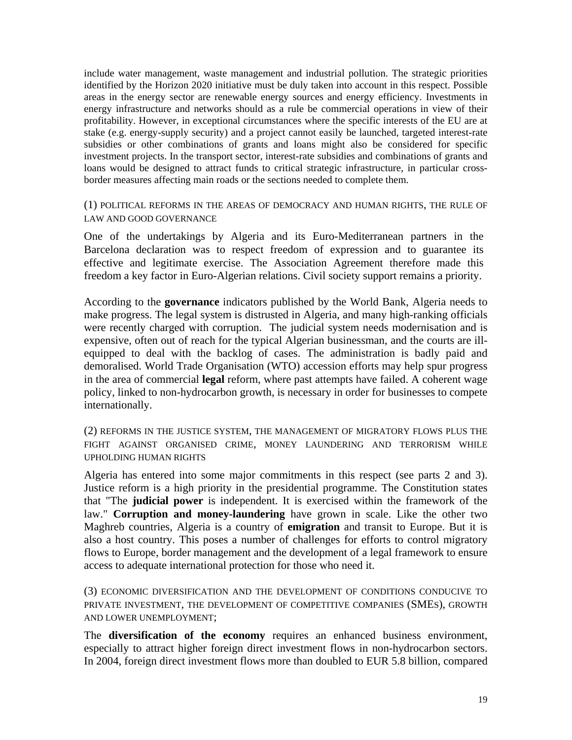include water management, waste management and industrial pollution. The strategic priorities identified by the Horizon 2020 initiative must be duly taken into account in this respect. Possible areas in the energy sector are renewable energy sources and energy efficiency. Investments in energy infrastructure and networks should as a rule be commercial operations in view of their profitability. However, in exceptional circumstances where the specific interests of the EU are at stake (e.g. energy-supply security) and a project cannot easily be launched, targeted interest-rate subsidies or other combinations of grants and loans might also be considered for specific investment projects. In the transport sector, interest-rate subsidies and combinations of grants and loans would be designed to attract funds to critical strategic infrastructure, in particular cross-border measures affecting main roads or the sections needed to complete them.

### (1) POLITICAL REFORMS IN THE AREAS OF DEMOCRACY AND HUMAN RIGHTS, THE RULE OF LAW AND GOOD GOVERNANCE

One of the undertakings by Algeria and its Euro-Mediterranean partners in the Barcelona declaration was to respect freedom of expression and to guarantee its effective and legitimate exercise. The Association Agreement therefore made this freedom a key factor in Euro-Algerian relations. Civil society support remains a priority.

According to the **governance** indicators published by the World Bank, Algeria needs to make progress. The legal system is distrusted in Algeria, and many high-ranking officials were recently charged with corruption. The judicial system needs modernisation and is expensive, often out of reach for the typical Algerian businessman, and the courts are ill-equipped to deal with the backlog of cases. The administration is badly paid and demoralised. World Trade Organisation (WTO) accession efforts may help spur progress in the area of commercial **legal** reform, where past attempts have failed. A coherent wage policy, linked to non-hydrocarbon growth, is necessary in order for businesses to compete internationally.

### (2) REFORMS IN THE JUSTICE SYSTEM, THE MANAGEMENT OF MIGRATORY FLOWS PLUS THE FIGHT AGAINST ORGANISED CRIME, MONEY LAUNDERING AND TERRORISM WHILE UPHOLDING HUMAN RIGHTS

Algeria has entered into some major commitments in this respect (see parts 2 and 3). Justice reform is a high priority in the presidential programme. The Constitution states that "The **judicial power** is independent. It is exercised within the framework of the law." **Corruption and money-laundering** have grown in scale. Like the other two Maghreb countries, Algeria is a country of **emigration** and transit to Europe. But it is also a host country. This poses a number of challenges for efforts to control migratory flows to Europe, border management and the development of a legal framework to ensure access to adequate international protection for those who need it.

### (3) ECONOMIC DIVERSIFICATION AND THE DEVELOPMENT OF CONDITIONS CONDUCIVE TO PRIVATE INVESTMENT, THE DEVELOPMENT OF COMPETITIVE COMPANIES (SMES), GROWTH AND LOWER UNEMPLOYMENT;

The **diversification of the economy** requires an enhanced business environment, especially to attract higher foreign direct investment flows in non-hydrocarbon sectors. In 2004, foreign direct investment flows more than doubled to EUR 5.8 billion, compared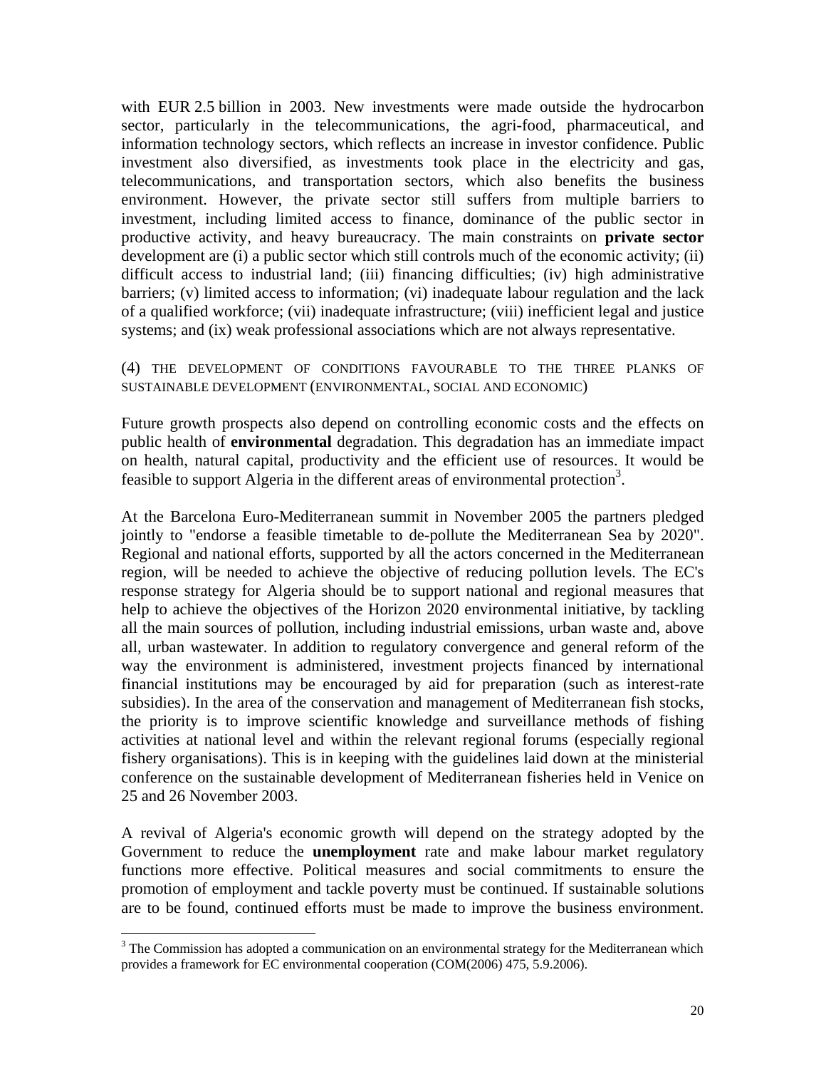with EUR 2.5 billion in 2003. New investments were made outside the hydrocarbon sector, particularly in the telecommunications, the agri-food, pharmaceutical, and information technology sectors, which reflects an increase in investor confidence. Public investment also diversified, as investments took place in the electricity and gas, telecommunications, and transportation sectors, which also benefits the business environment. However, the private sector still suffers from multiple barriers to investment, including limited access to finance, dominance of the public sector in productive activity, and heavy bureaucracy. The main constraints on **private sector** development are (i) a public sector which still controls much of the economic activity; (ii) difficult access to industrial land; (iii) financing difficulties; (iv) high administrative barriers; (v) limited access to information; (vi) inadequate labour regulation and the lack of a qualified workforce; (vii) inadequate infrastructure; (viii) inefficient legal and justice systems; and (ix) weak professional associations which are not always representative.

(4) THE DEVELOPMENT OF CONDITIONS FAVOURABLE TO THE THREE PLANKS OF SUSTAINABLE DEVELOPMENT (ENVIRONMENTAL, SOCIAL AND ECONOMIC)

Future growth prospects also depend on controlling economic costs and the effects on public health of **environmental** degradation. This degradation has an immediate impact on health, natural capital, productivity and the efficient use of resources. It would be feasible to support Algeria in the different areas of environmental protection[3].

At the Barcelona Euro-Mediterranean summit in November 2005 the partners pledged jointly to "endorse a feasible timetable to de-pollute the Mediterranean Sea by 2020". Regional and national efforts, supported by all the actors concerned in the Mediterranean region, will be needed to achieve the objective of reducing pollution levels. The EC's response strategy for Algeria should be to support national and regional measures that help to achieve the objectives of the Horizon 2020 environmental initiative, by tackling all the main sources of pollution, including industrial emissions, urban waste and, above all, urban wastewater. In addition to regulatory convergence and general reform of the way the environment is administered, investment projects financed by international financial institutions may be encouraged by aid for preparation (such as interest-rate subsidies). In the area of the conservation and management of Mediterranean fish stocks, the priority is to improve scientific knowledge and surveillance methods of fishing activities at national level and within the relevant regional forums (especially regional fishery organisations). This is in keeping with the guidelines laid down at the ministerial conference on the sustainable development of Mediterranean fisheries held in Venice on 25 and 26 November 2003.

A revival of Algeria's economic growth will depend on the strategy adopted by the Government to reduce the **unemployment** rate and make labour market regulatory functions more effective. Political measures and social commitments to ensure the promotion of employment and tackle poverty must be continued. If sustainable solutions are to be found, continued efforts must be made to improve the business environment.

[3] The Commission has adopted a communication on an environmental strategy for the Mediterranean which provides a framework for EC environmental cooperation (COM(2006) 475, 5.9.2006).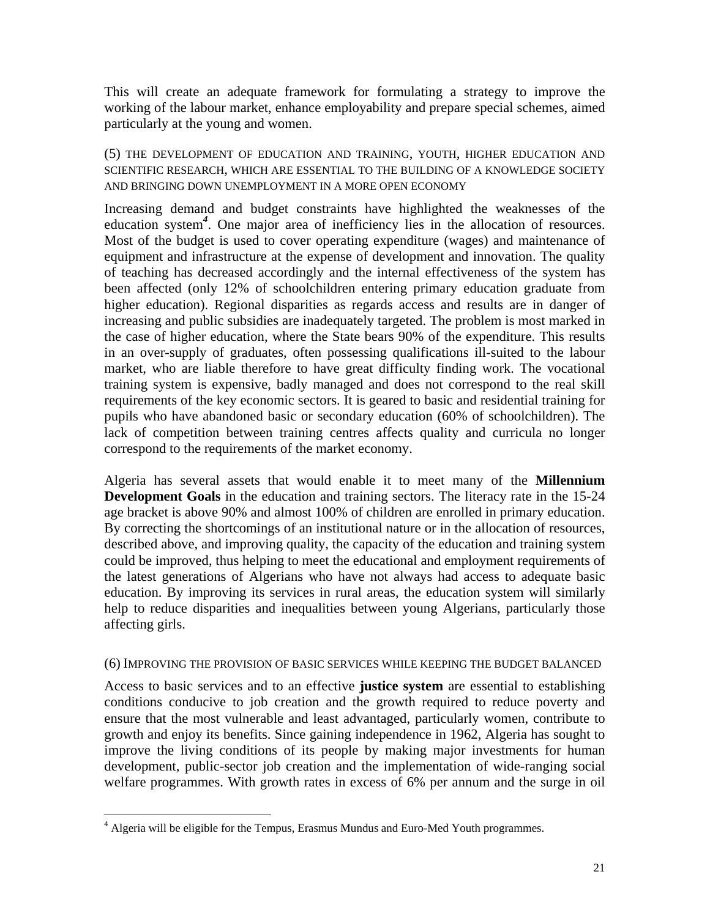This will create an adequate framework for formulating a strategy to improve the working of the labour market, enhance employability and prepare special schemes, aimed particularly at the young and women.

### (5) THE DEVELOPMENT OF EDUCATION AND TRAINING, YOUTH, HIGHER EDUCATION AND SCIENTIFIC RESEARCH, WHICH ARE ESSENTIAL TO THE BUILDING OF A KNOWLEDGE SOCIETY AND BRINGING DOWN UNEMPLOYMENT IN A MORE OPEN ECONOMY

Increasing demand and budget constraints have highlighted the weaknesses of the education system[4]. One major area of inefficiency lies in the allocation of resources. Most of the budget is used to cover operating expenditure (wages) and maintenance of equipment and infrastructure at the expense of development and innovation. The quality of teaching has decreased accordingly and the internal effectiveness of the system has been affected (only 12% of schoolchildren entering primary education graduate from higher education). Regional disparities as regards access and results are in danger of increasing and public subsidies are inadequately targeted. The problem is most marked in the case of higher education, where the State bears 90% of the expenditure. This results in an over-supply of graduates, often possessing qualifications ill-suited to the labour market, who are liable therefore to have great difficulty finding work. The vocational training system is expensive, badly managed and does not correspond to the real skill requirements of the key economic sectors. It is geared to basic and residential training for pupils who have abandoned basic or secondary education (60% of schoolchildren). The lack of competition between training centres affects quality and curricula no longer correspond to the requirements of the market economy.

Algeria has several assets that would enable it to meet many of the **Millennium Development Goals** in the education and training sectors. The literacy rate in the 15-24 age bracket is above 90% and almost 100% of children are enrolled in primary education. By correcting the shortcomings of an institutional nature or in the allocation of resources, described above, and improving quality, the capacity of the education and training system could be improved, thus helping to meet the educational and employment requirements of the latest generations of Algerians who have not always had access to adequate basic education. By improving its services in rural areas, the education system will similarly help to reduce disparities and inequalities between young Algerians, particularly those affecting girls.

### (6) IMPROVING THE PROVISION OF BASIC SERVICES WHILE KEEPING THE BUDGET BALANCED

Access to basic services and to an effective **justice system** are essential to establishing conditions conducive to job creation and the growth required to reduce poverty and ensure that the most vulnerable and least advantaged, particularly women, contribute to growth and enjoy its benefits. Since gaining independence in 1962, Algeria has sought to improve the living conditions of its people by making major investments for human development, public-sector job creation and the implementation of wide-ranging social welfare programmes. With growth rates in excess of 6% per annum and the surge in oil

---

[4] Algeria will be eligible for the Tempus, Erasmus Mundus and Euro-Med Youth programmes.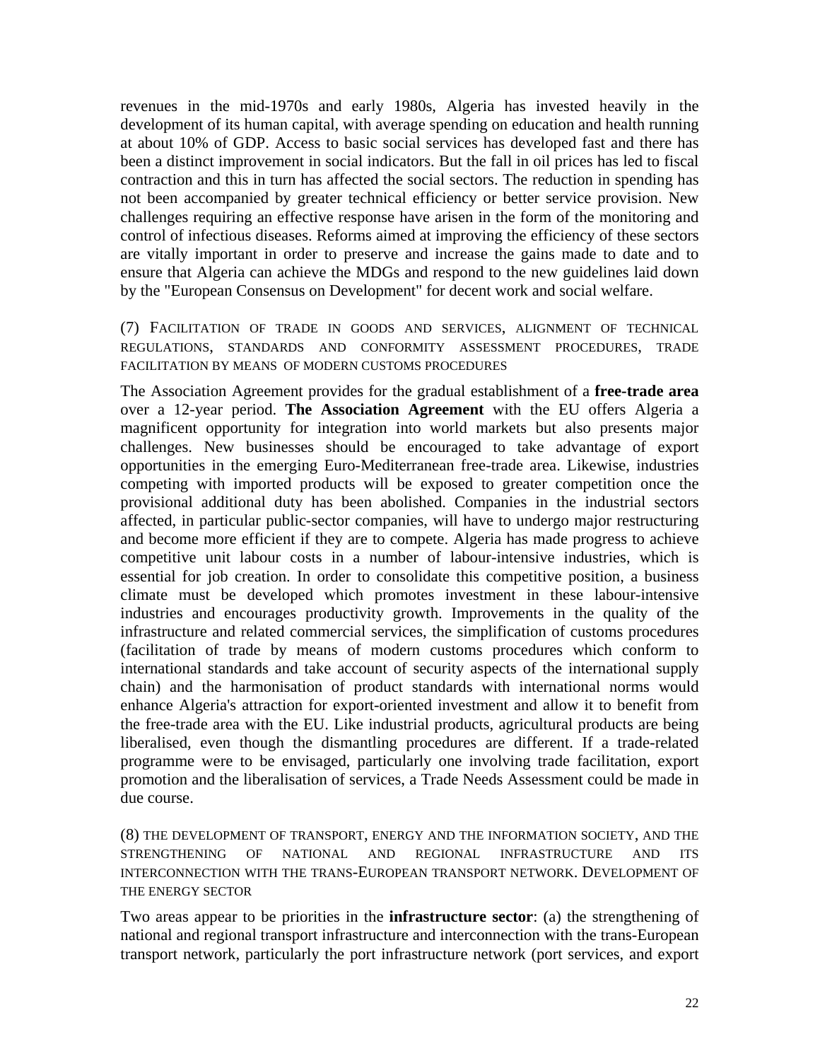revenues in the mid-1970s and early 1980s, Algeria has invested heavily in the development of its human capital, with average spending on education and health running at about 10% of GDP. Access to basic social services has developed fast and there has been a distinct improvement in social indicators. But the fall in oil prices has led to fiscal contraction and this in turn has affected the social sectors. The reduction in spending has not been accompanied by greater technical efficiency or better service provision. New challenges requiring an effective response have arisen in the form of the monitoring and control of infectious diseases. Reforms aimed at improving the efficiency of these sectors are vitally important in order to preserve and increase the gains made to date and to ensure that Algeria can achieve the MDGs and respond to the new guidelines laid down by the "European Consensus on Development" for decent work and social welfare.

### (7) Facilitation of trade in goods and services, alignment of technical regulations, standards and conformity assessment procedures, trade facilitation by means of modern customs procedures

The Association Agreement provides for the gradual establishment of a **free-trade area** over a 12-year period. **The Association Agreement** with the EU offers Algeria a magnificent opportunity for integration into world markets but also presents major challenges. New businesses should be encouraged to take advantage of export opportunities in the emerging Euro-Mediterranean free-trade area. Likewise, industries competing with imported products will be exposed to greater competition once the provisional additional duty has been abolished. Companies in the industrial sectors affected, in particular public-sector companies, will have to undergo major restructuring and become more efficient if they are to compete. Algeria has made progress to achieve competitive unit labour costs in a number of labour-intensive industries, which is essential for job creation. In order to consolidate this competitive position, a business climate must be developed which promotes investment in these labour-intensive industries and encourages productivity growth. Improvements in the quality of the infrastructure and related commercial services, the simplification of customs procedures (facilitation of trade by means of modern customs procedures which conform to international standards and take account of security aspects of the international supply chain) and the harmonisation of product standards with international norms would enhance Algeria's attraction for export-oriented investment and allow it to benefit from the free-trade area with the EU. Like industrial products, agricultural products are being liberalised, even though the dismantling procedures are different. If a trade-related programme were to be envisaged, particularly one involving trade facilitation, export promotion and the liberalisation of services, a Trade Needs Assessment could be made in due course.

### (8) The development of transport, energy and the information society, and the strengthening of national and regional infrastructure and its interconnection with the trans-European transport network. Development of the energy sector

Two areas appear to be priorities in the **infrastructure sector**: (a) the strengthening of national and regional transport infrastructure and interconnection with the trans-European transport network, particularly the port infrastructure network (port services, and export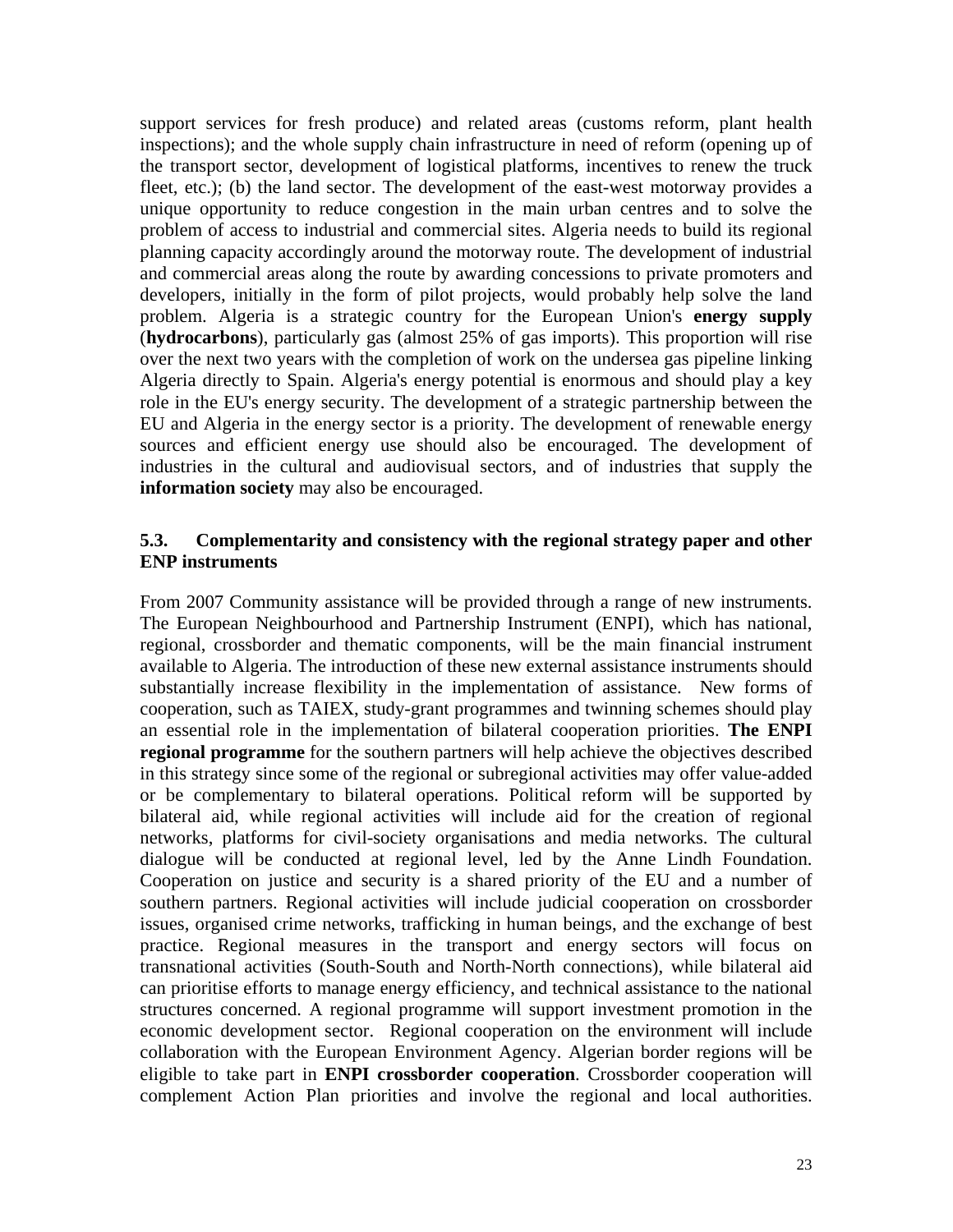support services for fresh produce) and related areas (customs reform, plant health inspections); and the whole supply chain infrastructure in need of reform (opening up of the transport sector, development of logistical platforms, incentives to renew the truck fleet, etc.); (b) the land sector. The development of the east-west motorway provides a unique opportunity to reduce congestion in the main urban centres and to solve the problem of access to industrial and commercial sites. Algeria needs to build its regional planning capacity accordingly around the motorway route. The development of industrial and commercial areas along the route by awarding concessions to private promoters and developers, initially in the form of pilot projects, would probably help solve the land problem. Algeria is a strategic country for the European Union's **energy supply** (**hydrocarbons**), particularly gas (almost 25% of gas imports). This proportion will rise over the next two years with the completion of work on the undersea gas pipeline linking Algeria directly to Spain. Algeria's energy potential is enormous and should play a key role in the EU's energy security. The development of a strategic partnership between the EU and Algeria in the energy sector is a priority. The development of renewable energy sources and efficient energy use should also be encouraged. The development of industries in the cultural and audiovisual sectors, and of industries that supply the **information society** may also be encouraged.

### 5.3. Complementarity and consistency with the regional strategy paper and other ENP instruments

From 2007 Community assistance will be provided through a range of new instruments. The European Neighbourhood and Partnership Instrument (ENPI), which has national, regional, crossborder and thematic components, will be the main financial instrument available to Algeria. The introduction of these new external assistance instruments should substantially increase flexibility in the implementation of assistance. New forms of cooperation, such as TAIEX, study-grant programmes and twinning schemes should play an essential role in the implementation of bilateral cooperation priorities. **The ENPI regional programme** for the southern partners will help achieve the objectives described in this strategy since some of the regional or subregional activities may offer value-added or be complementary to bilateral operations. Political reform will be supported by bilateral aid, while regional activities will include aid for the creation of regional networks, platforms for civil-society organisations and media networks. The cultural dialogue will be conducted at regional level, led by the Anne Lindh Foundation. Cooperation on justice and security is a shared priority of the EU and a number of southern partners. Regional activities will include judicial cooperation on crossborder issues, organised crime networks, trafficking in human beings, and the exchange of best practice. Regional measures in the transport and energy sectors will focus on transnational activities (South-South and North-North connections), while bilateral aid can prioritise efforts to manage energy efficiency, and technical assistance to the national structures concerned. A regional programme will support investment promotion in the economic development sector. Regional cooperation on the environment will include collaboration with the European Environment Agency. Algerian border regions will be eligible to take part in **ENPI crossborder cooperation**. Crossborder cooperation will complement Action Plan priorities and involve the regional and local authorities.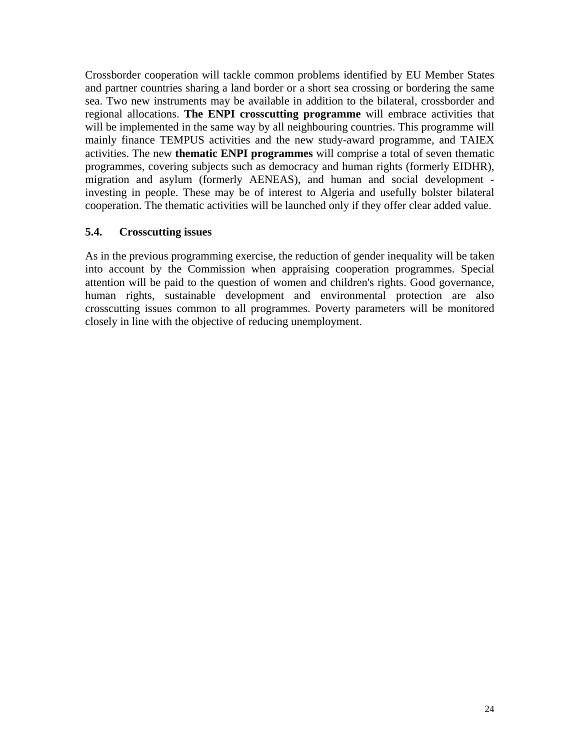Crossborder cooperation will tackle common problems identified by EU Member States and partner countries sharing a land border or a short sea crossing or bordering the same sea. Two new instruments may be available in addition to the bilateral, crossborder and regional allocations. **The ENPI crosscutting programme** will embrace activities that will be implemented in the same way by all neighbouring countries. This programme will mainly finance TEMPUS activities and the new study-award programme, and TAIEX activities. The new **thematic ENPI programmes** will comprise a total of seven thematic programmes, covering subjects such as democracy and human rights (formerly EIDHR), migration and asylum (formerly AENEAS), and human and social development - investing in people. These may be of interest to Algeria and usefully bolster bilateral cooperation. The thematic activities will be launched only if they offer clear added value.

### 5.4. Crosscutting issues

As in the previous programming exercise, the reduction of gender inequality will be taken into account by the Commission when appraising cooperation programmes. Special attention will be paid to the question of women and children's rights. Good governance, human rights, sustainable development and environmental protection are also crosscutting issues common to all programmes. Poverty parameters will be monitored closely in line with the objective of reducing unemployment.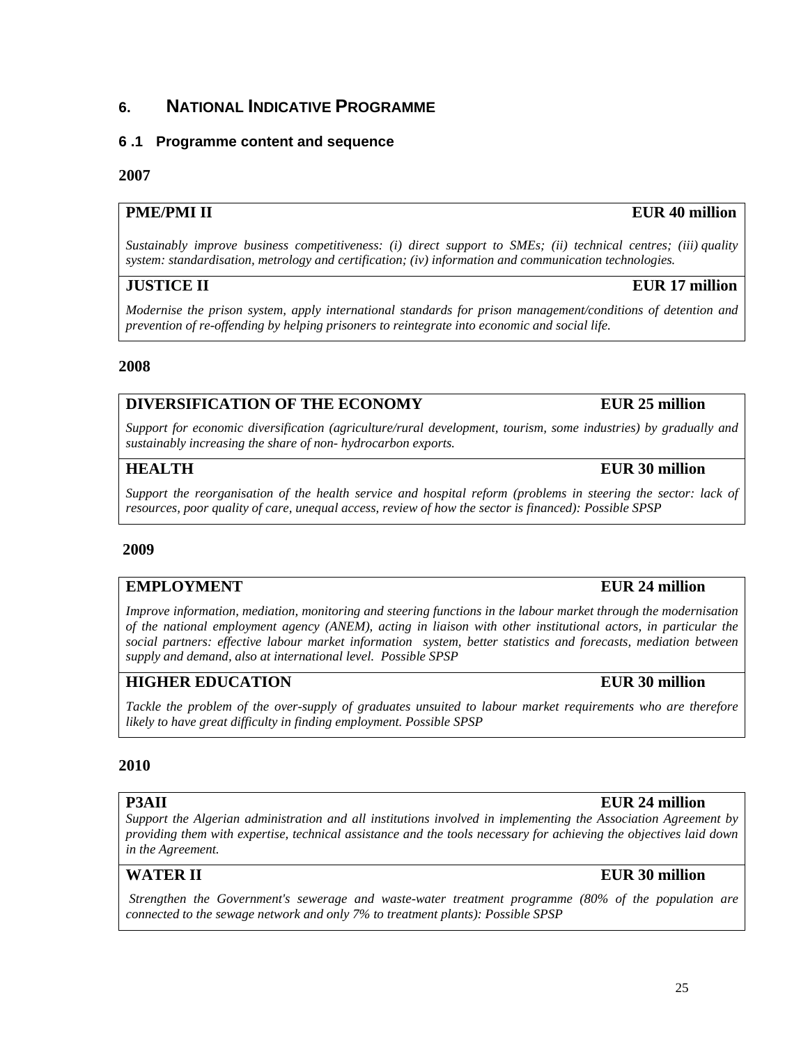# 6. NATIONAL INDICATIVE PROGRAMME

## 6 .1 Programme content and sequence

**2007**

**PME/PMI II** **EUR 40 million**

*Sustainably improve business competitiveness: (i) direct support to SMEs; (ii) technical centres; (iii) quality system: standardisation, metrology and certification; (iv) information and communication technologies.*

**JUSTICE II** **EUR 17 million**

*Modernise the prison system, apply international standards for prison management/conditions of detention and prevention of re-offending by helping prisoners to reintegrate into economic and social life.*

**2008**

**DIVERSIFICATION OF THE ECONOMY** **EUR 25 million**

*Support for economic diversification (agriculture/rural development, tourism, some industries) by gradually and sustainably increasing the share of non- hydrocarbon exports.*

**HEALTH** **EUR 30 million**

*Support the reorganisation of the health service and hospital reform (problems in steering the sector: lack of resources, poor quality of care, unequal access, review of how the sector is financed): Possible SPSP*

**2009**

**EMPLOYMENT** **EUR 24 million**

*Improve information, mediation, monitoring and steering functions in the labour market through the modernisation of the national employment agency (ANEM), acting in liaison with other institutional actors, in particular the social partners: effective labour market information system, better statistics and forecasts, mediation between supply and demand, also at international level. Possible SPSP*

**HIGHER EDUCATION** **EUR 30 million**

*Tackle the problem of the over-supply of graduates unsuited to labour market requirements who are therefore likely to have great difficulty in finding employment. Possible SPSP*

**2010**

**P3AII** **EUR 24 million**

*Support the Algerian administration and all institutions involved in implementing the Association Agreement by providing them with expertise, technical assistance and the tools necessary for achieving the objectives laid down in the Agreement.*

**WATER II** **EUR 30 million**

*Strengthen the Government's sewerage and waste-water treatment programme (80% of the population are connected to the sewage network and only 7% to treatment plants): Possible SPSP*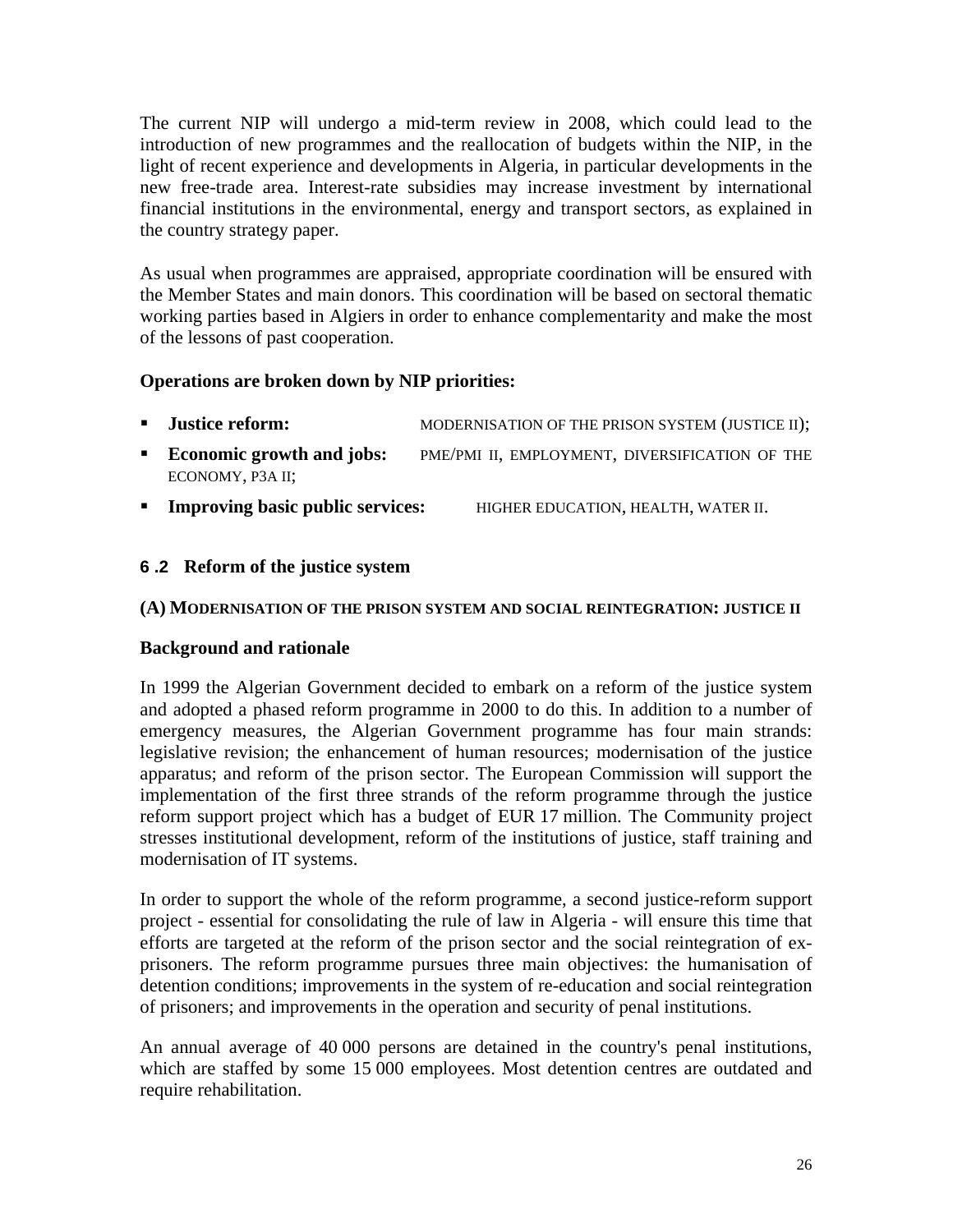The current NIP will undergo a mid-term review in 2008, which could lead to the introduction of new programmes and the reallocation of budgets within the NIP, in the light of recent experience and developments in Algeria, in particular developments in the new free-trade area. Interest-rate subsidies may increase investment by international financial institutions in the environmental, energy and transport sectors, as explained in the country strategy paper.

As usual when programmes are appraised, appropriate coordination will be ensured with the Member States and main donors. This coordination will be based on sectoral thematic working parties based in Algiers in order to enhance complementarity and make the most of the lessons of past cooperation.

**Operations are broken down by NIP priorities:**

- **Justice reform:** MODERNISATION OF THE PRISON SYSTEM (JUSTICE II);
- **Economic growth and jobs:** PME/PMI II, EMPLOYMENT, DIVERSIFICATION OF THE ECONOMY, P3A II;
- **Improving basic public services:** HIGHER EDUCATION, HEALTH, WATER II.

### 6 .2 Reform of the justice system

**(A) MODERNISATION OF THE PRISON SYSTEM AND SOCIAL REINTEGRATION: JUSTICE II**

**Background and rationale**

In 1999 the Algerian Government decided to embark on a reform of the justice system and adopted a phased reform programme in 2000 to do this. In addition to a number of emergency measures, the Algerian Government programme has four main strands: legislative revision; the enhancement of human resources; modernisation of the justice apparatus; and reform of the prison sector. The European Commission will support the implementation of the first three strands of the reform programme through the justice reform support project which has a budget of EUR 17 million. The Community project stresses institutional development, reform of the institutions of justice, staff training and modernisation of IT systems.

In order to support the whole of the reform programme, a second justice-reform support project - essential for consolidating the rule of law in Algeria - will ensure this time that efforts are targeted at the reform of the prison sector and the social reintegration of ex-prisoners. The reform programme pursues three main objectives: the humanisation of detention conditions; improvements in the system of re-education and social reintegration of prisoners; and improvements in the operation and security of penal institutions.

An annual average of 40 000 persons are detained in the country's penal institutions, which are staffed by some 15 000 employees. Most detention centres are outdated and require rehabilitation.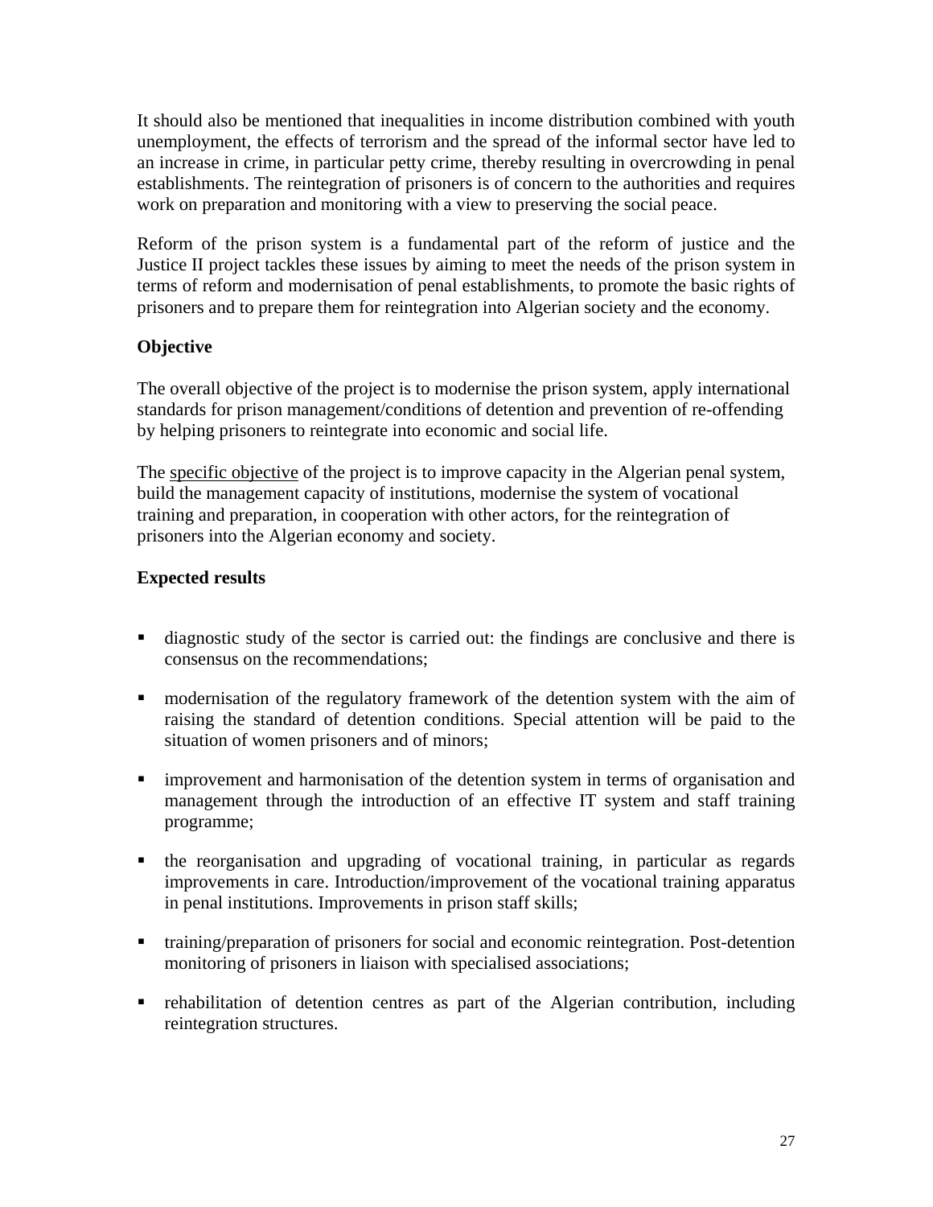It should also be mentioned that inequalities in income distribution combined with youth unemployment, the effects of terrorism and the spread of the informal sector have led to an increase in crime, in particular petty crime, thereby resulting in overcrowding in penal establishments. The reintegration of prisoners is of concern to the authorities and requires work on preparation and monitoring with a view to preserving the social peace.

Reform of the prison system is a fundamental part of the reform of justice and the Justice II project tackles these issues by aiming to meet the needs of the prison system in terms of reform and modernisation of penal establishments, to promote the basic rights of prisoners and to prepare them for reintegration into Algerian society and the economy.

**Objective**

The overall objective of the project is to modernise the prison system, apply international standards for prison management/conditions of detention and prevention of re-offending by helping prisoners to reintegrate into economic and social life.

The specific objective of the project is to improve capacity in the Algerian penal system, build the management capacity of institutions, modernise the system of vocational training and preparation, in cooperation with other actors, for the reintegration of prisoners into the Algerian economy and society.

**Expected results**

- diagnostic study of the sector is carried out: the findings are conclusive and there is consensus on the recommendations;
- modernisation of the regulatory framework of the detention system with the aim of raising the standard of detention conditions. Special attention will be paid to the situation of women prisoners and of minors;
- improvement and harmonisation of the detention system in terms of organisation and management through the introduction of an effective IT system and staff training programme;
- the reorganisation and upgrading of vocational training, in particular as regards improvements in care. Introduction/improvement of the vocational training apparatus in penal institutions. Improvements in prison staff skills;
- training/preparation of prisoners for social and economic reintegration. Post-detention monitoring of prisoners in liaison with specialised associations;
- rehabilitation of detention centres as part of the Algerian contribution, including reintegration structures.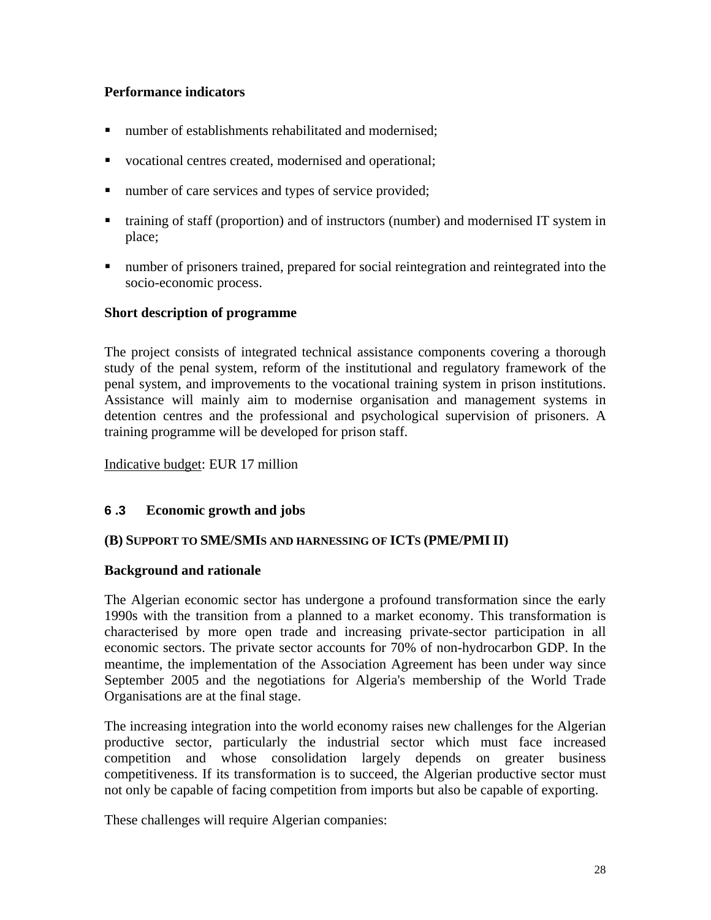**Performance indicators**

- number of establishments rehabilitated and modernised;
- vocational centres created, modernised and operational;
- number of care services and types of service provided;
- training of staff (proportion) and of instructors (number) and modernised IT system in place;
- number of prisoners trained, prepared for social reintegration and reintegrated into the socio-economic process.

**Short description of programme**

The project consists of integrated technical assistance components covering a thorough study of the penal system, reform of the institutional and regulatory framework of the penal system, and improvements to the vocational training system in prison institutions. Assistance will mainly aim to modernise organisation and management systems in detention centres and the professional and psychological supervision of prisoners. A training programme will be developed for prison staff.

Indicative budget: EUR 17 million

## 6 .3 Economic growth and jobs

### (B) SUPPORT TO SME/SMIS AND HARNESSING OF ICTS (PME/PMI II)

**Background and rationale**

The Algerian economic sector has undergone a profound transformation since the early 1990s with the transition from a planned to a market economy. This transformation is characterised by more open trade and increasing private-sector participation in all economic sectors. The private sector accounts for 70% of non-hydrocarbon GDP. In the meantime, the implementation of the Association Agreement has been under way since September 2005 and the negotiations for Algeria's membership of the World Trade Organisations are at the final stage.

The increasing integration into the world economy raises new challenges for the Algerian productive sector, particularly the industrial sector which must face increased competition and whose consolidation largely depends on greater business competitiveness. If its transformation is to succeed, the Algerian productive sector must not only be capable of facing competition from imports but also be capable of exporting.

These challenges will require Algerian companies: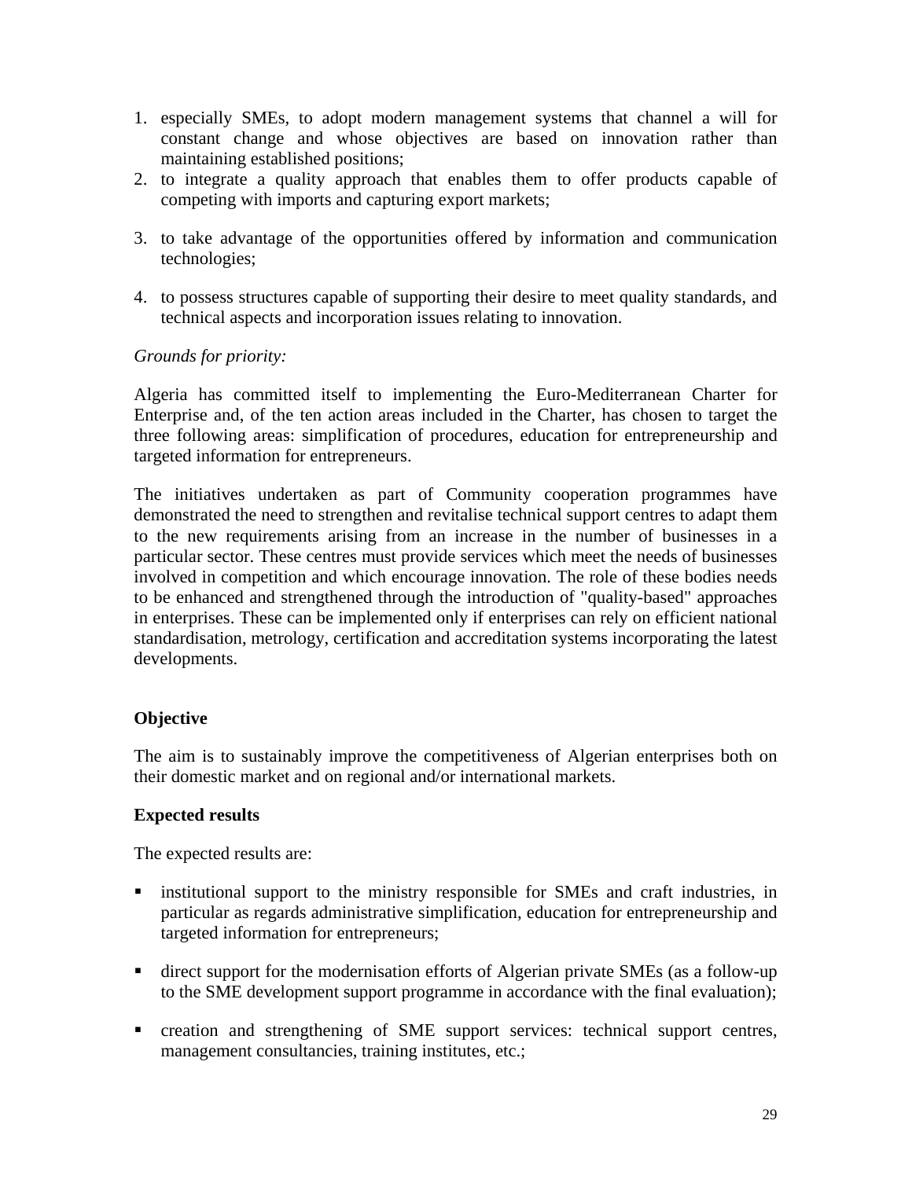1. especially SMEs, to adopt modern management systems that channel a will for constant change and whose objectives are based on innovation rather than maintaining established positions;
2. to integrate a quality approach that enables them to offer products capable of competing with imports and capturing export markets;
3. to take advantage of the opportunities offered by information and communication technologies;
4. to possess structures capable of supporting their desire to meet quality standards, and technical aspects and incorporation issues relating to innovation.

*Grounds for priority:*

Algeria has committed itself to implementing the Euro-Mediterranean Charter for Enterprise and, of the ten action areas included in the Charter, has chosen to target the three following areas: simplification of procedures, education for entrepreneurship and targeted information for entrepreneurs.

The initiatives undertaken as part of Community cooperation programmes have demonstrated the need to strengthen and revitalise technical support centres to adapt them to the new requirements arising from an increase in the number of businesses in a particular sector. These centres must provide services which meet the needs of businesses involved in competition and which encourage innovation. The role of these bodies needs to be enhanced and strengthened through the introduction of "quality-based" approaches in enterprises. These can be implemented only if enterprises can rely on efficient national standardisation, metrology, certification and accreditation systems incorporating the latest developments.

**Objective**

The aim is to sustainably improve the competitiveness of Algerian enterprises both on their domestic market and on regional and/or international markets.

**Expected results**

The expected results are:

- institutional support to the ministry responsible for SMEs and craft industries, in particular as regards administrative simplification, education for entrepreneurship and targeted information for entrepreneurs;
- direct support for the modernisation efforts of Algerian private SMEs (as a follow-up to the SME development support programme in accordance with the final evaluation);
- creation and strengthening of SME support services: technical support centres, management consultancies, training institutes, etc.;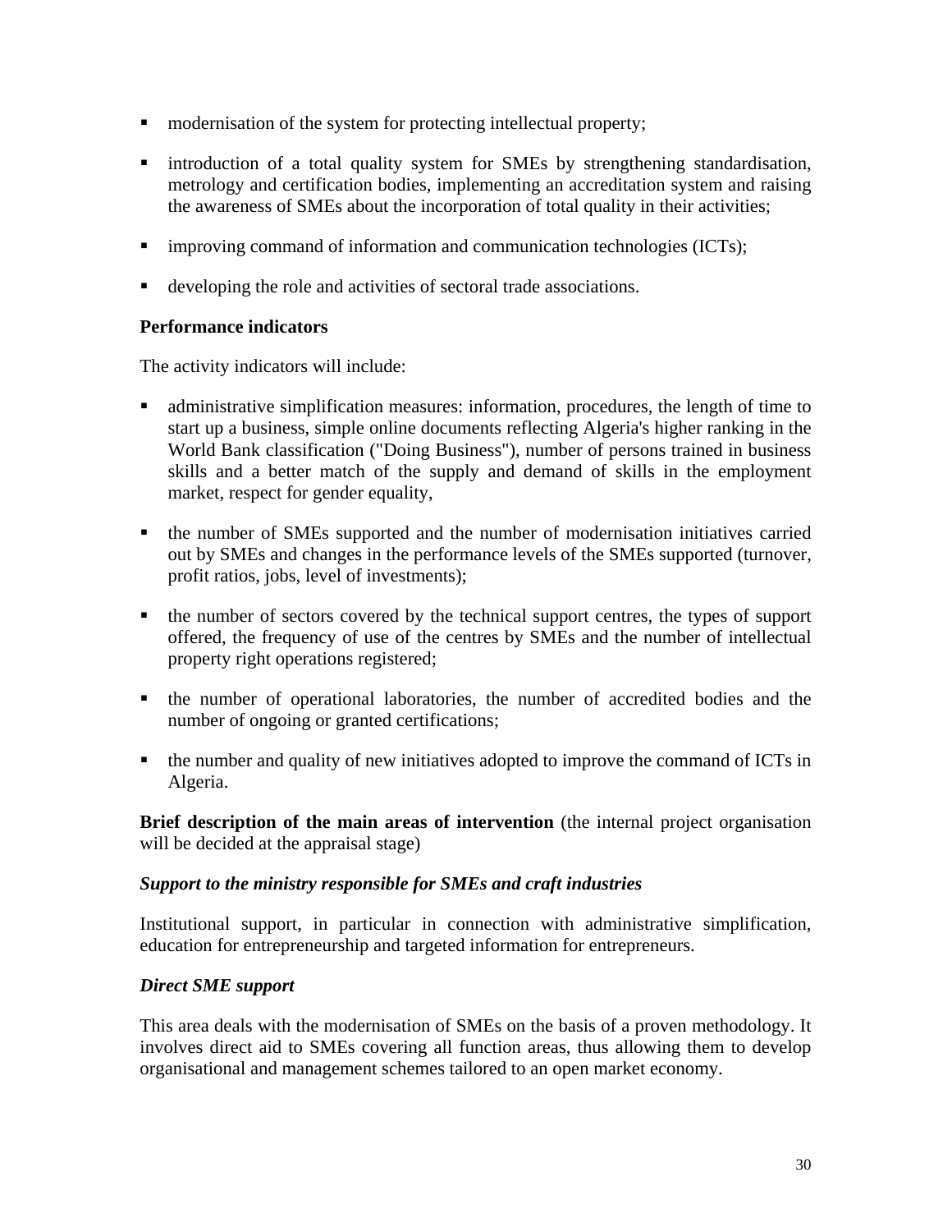- modernisation of the system for protecting intellectual property;
- introduction of a total quality system for SMEs by strengthening standardisation, metrology and certification bodies, implementing an accreditation system and raising the awareness of SMEs about the incorporation of total quality in their activities;
- improving command of information and communication technologies (ICTs);
- developing the role and activities of sectoral trade associations.

**Performance indicators**

The activity indicators will include:

- administrative simplification measures: information, procedures, the length of time to start up a business, simple online documents reflecting Algeria's higher ranking in the World Bank classification ("Doing Business"), number of persons trained in business skills and a better match of the supply and demand of skills in the employment market, respect for gender equality,
- the number of SMEs supported and the number of modernisation initiatives carried out by SMEs and changes in the performance levels of the SMEs supported (turnover, profit ratios, jobs, level of investments);
- the number of sectors covered by the technical support centres, the types of support offered, the frequency of use of the centres by SMEs and the number of intellectual property right operations registered;
- the number of operational laboratories, the number of accredited bodies and the number of ongoing or granted certifications;
- the number and quality of new initiatives adopted to improve the command of ICTs in Algeria.

**Brief description of the main areas of intervention** (the internal project organisation will be decided at the appraisal stage)

***Support to the ministry responsible for SMEs and craft industries***

Institutional support, in particular in connection with administrative simplification, education for entrepreneurship and targeted information for entrepreneurs.

***Direct SME support***

This area deals with the modernisation of SMEs on the basis of a proven methodology. It involves direct aid to SMEs covering all function areas, thus allowing them to develop organisational and management schemes tailored to an open market economy.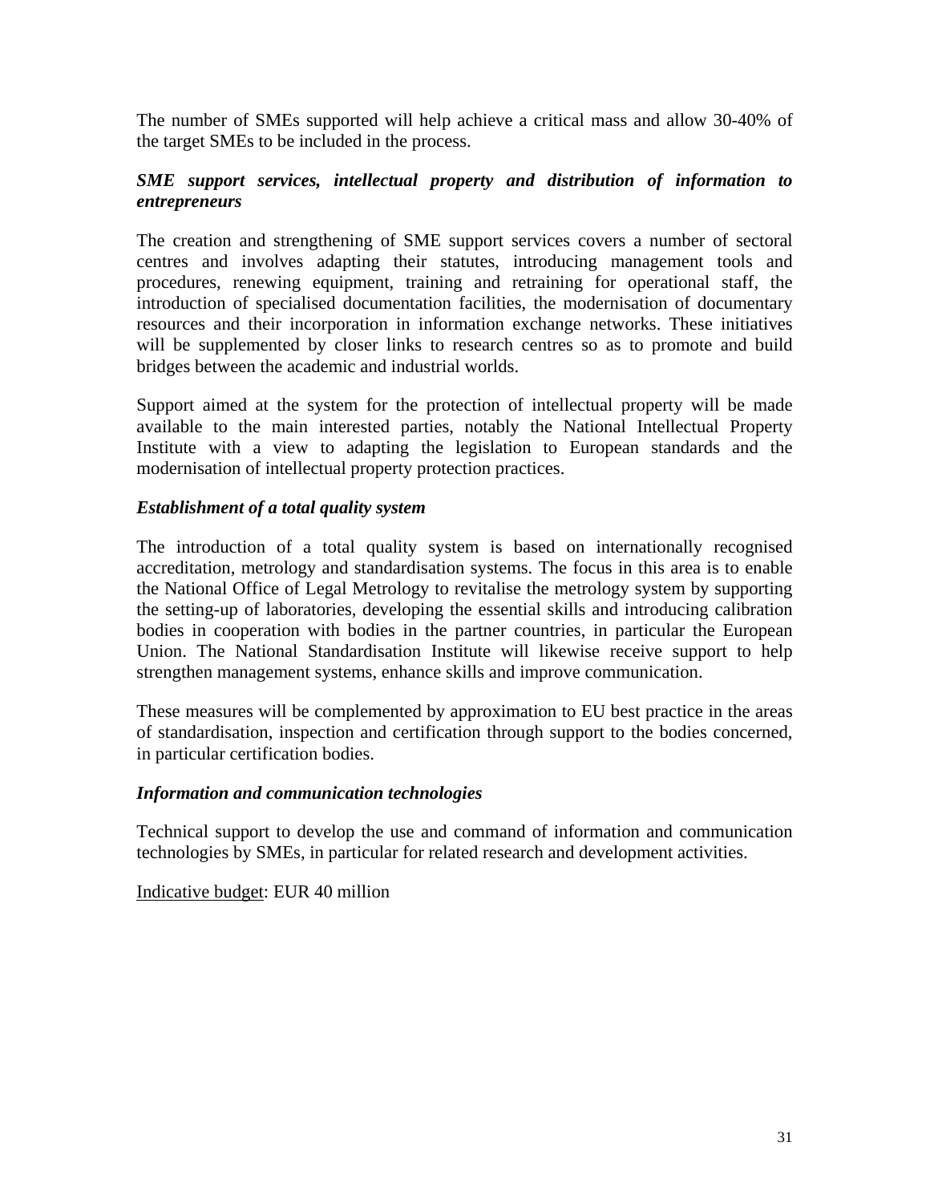The number of SMEs supported will help achieve a critical mass and allow 30-40% of the target SMEs to be included in the process.

***SME support services, intellectual property and distribution of information to entrepreneurs***

The creation and strengthening of SME support services covers a number of sectoral centres and involves adapting their statutes, introducing management tools and procedures, renewing equipment, training and retraining for operational staff, the introduction of specialised documentation facilities, the modernisation of documentary resources and their incorporation in information exchange networks. These initiatives will be supplemented by closer links to research centres so as to promote and build bridges between the academic and industrial worlds.

Support aimed at the system for the protection of intellectual property will be made available to the main interested parties, notably the National Intellectual Property Institute with a view to adapting the legislation to European standards and the modernisation of intellectual property protection practices.

***Establishment of a total quality system***

The introduction of a total quality system is based on internationally recognised accreditation, metrology and standardisation systems. The focus in this area is to enable the National Office of Legal Metrology to revitalise the metrology system by supporting the setting-up of laboratories, developing the essential skills and introducing calibration bodies in cooperation with bodies in the partner countries, in particular the European Union. The National Standardisation Institute will likewise receive support to help strengthen management systems, enhance skills and improve communication.

These measures will be complemented by approximation to EU best practice in the areas of standardisation, inspection and certification through support to the bodies concerned, in particular certification bodies.

***Information and communication technologies***

Technical support to develop the use and command of information and communication technologies by SMEs, in particular for related research and development activities.

Indicative budget: EUR 40 million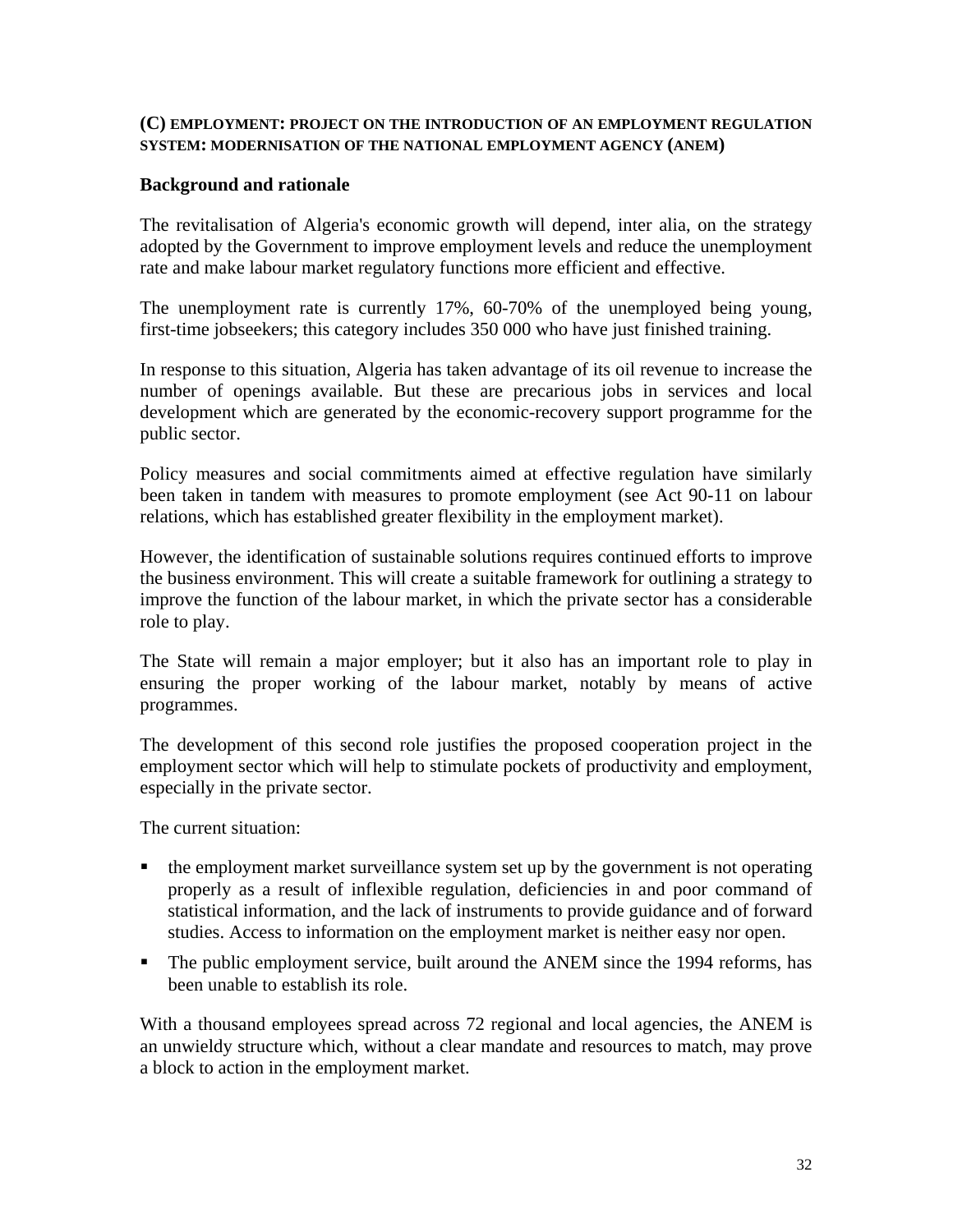### (C) EMPLOYMENT: PROJECT ON THE INTRODUCTION OF AN EMPLOYMENT REGULATION SYSTEM: MODERNISATION OF THE NATIONAL EMPLOYMENT AGENCY (ANEM)

**Background and rationale**

The revitalisation of Algeria's economic growth will depend, inter alia, on the strategy adopted by the Government to improve employment levels and reduce the unemployment rate and make labour market regulatory functions more efficient and effective.

The unemployment rate is currently 17%, 60-70% of the unemployed being young, first-time jobseekers; this category includes 350 000 who have just finished training.

In response to this situation, Algeria has taken advantage of its oil revenue to increase the number of openings available. But these are precarious jobs in services and local development which are generated by the economic-recovery support programme for the public sector.

Policy measures and social commitments aimed at effective regulation have similarly been taken in tandem with measures to promote employment (see Act 90-11 on labour relations, which has established greater flexibility in the employment market).

However, the identification of sustainable solutions requires continued efforts to improve the business environment. This will create a suitable framework for outlining a strategy to improve the function of the labour market, in which the private sector has a considerable role to play.

The State will remain a major employer; but it also has an important role to play in ensuring the proper working of the labour market, notably by means of active programmes.

The development of this second role justifies the proposed cooperation project in the employment sector which will help to stimulate pockets of productivity and employment, especially in the private sector.

The current situation:

- the employment market surveillance system set up by the government is not operating properly as a result of inflexible regulation, deficiencies in and poor command of statistical information, and the lack of instruments to provide guidance and of forward studies. Access to information on the employment market is neither easy nor open.
- The public employment service, built around the ANEM since the 1994 reforms, has been unable to establish its role.

With a thousand employees spread across 72 regional and local agencies, the ANEM is an unwieldy structure which, without a clear mandate and resources to match, may prove a block to action in the employment market.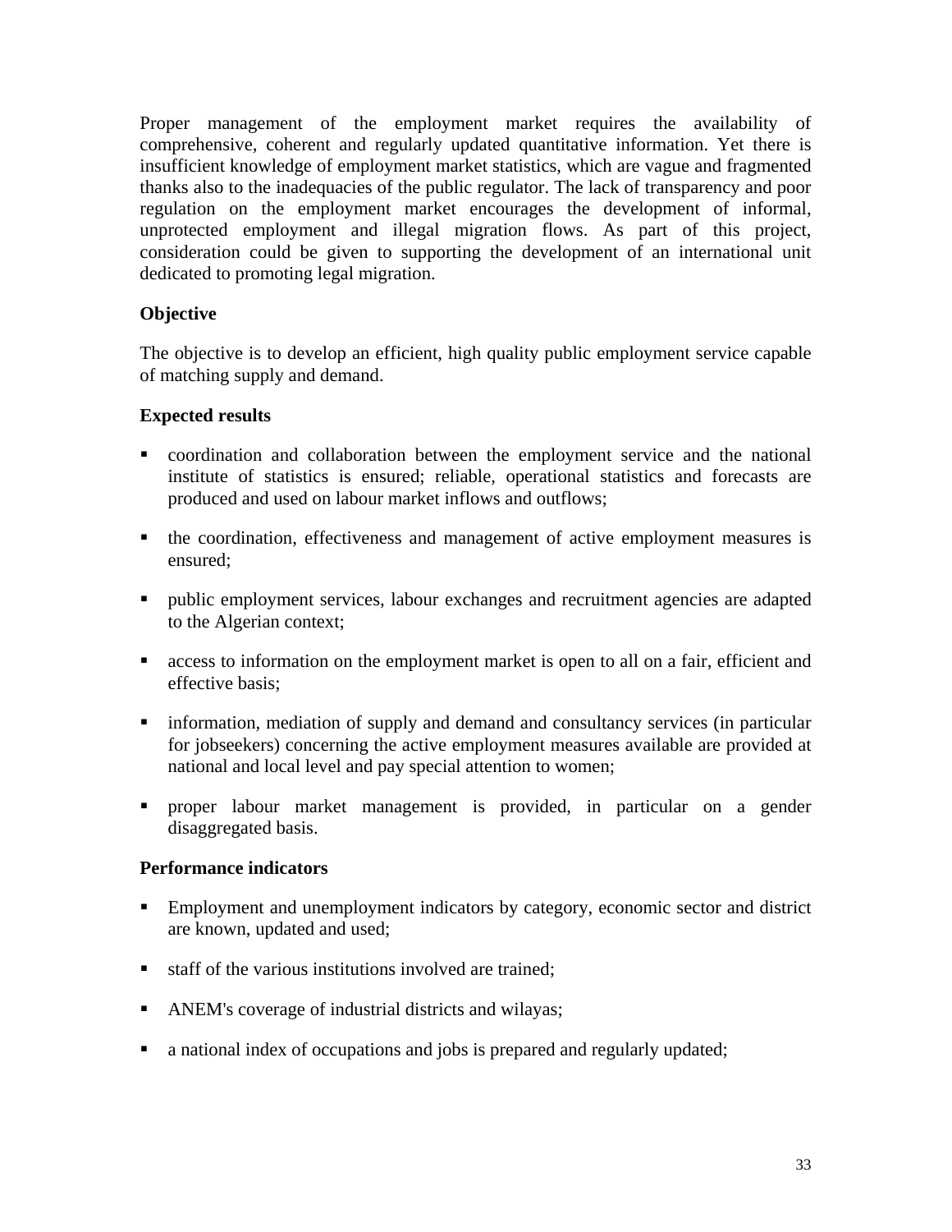Proper management of the employment market requires the availability of comprehensive, coherent and regularly updated quantitative information. Yet there is insufficient knowledge of employment market statistics, which are vague and fragmented thanks also to the inadequacies of the public regulator. The lack of transparency and poor regulation on the employment market encourages the development of informal, unprotected employment and illegal migration flows. As part of this project, consideration could be given to supporting the development of an international unit dedicated to promoting legal migration.

**Objective**

The objective is to develop an efficient, high quality public employment service capable of matching supply and demand.

**Expected results**

- coordination and collaboration between the employment service and the national institute of statistics is ensured; reliable, operational statistics and forecasts are produced and used on labour market inflows and outflows;
- the coordination, effectiveness and management of active employment measures is ensured;
- public employment services, labour exchanges and recruitment agencies are adapted to the Algerian context;
- access to information on the employment market is open to all on a fair, efficient and effective basis;
- information, mediation of supply and demand and consultancy services (in particular for jobseekers) concerning the active employment measures available are provided at national and local level and pay special attention to women;
- proper labour market management is provided, in particular on a gender disaggregated basis.

**Performance indicators**

- Employment and unemployment indicators by category, economic sector and district are known, updated and used;
- staff of the various institutions involved are trained;
- ANEM's coverage of industrial districts and wilayas;
- a national index of occupations and jobs is prepared and regularly updated;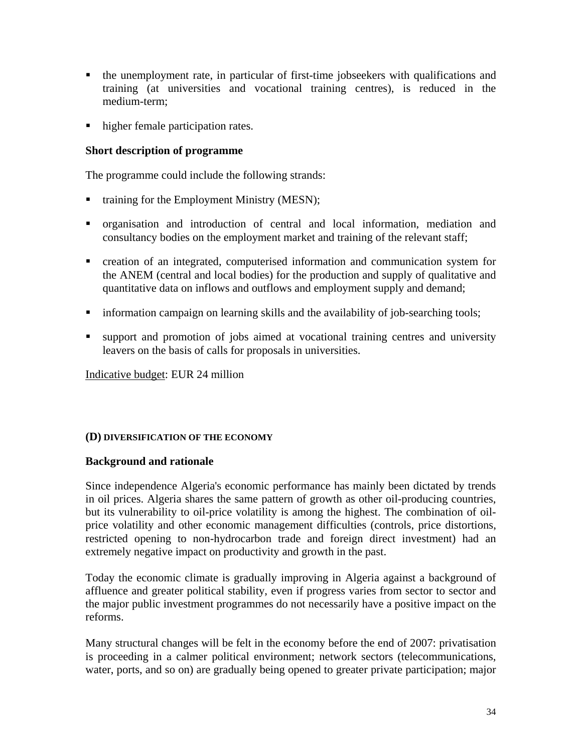- the unemployment rate, in particular of first-time jobseekers with qualifications and training (at universities and vocational training centres), is reduced in the medium-term;
- higher female participation rates.

**Short description of programme**

The programme could include the following strands:

- training for the Employment Ministry (MESN);
- organisation and introduction of central and local information, mediation and consultancy bodies on the employment market and training of the relevant staff;
- creation of an integrated, computerised information and communication system for the ANEM (central and local bodies) for the production and supply of qualitative and quantitative data on inflows and outflows and employment supply and demand;
- information campaign on learning skills and the availability of job-searching tools;
- support and promotion of jobs aimed at vocational training centres and university leavers on the basis of calls for proposals in universities.

Indicative budget: EUR 24 million

#### (D) DIVERSIFICATION OF THE ECONOMY

**Background and rationale**

Since independence Algeria's economic performance has mainly been dictated by trends in oil prices. Algeria shares the same pattern of growth as other oil-producing countries, but its vulnerability to oil-price volatility is among the highest. The combination of oil-price volatility and other economic management difficulties (controls, price distortions, restricted opening to non-hydrocarbon trade and foreign direct investment) had an extremely negative impact on productivity and growth in the past.

Today the economic climate is gradually improving in Algeria against a background of affluence and greater political stability, even if progress varies from sector to sector and the major public investment programmes do not necessarily have a positive impact on the reforms.

Many structural changes will be felt in the economy before the end of 2007: privatisation is proceeding in a calmer political environment; network sectors (telecommunications, water, ports, and so on) are gradually being opened to greater private participation; major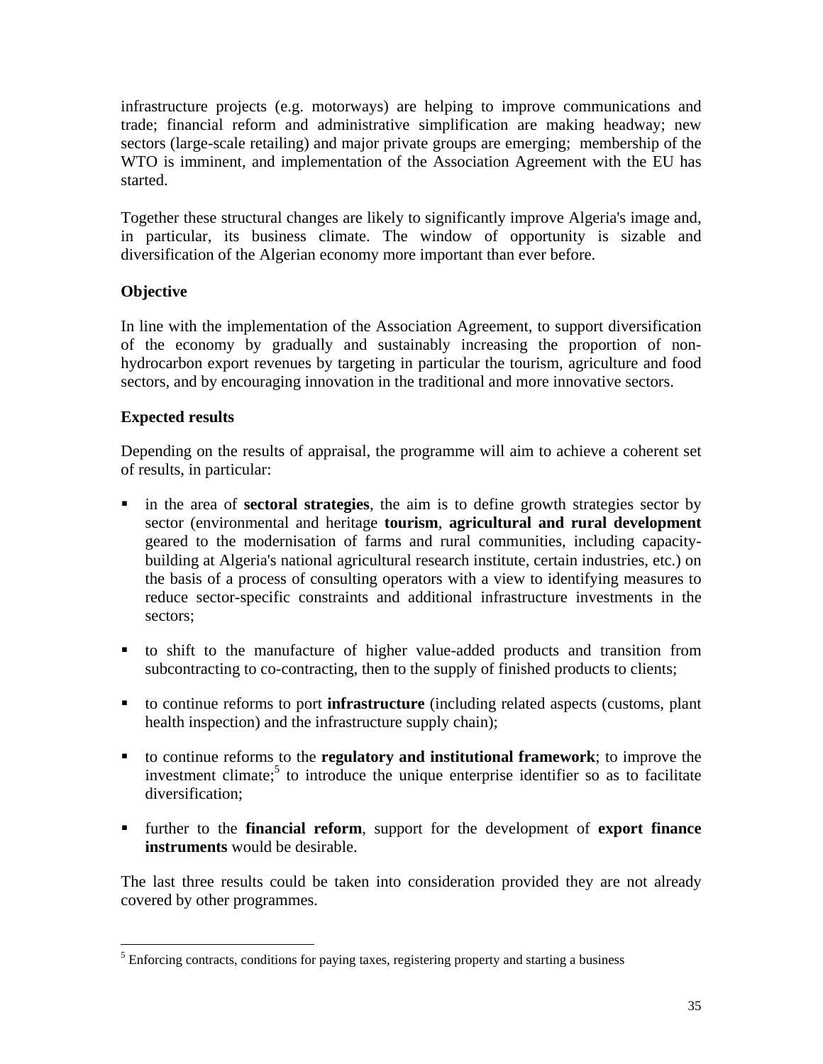infrastructure projects (e.g. motorways) are helping to improve communications and trade; financial reform and administrative simplification are making headway; new sectors (large-scale retailing) and major private groups are emerging; membership of the WTO is imminent, and implementation of the Association Agreement with the EU has started.

Together these structural changes are likely to significantly improve Algeria's image and, in particular, its business climate. The window of opportunity is sizable and diversification of the Algerian economy more important than ever before.

**Objective**

In line with the implementation of the Association Agreement, to support diversification of the economy by gradually and sustainably increasing the proportion of non-hydrocarbon export revenues by targeting in particular the tourism, agriculture and food sectors, and by encouraging innovation in the traditional and more innovative sectors.

**Expected results**

Depending on the results of appraisal, the programme will aim to achieve a coherent set of results, in particular:

- in the area of **sectoral strategies**, the aim is to define growth strategies sector by sector (environmental and heritage **tourism**, **agricultural and rural development** geared to the modernisation of farms and rural communities, including capacity-building at Algeria's national agricultural research institute, certain industries, etc.) on the basis of a process of consulting operators with a view to identifying measures to reduce sector-specific constraints and additional infrastructure investments in the sectors;

- to shift to the manufacture of higher value-added products and transition from subcontracting to co-contracting, then to the supply of finished products to clients;

- to continue reforms to port **infrastructure** (including related aspects (customs, plant health inspection) and the infrastructure supply chain);

- to continue reforms to the **regulatory and institutional framework**; to improve the investment climate;[5] to introduce the unique enterprise identifier so as to facilitate diversification;

- further to the **financial reform**, support for the development of **export finance instruments** would be desirable.

The last three results could be taken into consideration provided they are not already covered by other programmes.

[5] Enforcing contracts, conditions for paying taxes, registering property and starting a business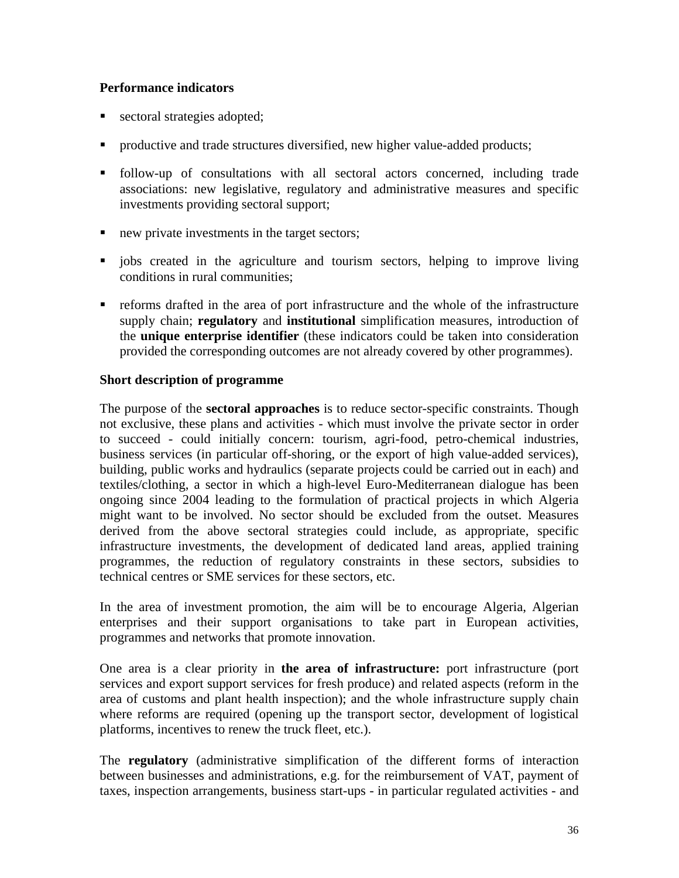**Performance indicators**

- sectoral strategies adopted;
- productive and trade structures diversified, new higher value-added products;
- follow-up of consultations with all sectoral actors concerned, including trade associations: new legislative, regulatory and administrative measures and specific investments providing sectoral support;
- new private investments in the target sectors;
- jobs created in the agriculture and tourism sectors, helping to improve living conditions in rural communities;
- reforms drafted in the area of port infrastructure and the whole of the infrastructure supply chain; **regulatory** and **institutional** simplification measures, introduction of the **unique enterprise identifier** (these indicators could be taken into consideration provided the corresponding outcomes are not already covered by other programmes).

**Short description of programme**

The purpose of the **sectoral approaches** is to reduce sector-specific constraints. Though not exclusive, these plans and activities - which must involve the private sector in order to succeed - could initially concern: tourism, agri-food, petro-chemical industries, business services (in particular off-shoring, or the export of high value-added services), building, public works and hydraulics (separate projects could be carried out in each) and textiles/clothing, a sector in which a high-level Euro-Mediterranean dialogue has been ongoing since 2004 leading to the formulation of practical projects in which Algeria might want to be involved. No sector should be excluded from the outset. Measures derived from the above sectoral strategies could include, as appropriate, specific infrastructure investments, the development of dedicated land areas, applied training programmes, the reduction of regulatory constraints in these sectors, subsidies to technical centres or SME services for these sectors, etc.

In the area of investment promotion, the aim will be to encourage Algeria, Algerian enterprises and their support organisations to take part in European activities, programmes and networks that promote innovation.

One area is a clear priority in **the area of infrastructure:** port infrastructure (port services and export support services for fresh produce) and related aspects (reform in the area of customs and plant health inspection); and the whole infrastructure supply chain where reforms are required (opening up the transport sector, development of logistical platforms, incentives to renew the truck fleet, etc.).

The **regulatory** (administrative simplification of the different forms of interaction between businesses and administrations, e.g. for the reimbursement of VAT, payment of taxes, inspection arrangements, business start-ups - in particular regulated activities - and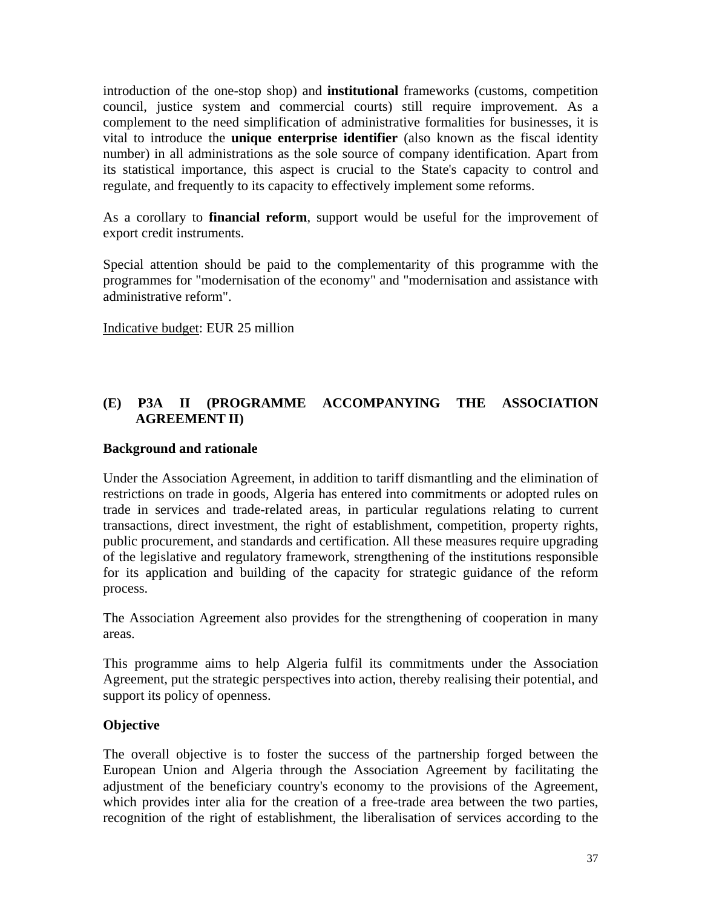introduction of the one-stop shop) and **institutional** frameworks (customs, competition council, justice system and commercial courts) still require improvement. As a complement to the need simplification of administrative formalities for businesses, it is vital to introduce the **unique enterprise identifier** (also known as the fiscal identity number) in all administrations as the sole source of company identification. Apart from its statistical importance, this aspect is crucial to the State's capacity to control and regulate, and frequently to its capacity to effectively implement some reforms.

As a corollary to **financial reform**, support would be useful for the improvement of export credit instruments.

Special attention should be paid to the complementarity of this programme with the programmes for "modernisation of the economy" and "modernisation and assistance with administrative reform".

Indicative budget: EUR 25 million

### (E) P3A II (PROGRAMME ACCOMPANYING THE ASSOCIATION AGREEMENT II)

**Background and rationale**

Under the Association Agreement, in addition to tariff dismantling and the elimination of restrictions on trade in goods, Algeria has entered into commitments or adopted rules on trade in services and trade-related areas, in particular regulations relating to current transactions, direct investment, the right of establishment, competition, property rights, public procurement, and standards and certification. All these measures require upgrading of the legislative and regulatory framework, strengthening of the institutions responsible for its application and building of the capacity for strategic guidance of the reform process.

The Association Agreement also provides for the strengthening of cooperation in many areas.

This programme aims to help Algeria fulfil its commitments under the Association Agreement, put the strategic perspectives into action, thereby realising their potential, and support its policy of openness.

**Objective**

The overall objective is to foster the success of the partnership forged between the European Union and Algeria through the Association Agreement by facilitating the adjustment of the beneficiary country's economy to the provisions of the Agreement, which provides inter alia for the creation of a free-trade area between the two parties, recognition of the right of establishment, the liberalisation of services according to the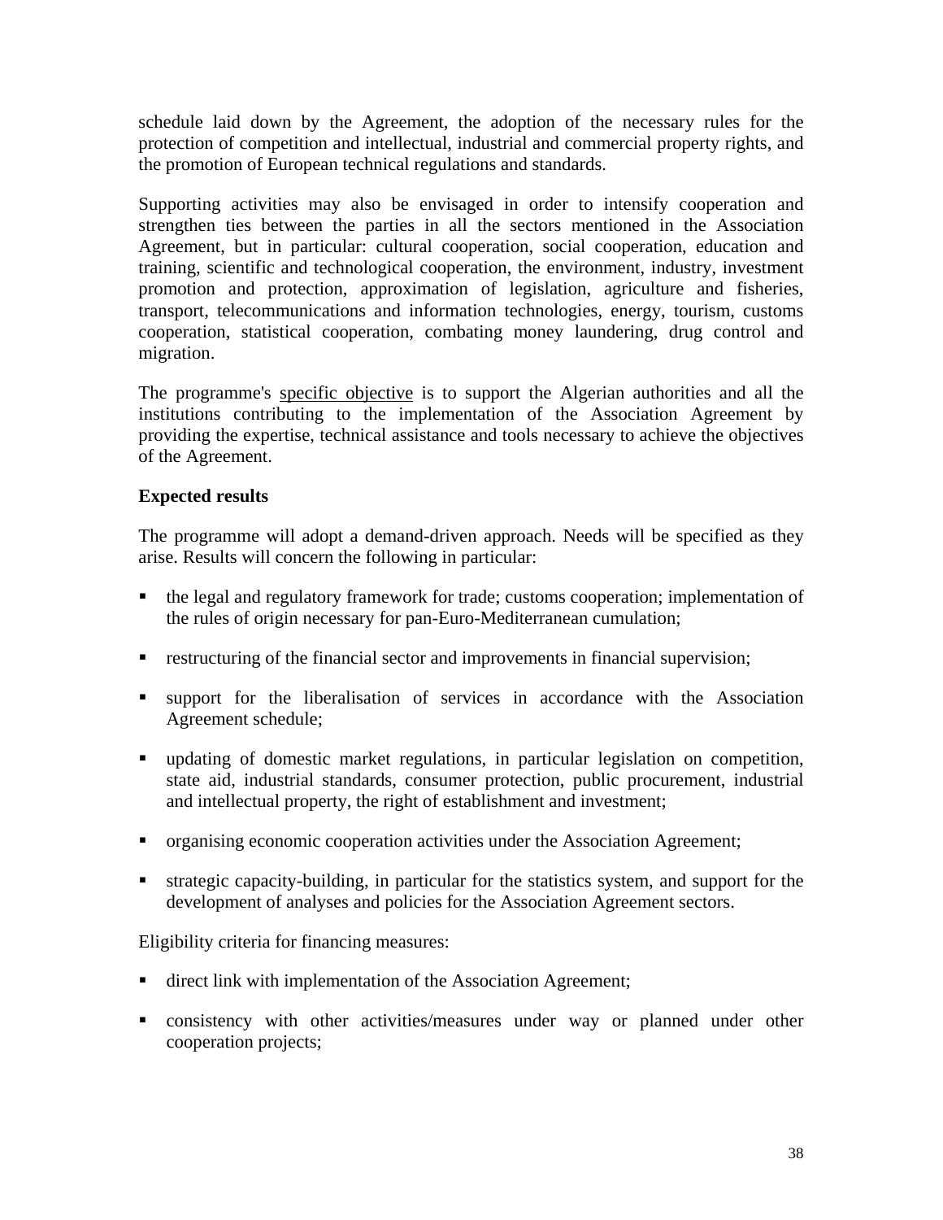schedule laid down by the Agreement, the adoption of the necessary rules for the protection of competition and intellectual, industrial and commercial property rights, and the promotion of European technical regulations and standards.

Supporting activities may also be envisaged in order to intensify cooperation and strengthen ties between the parties in all the sectors mentioned in the Association Agreement, but in particular: cultural cooperation, social cooperation, education and training, scientific and technological cooperation, the environment, industry, investment promotion and protection, approximation of legislation, agriculture and fisheries, transport, telecommunications and information technologies, energy, tourism, customs cooperation, statistical cooperation, combating money laundering, drug control and migration.

The programme's specific objective is to support the Algerian authorities and all the institutions contributing to the implementation of the Association Agreement by providing the expertise, technical assistance and tools necessary to achieve the objectives of the Agreement.

**Expected results**

The programme will adopt a demand-driven approach. Needs will be specified as they arise. Results will concern the following in particular:

- the legal and regulatory framework for trade; customs cooperation; implementation of the rules of origin necessary for pan-Euro-Mediterranean cumulation;
- restructuring of the financial sector and improvements in financial supervision;
- support for the liberalisation of services in accordance with the Association Agreement schedule;
- updating of domestic market regulations, in particular legislation on competition, state aid, industrial standards, consumer protection, public procurement, industrial and intellectual property, the right of establishment and investment;
- organising economic cooperation activities under the Association Agreement;
- strategic capacity-building, in particular for the statistics system, and support for the development of analyses and policies for the Association Agreement sectors.

Eligibility criteria for financing measures:

- direct link with implementation of the Association Agreement;
- consistency with other activities/measures under way or planned under other cooperation projects;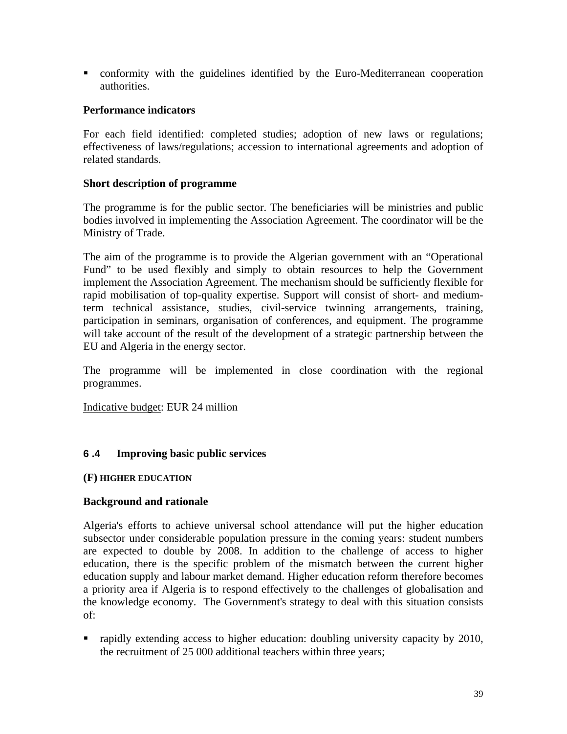- conformity with the guidelines identified by the Euro-Mediterranean cooperation authorities.

**Performance indicators**

For each field identified: completed studies; adoption of new laws or regulations; effectiveness of laws/regulations; accession to international agreements and adoption of related standards.

**Short description of programme**

The programme is for the public sector. The beneficiaries will be ministries and public bodies involved in implementing the Association Agreement. The coordinator will be the Ministry of Trade.

The aim of the programme is to provide the Algerian government with an "Operational Fund" to be used flexibly and simply to obtain resources to help the Government implement the Association Agreement. The mechanism should be sufficiently flexible for rapid mobilisation of top-quality expertise. Support will consist of short- and medium-term technical assistance, studies, civil-service twinning arrangements, training, participation in seminars, organisation of conferences, and equipment. The programme will take account of the result of the development of a strategic partnership between the EU and Algeria in the energy sector.

The programme will be implemented in close coordination with the regional programmes.

Indicative budget: EUR 24 million

## 6.4 Improving basic public services

### (F) HIGHER EDUCATION

**Background and rationale**

Algeria's efforts to achieve universal school attendance will put the higher education subsector under considerable population pressure in the coming years: student numbers are expected to double by 2008. In addition to the challenge of access to higher education, there is the specific problem of the mismatch between the current higher education supply and labour market demand. Higher education reform therefore becomes a priority area if Algeria is to respond effectively to the challenges of globalisation and the knowledge economy. The Government's strategy to deal with this situation consists of:

- rapidly extending access to higher education: doubling university capacity by 2010, the recruitment of 25 000 additional teachers within three years;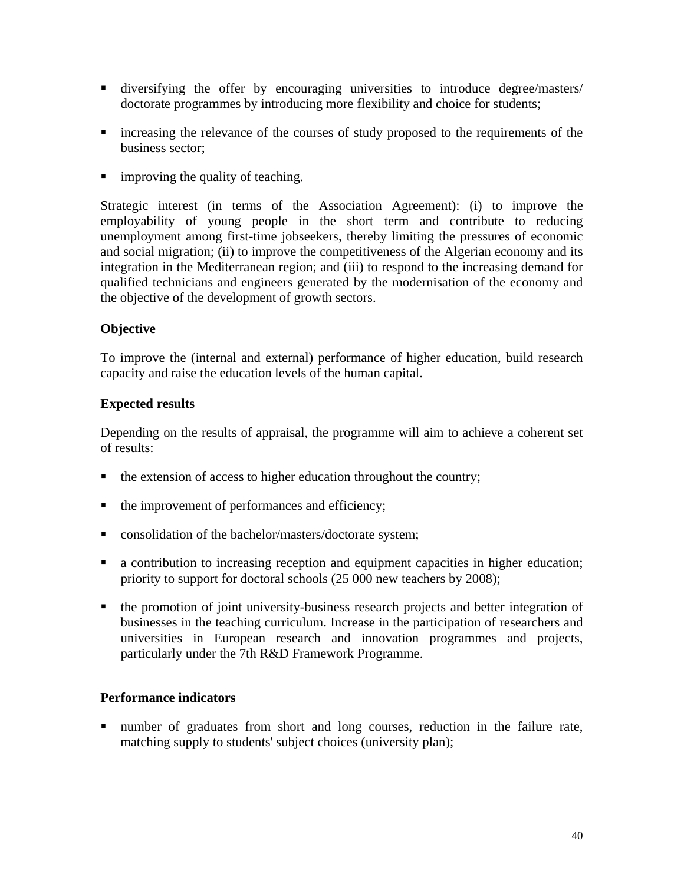- diversifying the offer by encouraging universities to introduce degree/masters/ doctorate programmes by introducing more flexibility and choice for students;
- increasing the relevance of the courses of study proposed to the requirements of the business sector;
- improving the quality of teaching.

Strategic interest (in terms of the Association Agreement): (i) to improve the employability of young people in the short term and contribute to reducing unemployment among first-time jobseekers, thereby limiting the pressures of economic and social migration; (ii) to improve the competitiveness of the Algerian economy and its integration in the Mediterranean region; and (iii) to respond to the increasing demand for qualified technicians and engineers generated by the modernisation of the economy and the objective of the development of growth sectors.

**Objective**

To improve the (internal and external) performance of higher education, build research capacity and raise the education levels of the human capital.

**Expected results**

Depending on the results of appraisal, the programme will aim to achieve a coherent set of results:

- the extension of access to higher education throughout the country;
- the improvement of performances and efficiency;
- consolidation of the bachelor/masters/doctorate system;
- a contribution to increasing reception and equipment capacities in higher education; priority to support for doctoral schools (25 000 new teachers by 2008);
- the promotion of joint university-business research projects and better integration of businesses in the teaching curriculum. Increase in the participation of researchers and universities in European research and innovation programmes and projects, particularly under the 7th R&D Framework Programme.

**Performance indicators**

- number of graduates from short and long courses, reduction in the failure rate, matching supply to students' subject choices (university plan);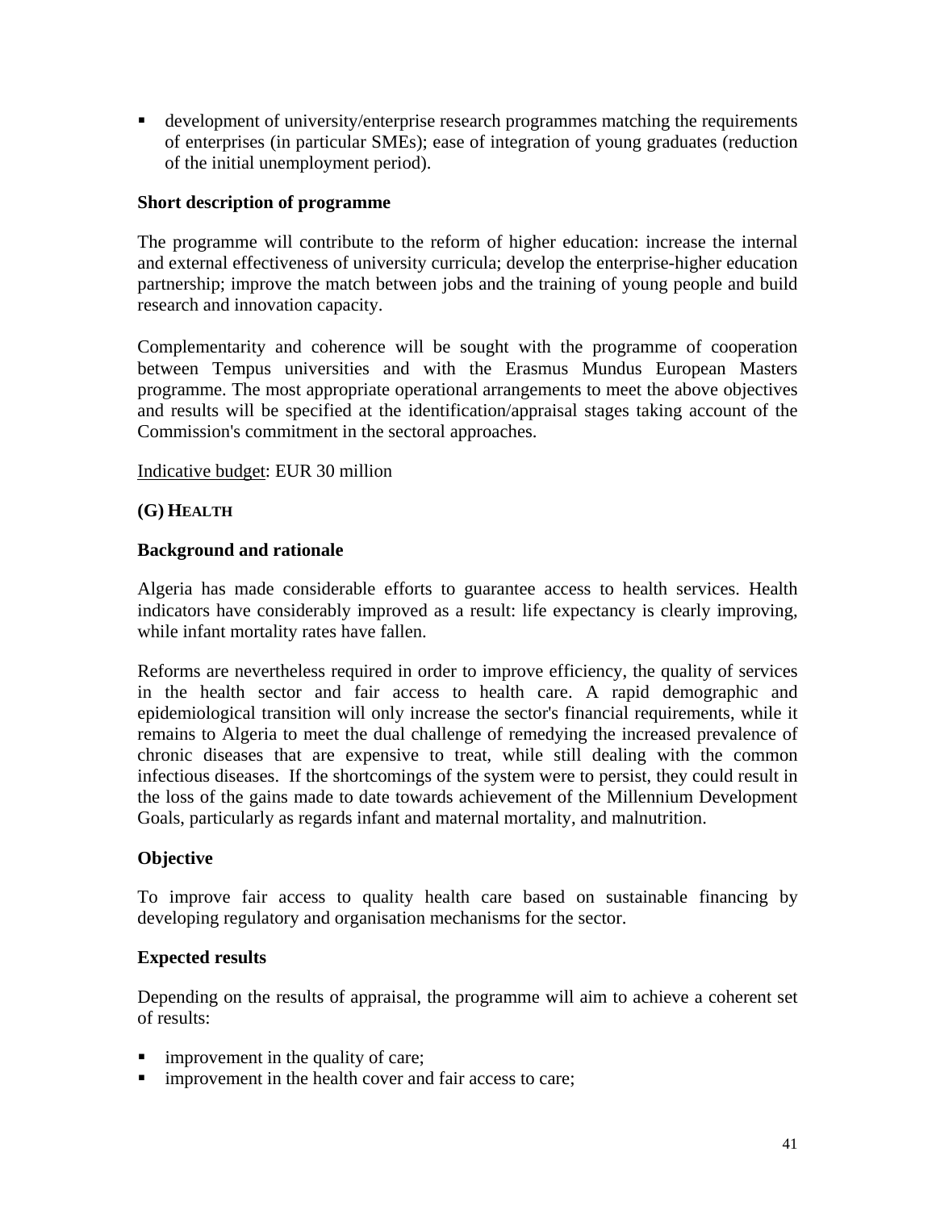- development of university/enterprise research programmes matching the requirements of enterprises (in particular SMEs); ease of integration of young graduates (reduction of the initial unemployment period).

**Short description of programme**

The programme will contribute to the reform of higher education: increase the internal and external effectiveness of university curricula; develop the enterprise-higher education partnership; improve the match between jobs and the training of young people and build research and innovation capacity.

Complementarity and coherence will be sought with the programme of cooperation between Tempus universities and with the Erasmus Mundus European Masters programme. The most appropriate operational arrangements to meet the above objectives and results will be specified at the identification/appraisal stages taking account of the Commission's commitment in the sectoral approaches.

Indicative budget: EUR 30 million

### (G) HEALTH

**Background and rationale**

Algeria has made considerable efforts to guarantee access to health services. Health indicators have considerably improved as a result: life expectancy is clearly improving, while infant mortality rates have fallen.

Reforms are nevertheless required in order to improve efficiency, the quality of services in the health sector and fair access to health care. A rapid demographic and epidemiological transition will only increase the sector's financial requirements, while it remains to Algeria to meet the dual challenge of remedying the increased prevalence of chronic diseases that are expensive to treat, while still dealing with the common infectious diseases. If the shortcomings of the system were to persist, they could result in the loss of the gains made to date towards achievement of the Millennium Development Goals, particularly as regards infant and maternal mortality, and malnutrition.

**Objective**

To improve fair access to quality health care based on sustainable financing by developing regulatory and organisation mechanisms for the sector.

**Expected results**

Depending on the results of appraisal, the programme will aim to achieve a coherent set of results:

- improvement in the quality of care;
- improvement in the health cover and fair access to care;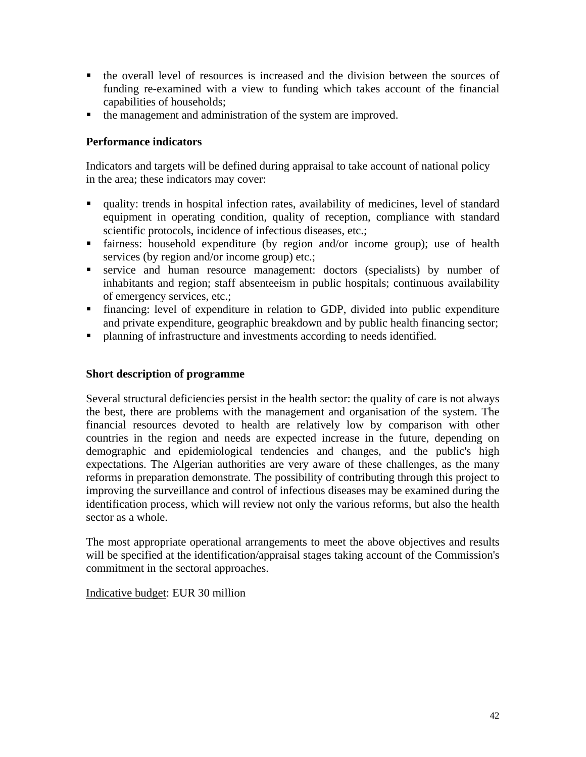- the overall level of resources is increased and the division between the sources of funding re-examined with a view to funding which takes account of the financial capabilities of households;
- the management and administration of the system are improved.

**Performance indicators**

Indicators and targets will be defined during appraisal to take account of national policy in the area; these indicators may cover:

- quality: trends in hospital infection rates, availability of medicines, level of standard equipment in operating condition, quality of reception, compliance with standard scientific protocols, incidence of infectious diseases, etc.;
- fairness: household expenditure (by region and/or income group); use of health services (by region and/or income group) etc.;
- service and human resource management: doctors (specialists) by number of inhabitants and region; staff absenteeism in public hospitals; continuous availability of emergency services, etc.;
- financing: level of expenditure in relation to GDP, divided into public expenditure and private expenditure, geographic breakdown and by public health financing sector;
- planning of infrastructure and investments according to needs identified.

**Short description of programme**

Several structural deficiencies persist in the health sector: the quality of care is not always the best, there are problems with the management and organisation of the system. The financial resources devoted to health are relatively low by comparison with other countries in the region and needs are expected increase in the future, depending on demographic and epidemiological tendencies and changes, and the public's high expectations. The Algerian authorities are very aware of these challenges, as the many reforms in preparation demonstrate. The possibility of contributing through this project to improving the surveillance and control of infectious diseases may be examined during the identification process, which will review not only the various reforms, but also the health sector as a whole.

The most appropriate operational arrangements to meet the above objectives and results will be specified at the identification/appraisal stages taking account of the Commission's commitment in the sectoral approaches.

Indicative budget: EUR 30 million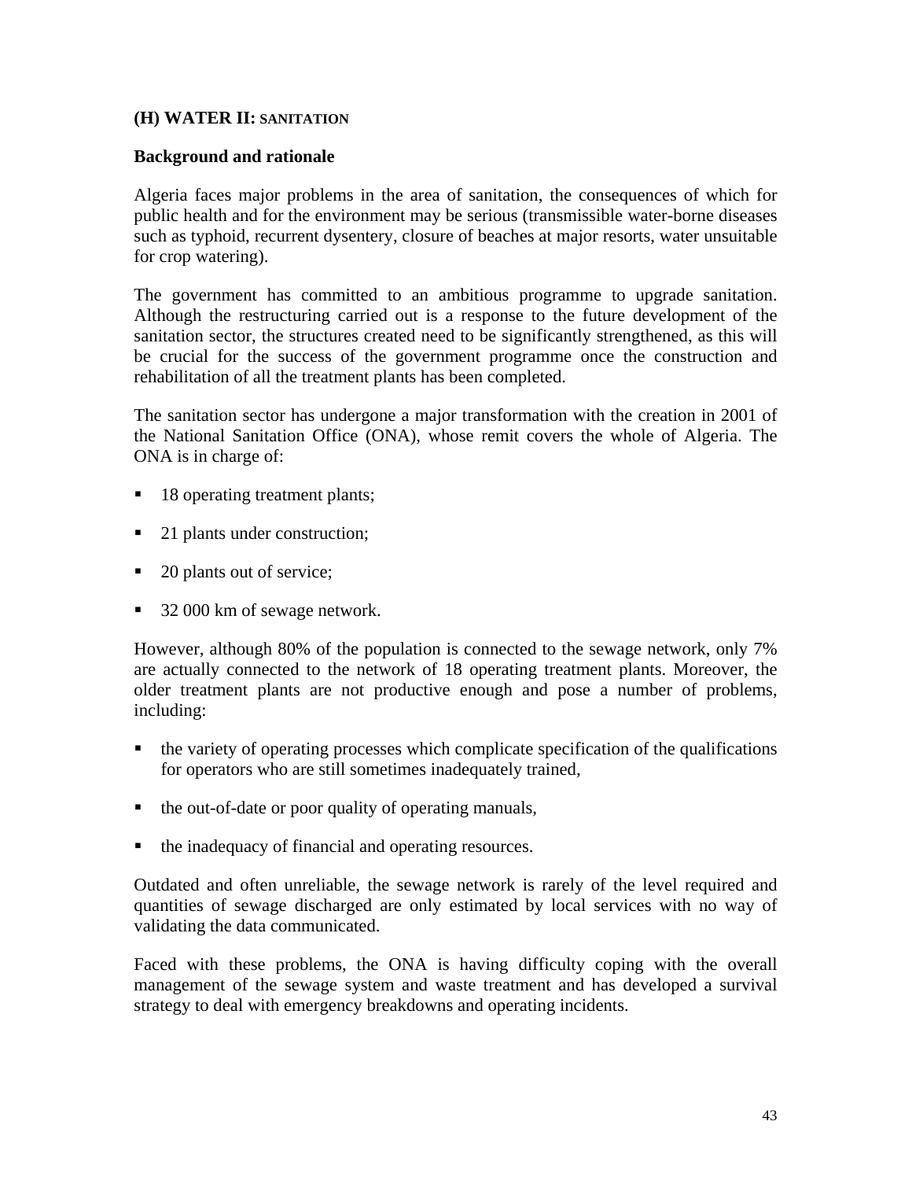### (H) WATER II: SANITATION

**Background and rationale**

Algeria faces major problems in the area of sanitation, the consequences of which for public health and for the environment may be serious (transmissible water-borne diseases such as typhoid, recurrent dysentery, closure of beaches at major resorts, water unsuitable for crop watering).

The government has committed to an ambitious programme to upgrade sanitation. Although the restructuring carried out is a response to the future development of the sanitation sector, the structures created need to be significantly strengthened, as this will be crucial for the success of the government programme once the construction and rehabilitation of all the treatment plants has been completed.

The sanitation sector has undergone a major transformation with the creation in 2001 of the National Sanitation Office (ONA), whose remit covers the whole of Algeria. The ONA is in charge of:

- 18 operating treatment plants;
- 21 plants under construction;
- 20 plants out of service;
- 32 000 km of sewage network.

However, although 80% of the population is connected to the sewage network, only 7% are actually connected to the network of 18 operating treatment plants. Moreover, the older treatment plants are not productive enough and pose a number of problems, including:

- the variety of operating processes which complicate specification of the qualifications for operators who are still sometimes inadequately trained,
- the out-of-date or poor quality of operating manuals,
- the inadequacy of financial and operating resources.

Outdated and often unreliable, the sewage network is rarely of the level required and quantities of sewage discharged are only estimated by local services with no way of validating the data communicated.

Faced with these problems, the ONA is having difficulty coping with the overall management of the sewage system and waste treatment and has developed a survival strategy to deal with emergency breakdowns and operating incidents.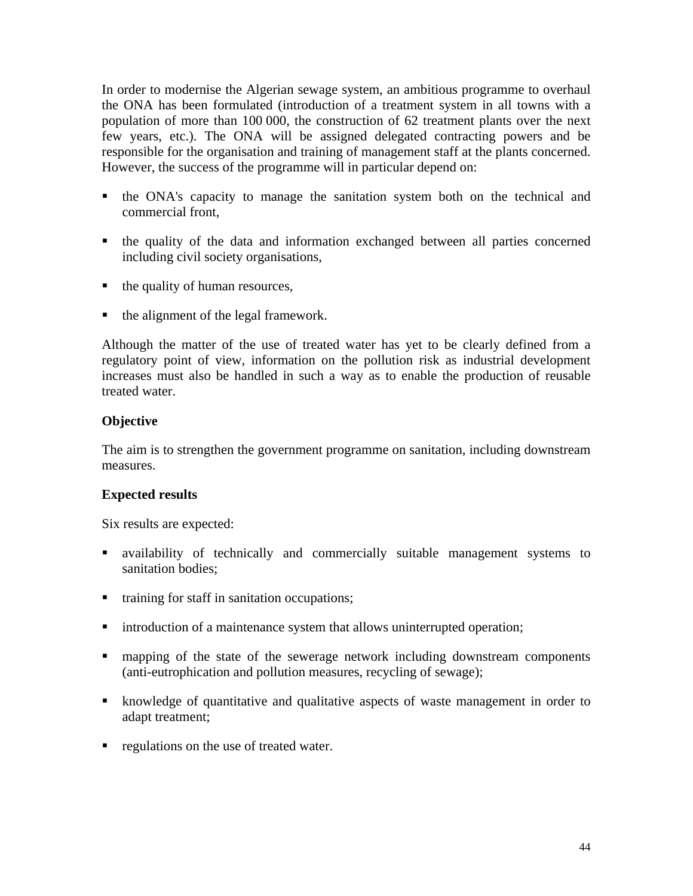In order to modernise the Algerian sewage system, an ambitious programme to overhaul the ONA has been formulated (introduction of a treatment system in all towns with a population of more than 100 000, the construction of 62 treatment plants over the next few years, etc.). The ONA will be assigned delegated contracting powers and be responsible for the organisation and training of management staff at the plants concerned. However, the success of the programme will in particular depend on:

- the ONA's capacity to manage the sanitation system both on the technical and commercial front,
- the quality of the data and information exchanged between all parties concerned including civil society organisations,
- the quality of human resources,
- the alignment of the legal framework.

Although the matter of the use of treated water has yet to be clearly defined from a regulatory point of view, information on the pollution risk as industrial development increases must also be handled in such a way as to enable the production of reusable treated water.

**Objective**

The aim is to strengthen the government programme on sanitation, including downstream measures.

**Expected results**

Six results are expected:

- availability of technically and commercially suitable management systems to sanitation bodies;
- training for staff in sanitation occupations;
- introduction of a maintenance system that allows uninterrupted operation;
- mapping of the state of the sewerage network including downstream components (anti-eutrophication and pollution measures, recycling of sewage);
- knowledge of quantitative and qualitative aspects of waste management in order to adapt treatment;
- regulations on the use of treated water.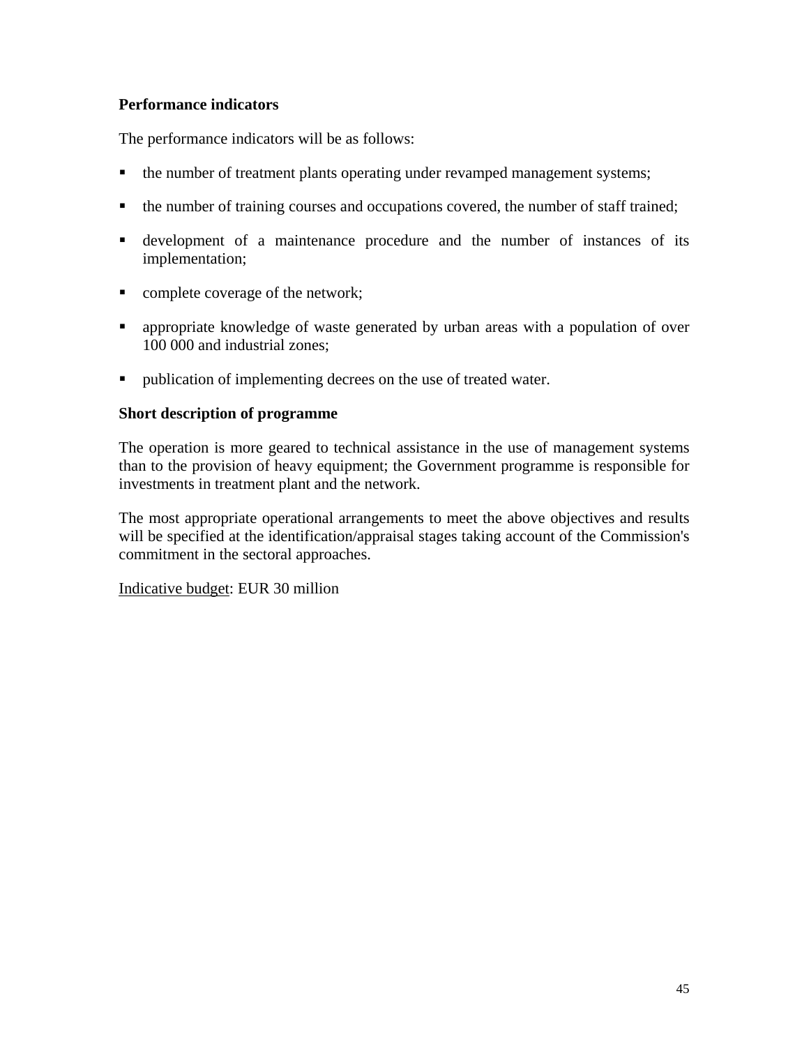**Performance indicators**

The performance indicators will be as follows:

- the number of treatment plants operating under revamped management systems;
- the number of training courses and occupations covered, the number of staff trained;
- development of a maintenance procedure and the number of instances of its implementation;
- complete coverage of the network;
- appropriate knowledge of waste generated by urban areas with a population of over 100 000 and industrial zones;
- publication of implementing decrees on the use of treated water.

**Short description of programme**

The operation is more geared to technical assistance in the use of management systems than to the provision of heavy equipment; the Government programme is responsible for investments in treatment plant and the network.

The most appropriate operational arrangements to meet the above objectives and results will be specified at the identification/appraisal stages taking account of the Commission's commitment in the sectoral approaches.

Indicative budget: EUR 30 million